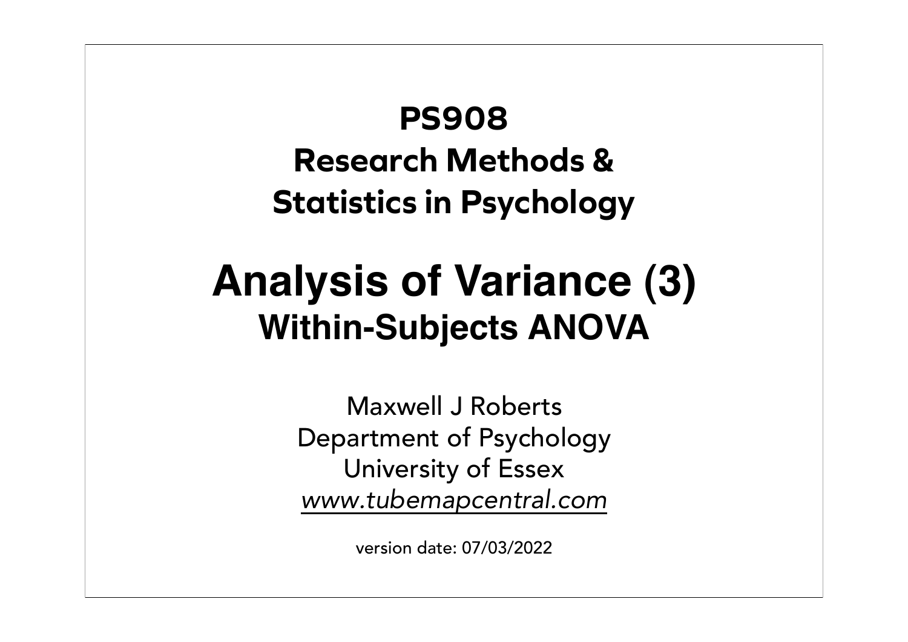**PS908**

**Research Methods &**

**Statistics in Psychology**

# Analysis of Variance (3)

## Within-Subjects ANOVA

Maxwell J Roberts

Department of Psychology

University of Essex

*www.tubemapcentral.com*

version date: 07/03/2022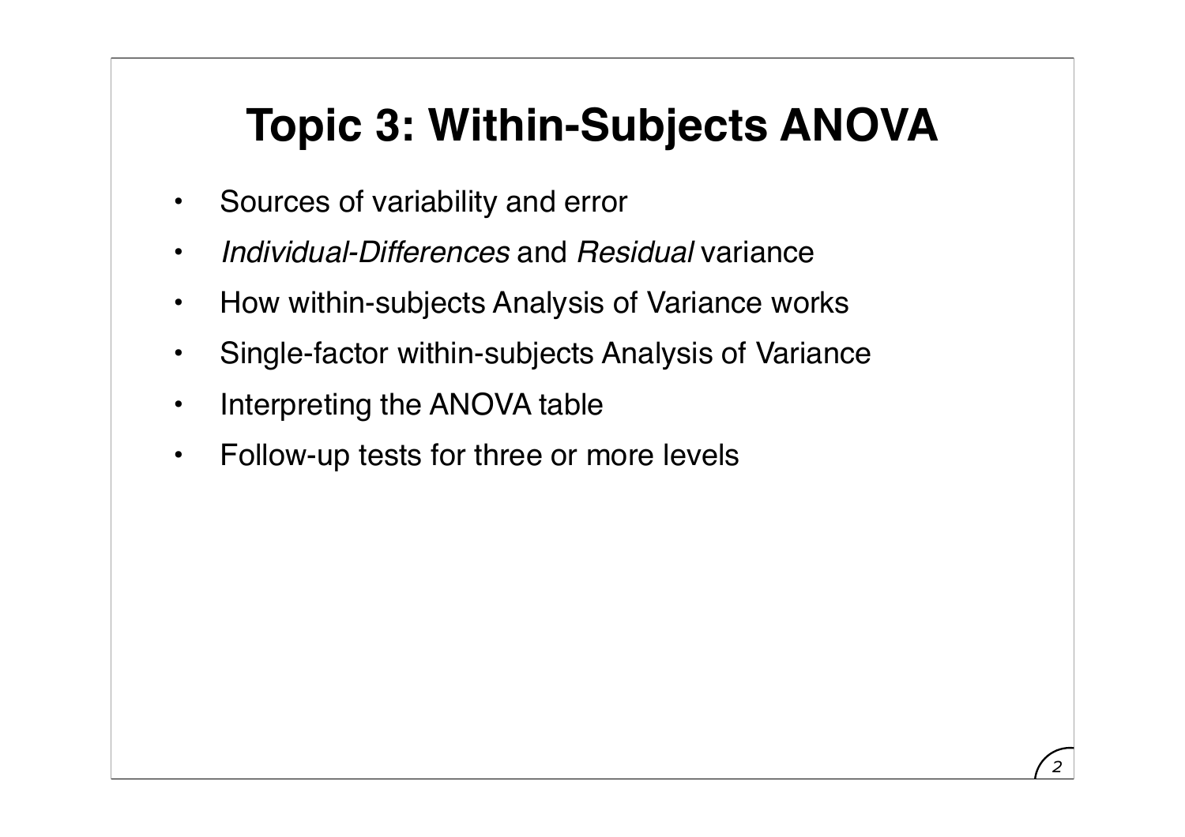# Topic 3: Within-Subjects ANOVA

- Sources of variability and error
- *Individual-Differences* and *Residual* variance
- How within-subjects Analysis of Variance works
- Single-factor within-subjects Analysis of Variance
- Interpreting the ANOVA table
- Follow-up tests for three or more levels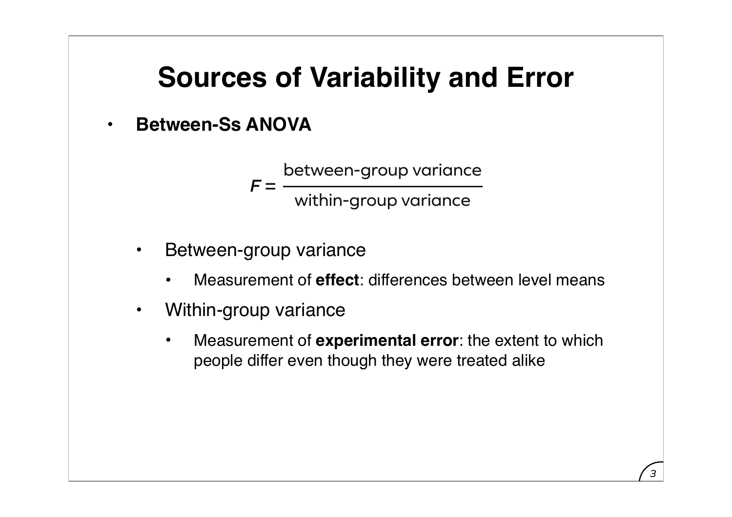# Sources of Variability and Error

- **Between-Ss ANOVA**

$$F = \frac{\text{between-group variance}}{\text{within-group variance}}$$

  - Between-group variance
    - Measurement of **effect**: differences between level means
  - Within-group variance
    - Measurement of **experimental error**: the extent to which people differ even though they were treated alike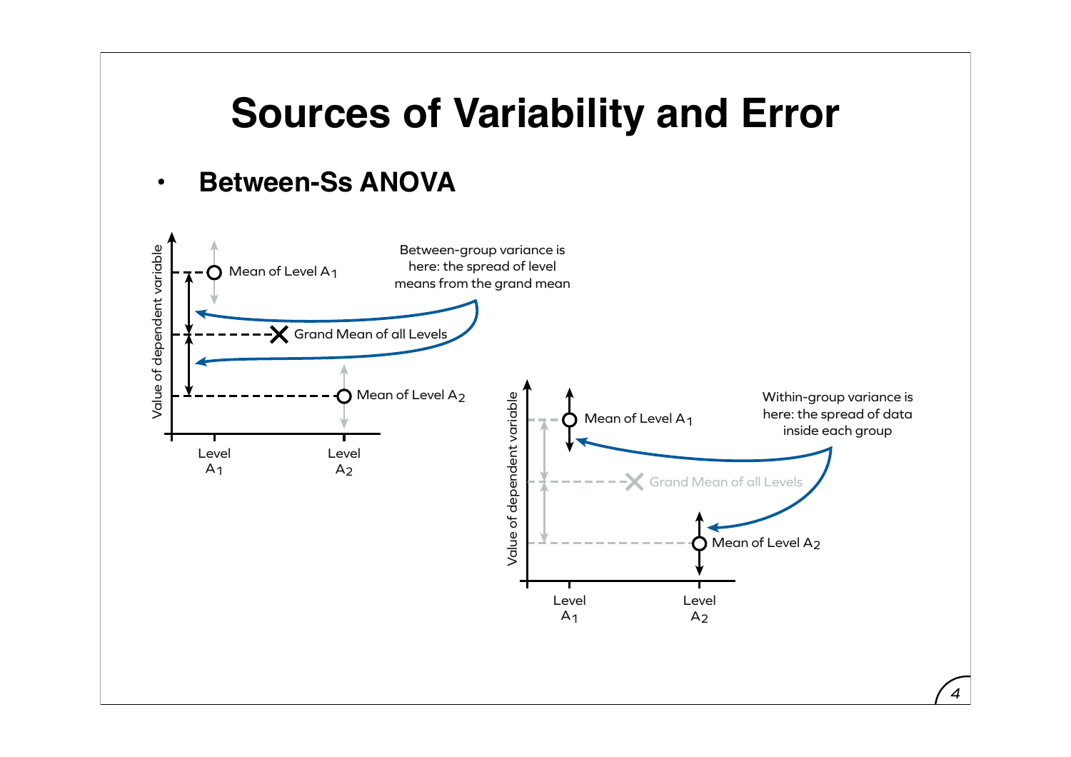# Sources of Variability and Error

- **Between-Ss ANOVA**

Between-group variance is here: the spread of level means from the grand mean

Mean of Level $A_1$

Grand Mean of all Levels

Mean of Level $A_2$

Value of dependent variable

Level $A_1$

Level $A_2$

Within-group variance is here: the spread of data inside each group

Mean of Level $A_1$

Grand Mean of all Levels

Mean of Level $A_2$

Value of dependent variable

Level $A_1$

Level $A_2$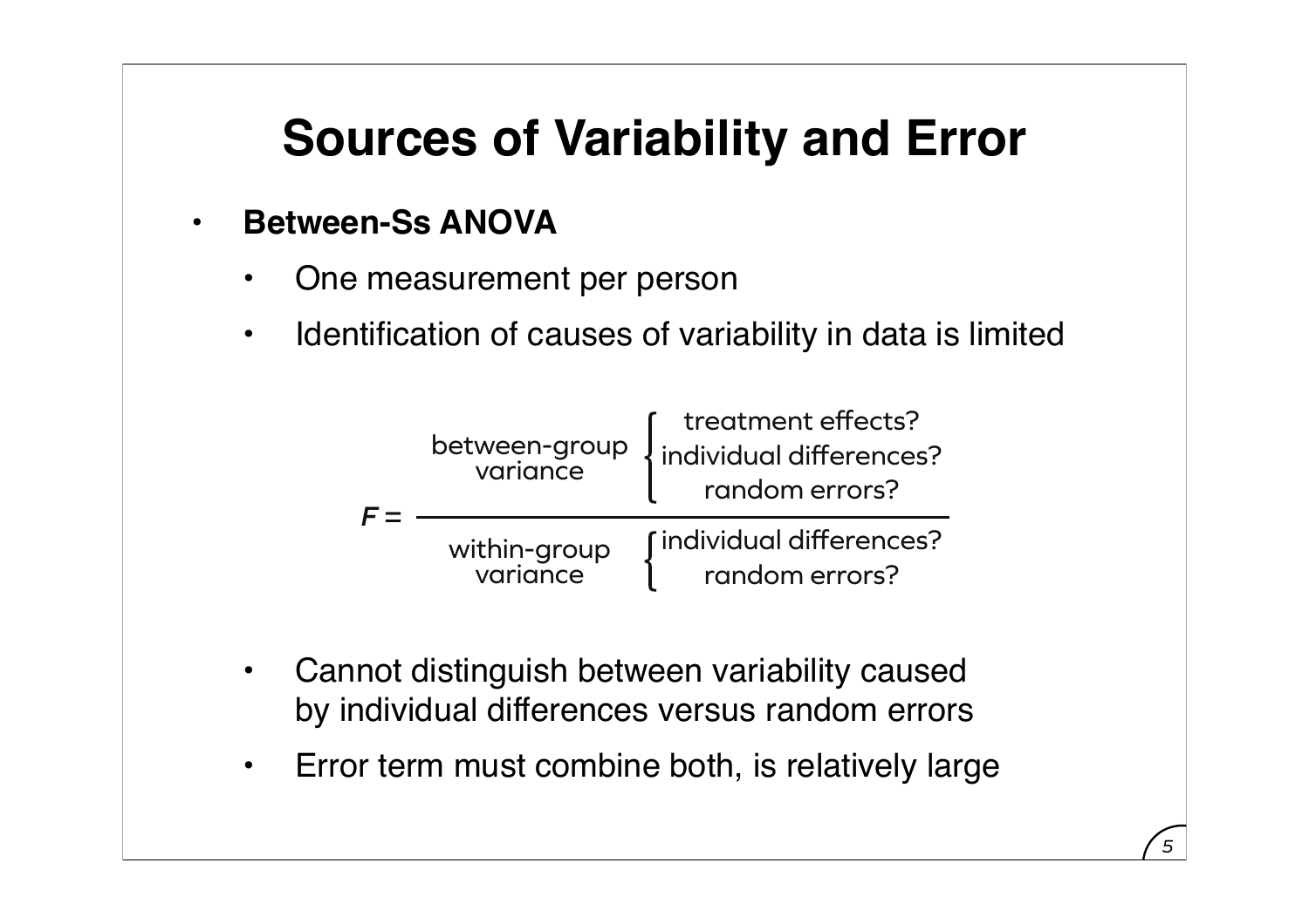# Sources of Variability and Error

- **Between-Ss ANOVA**
  - One measurement per person
  - Identification of causes of variability in data is limited

$$F = \frac{\text{between-group variance} \begin{cases} \text{treatment effects?} \\ \text{individual differences?} \\ \text{random errors?} \end{cases}}{\text{within-group variance} \begin{cases} \text{individual differences?} \\ \text{random errors?} \end{cases}}$$

  - Cannot distinguish between variability caused by individual differences versus random errors
  - Error term must combine both, is relatively large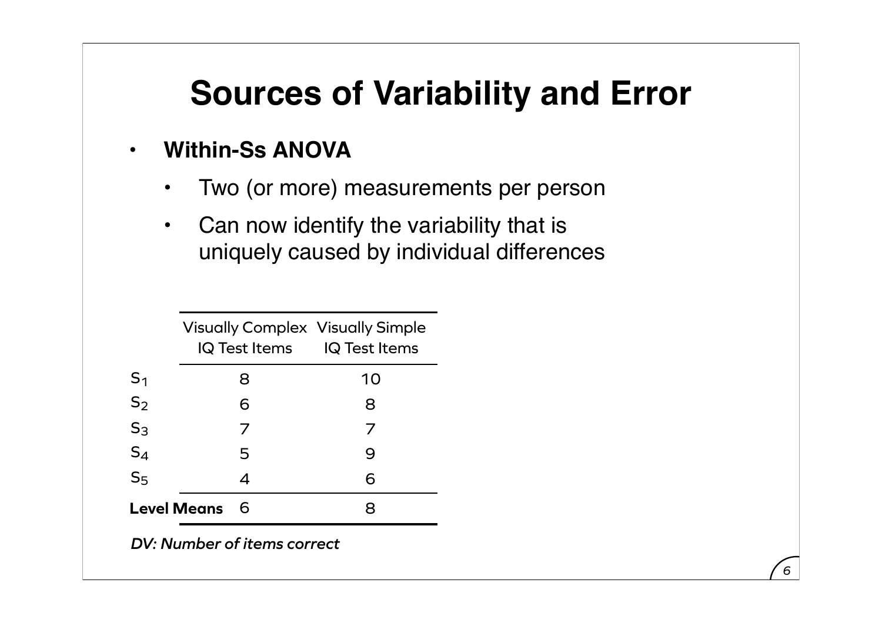# Sources of Variability and Error

- **Within-Ss ANOVA**
  - Two (or more) measurements per person
  - Can now identify the variability that is uniquely caused by individual differences

| | Visually Complex IQ Test Items | Visually Simple IQ Test Items |
|---|---|---|
| $S_1$ | 8 | 10 |
| $S_2$ | 6 | 8 |
| $S_3$ | 7 | 7 |
| $S_4$ | 5 | 9 |
| $S_5$ | 4 | 6 |
| **Level Means** | 6 | 8 |

*DV: Number of items correct*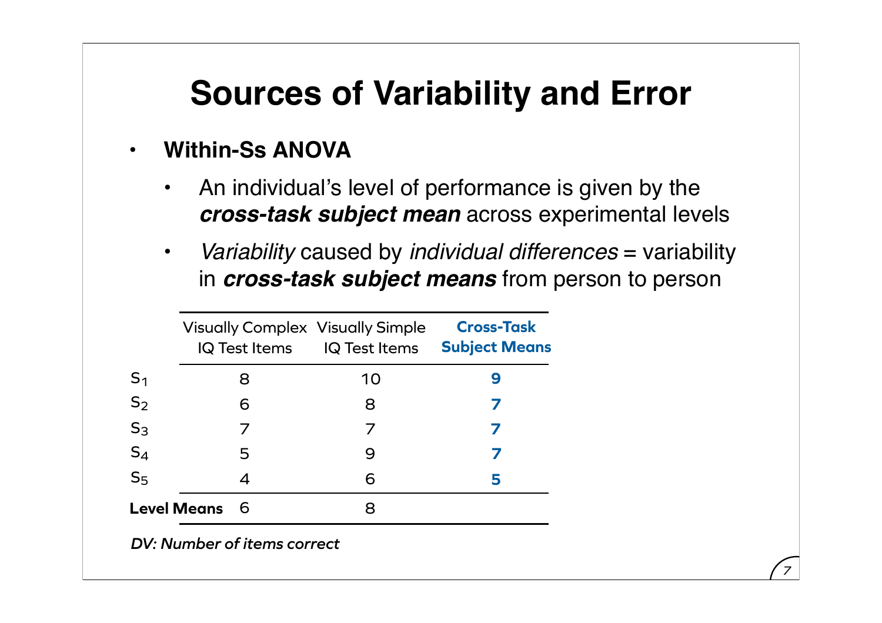# Sources of Variability and Error

- **Within-Ss ANOVA**
  - An individual's level of performance is given by the ***cross-task subject mean*** across experimental levels
  - *Variability* caused by *individual differences* = variability in ***cross-task subject means*** from person to person

| | Visually Complex IQ Test Items | Visually Simple IQ Test Items | **Cross-Task Subject Means** |
|---|---|---|---|
| $S_1$ | 8 | 10 | **9** |
| $S_2$ | 6 | 8 | **7** |
| $S_3$ | 7 | 7 | **7** |
| $S_4$ | 5 | 9 | **7** |
| $S_5$ | 4 | 6 | **5** |
| **Level Means** | 6 | 8 | |

*DV: Number of items correct*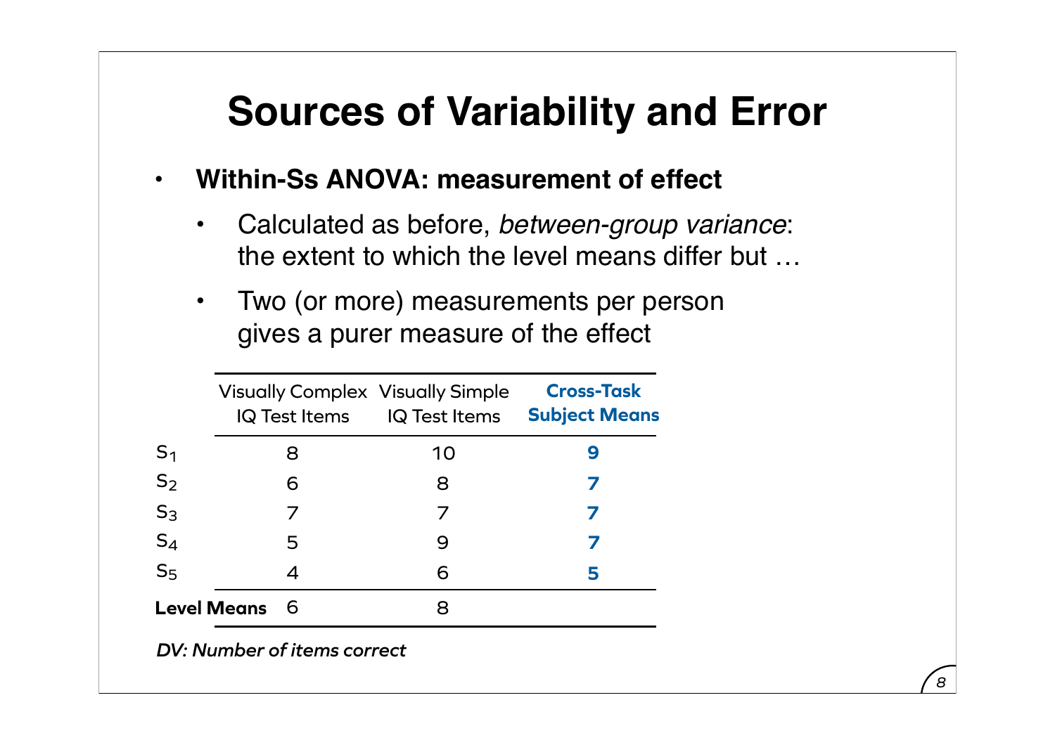# Sources of Variability and Error

- **Within-Ss ANOVA: measurement of effect**
  - Calculated as before, *between-group variance*: the extent to which the level means differ but …
  - Two (or more) measurements per person gives a purer measure of the effect

| | Visually Complex IQ Test Items | Visually Simple IQ Test Items | **Cross-Task Subject Means** |
|---|---|---|---|
| $S_1$ | 8 | 10 | **9** |
| $S_2$ | 6 | 8 | **7** |
| $S_3$ | 7 | 7 | **7** |
| $S_4$ | 5 | 9 | **7** |
| $S_5$ | 4 | 6 | **5** |
| **Level Means** | 6 | 8 | |

***DV: Number of items correct***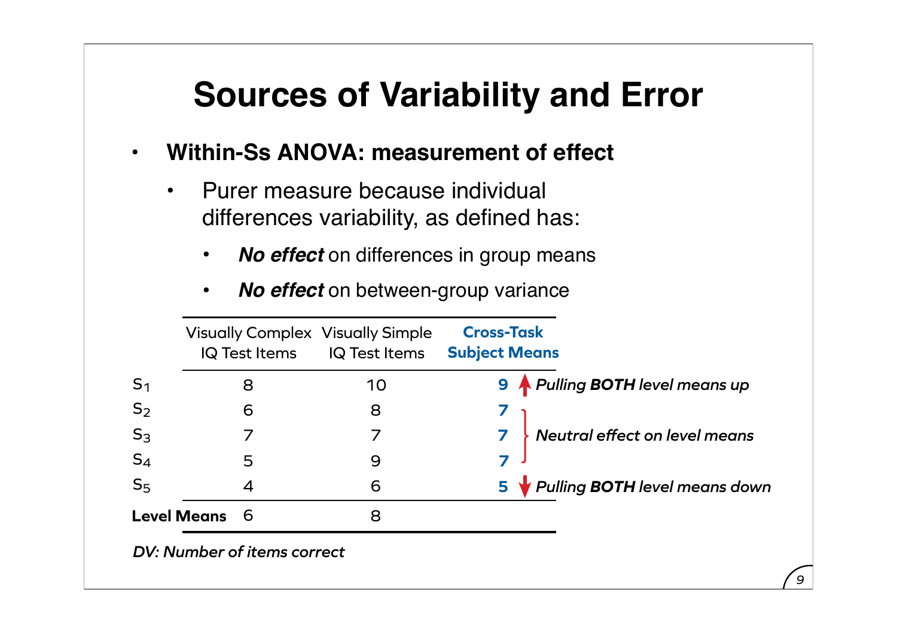# Sources of Variability and Error

- **Within-Ss ANOVA: measurement of effect**
  - Purer measure because individual differences variability, as defined has:
    - ***No effect*** on differences in group means
    - ***No effect*** on between-group variance

| | Visually Complex IQ Test Items | Visually Simple IQ Test Items | **Cross-Task Subject Means** | |
|---|---|---|---|---|
| $S_1$ | 8 | 10 | **9** | ↑ *Pulling **BOTH** level means up* |
| $S_2$ | 6 | 8 | **7** | *Neutral effect on level means* |
| $S_3$ | 7 | 7 | **7** | *Neutral effect on level means* |
| $S_4$ | 5 | 9 | **7** | *Neutral effect on level means* |
| $S_5$ | 4 | 6 | **5** | ↓ *Pulling **BOTH** level means down* |
| **Level Means** | 6 | 8 | | |

*DV: Number of items correct*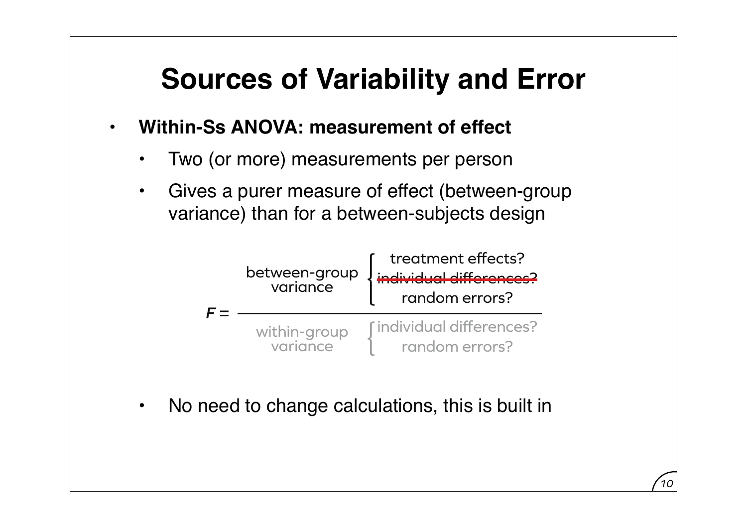# Sources of Variability and Error

- **Within-Ss ANOVA: measurement of effect**
  - Two (or more) measurements per person
  - Gives a purer measure of effect (between-group variance) than for a between-subjects design

$$F = \frac{\text{between-group variance} \begin{cases} \text{treatment effects?} \\ \sout{\text{individual differences?}} \\ \text{random errors?} \end{cases}}{\text{within-group variance} \begin{cases} \text{individual differences?} \\ \text{random errors?} \end{cases}}$$

  - No need to change calculations, this is built in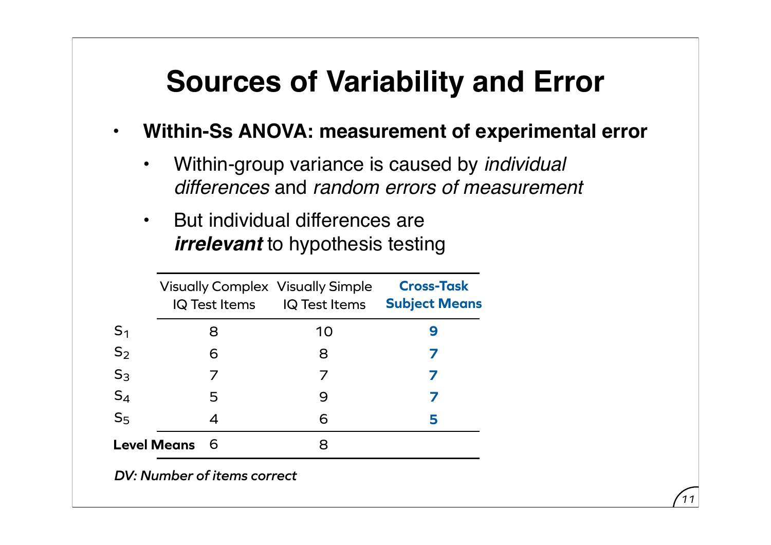# Sources of Variability and Error

- **Within-Ss ANOVA: measurement of experimental error**
  - Within-group variance is caused by *individual differences* and *random errors of measurement*
  - But individual differences are ***irrelevant*** to hypothesis testing

| | Visually Complex IQ Test Items | Visually Simple IQ Test Items | **Cross-Task Subject Means** |
|---|---|---|---|
| $S_1$ | 8 | 10 | **9** |
| $S_2$ | 6 | 8 | **7** |
| $S_3$ | 7 | 7 | **7** |
| $S_4$ | 5 | 9 | **7** |
| $S_5$ | 4 | 6 | **5** |
| **Level Means** | 6 | 8 | |

*DV: Number of items correct*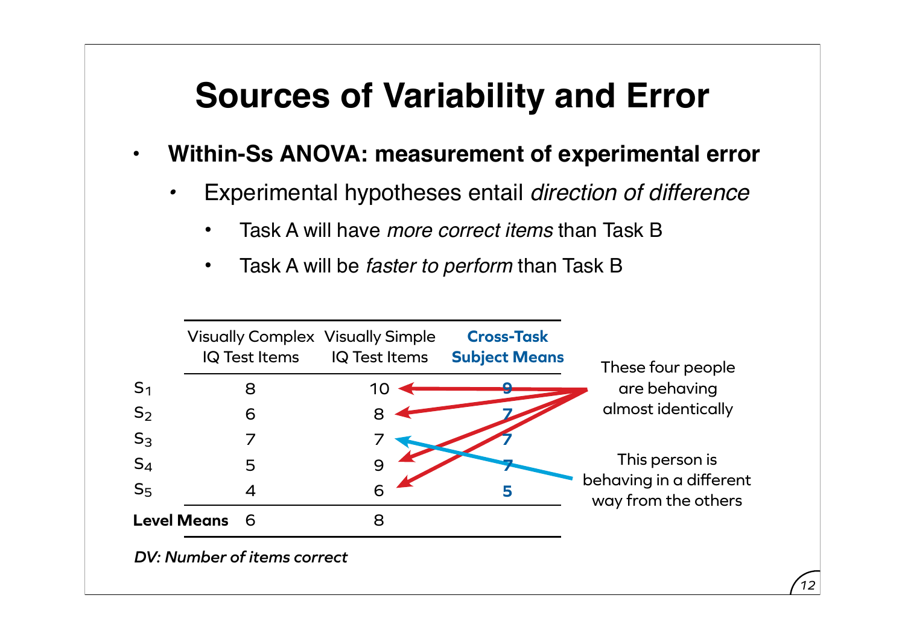# Sources of Variability and Error

- **Within-Ss ANOVA: measurement of experimental error**
  - Experimental hypotheses entail *direction of difference*
    - Task A will have *more correct items* than Task B
    - Task A will be *faster to perform* than Task B

| | Visually Complex IQ Test Items | Visually Simple IQ Test Items | Cross-Task Subject Means |
|---|---|---|---|
| $S_1$ | 8 | 10 | 9 |
| $S_2$ | 6 | 8 | 7 |
| $S_3$ | 7 | 7 | 7 |
| $S_4$ | 5 | 9 | 7 |
| $S_5$ | 4 | 6 | 5 |
| **Level Means** | 6 | 8 | |

These four people are behaving almost identically

This person is behaving in a different way from the others

*DV: Number of items correct*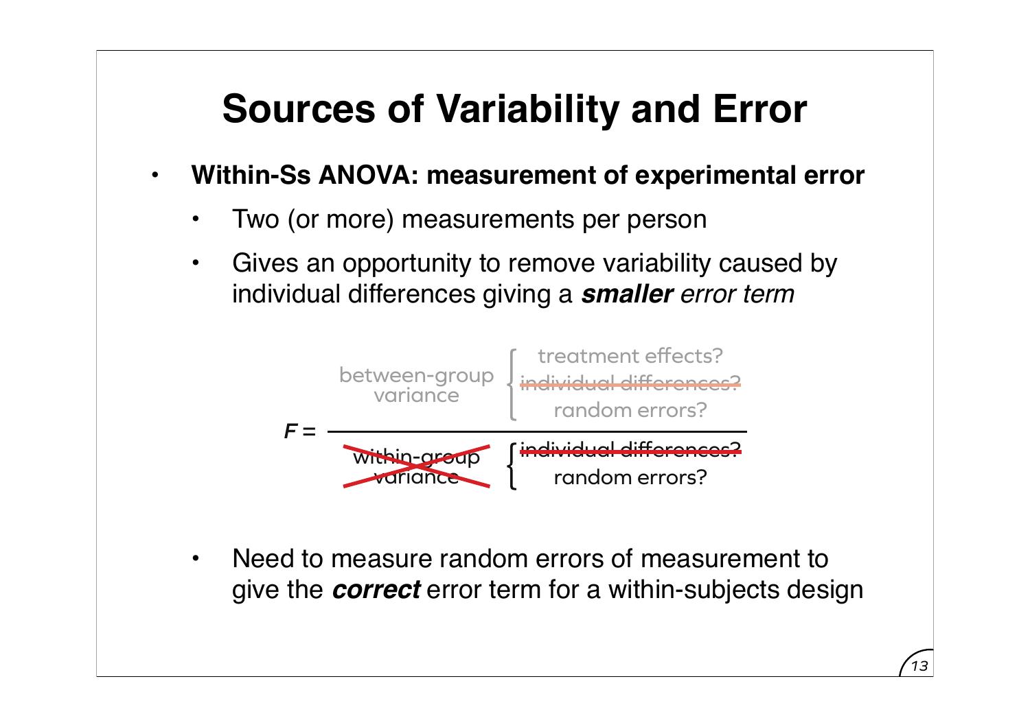# Sources of Variability and Error

- **Within-Ss ANOVA: measurement of experimental error**
  - Two (or more) measurements per person
  - Gives an opportunity to remove variability caused by individual differences giving a ***smaller*** *error term*

$$F = \frac{\text{between-group variance} \begin{cases} \text{treatment effects?} \\ \sout{\text{individual differences?}} \\ \text{random errors?} \end{cases}}{\sout{\text{within-group variance}} \begin{cases} \sout{\text{individual differences?}} \\ \text{random errors?} \end{cases}}$$

  - Need to measure random errors of measurement to give the ***correct*** error term for a within-subjects design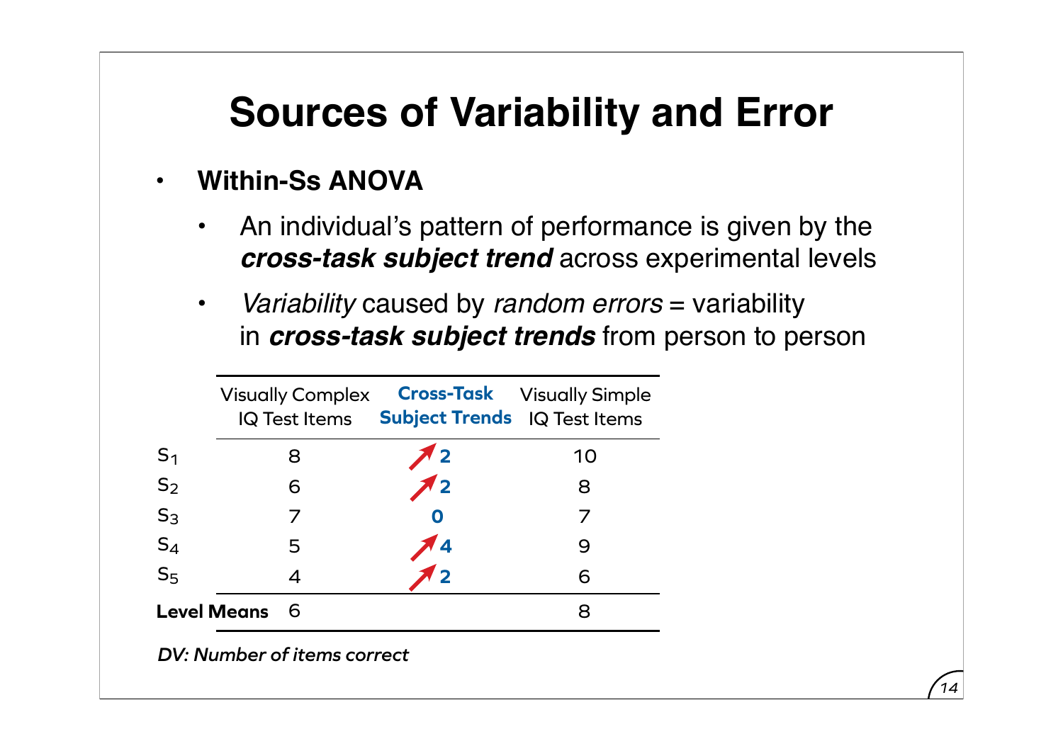# Sources of Variability and Error

- **Within-Ss ANOVA**
  - An individual's pattern of performance is given by the ***cross-task subject trend*** across experimental levels
  - *Variability* caused by *random errors* = variability in ***cross-task subject trends*** from person to person

| | Visually Complex IQ Test Items | **Cross-Task Subject Trends** | Visually Simple IQ Test Items |
|---|---|---|---|
| $S_1$ | 8 | ↗ **2** | 10 |
| $S_2$ | 6 | ↗ **2** | 8 |
| $S_3$ | 7 | **0** | 7 |
| $S_4$ | 5 | ↗ **4** | 9 |
| $S_5$ | 4 | ↗ **2** | 6 |
| **Level Means** | 6 | | 8 |

*DV: Number of items correct*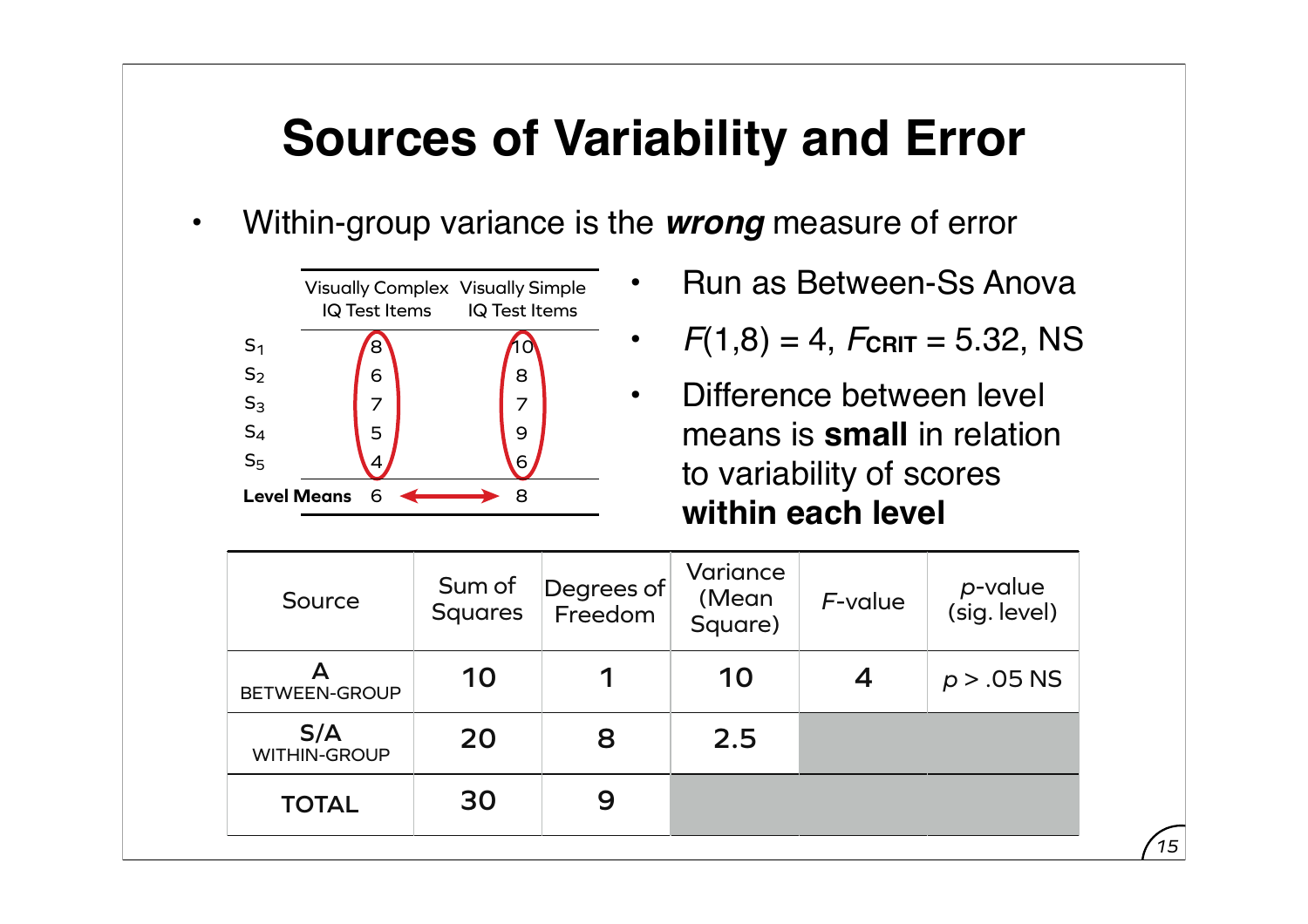# Sources of Variability and Error

- Within-group variance is the ***wrong*** measure of error

|  | Visually Complex IQ Test Items | Visually Simple IQ Test Items |
|---|---|---|
| $S_1$ | 8 | 10 |
| $S_2$ | 6 | 8 |
| $S_3$ | 7 | 7 |
| $S_4$ | 5 | 9 |
| $S_5$ | 4 | 6 |
| **Level Means** | 6 | 8 |

- Run as Between-Ss Anova
- $F(1,8) = 4$, $F_{CRIT} = 5.32$, NS
- Difference between level means is **small** in relation to variability of scores **within each level**

| Source | Sum of Squares | Degrees of Freedom | Variance (Mean Square) | $F$-value | $p$-value (sig. level) |
|---|---|---|---|---|---|
| A BETWEEN-GROUP | 10 | 1 | 10 | 4 | $p > .05$ NS |
| S/A WITHIN-GROUP | 20 | 8 | 2.5 | | |
| TOTAL | 30 | 9 | | | |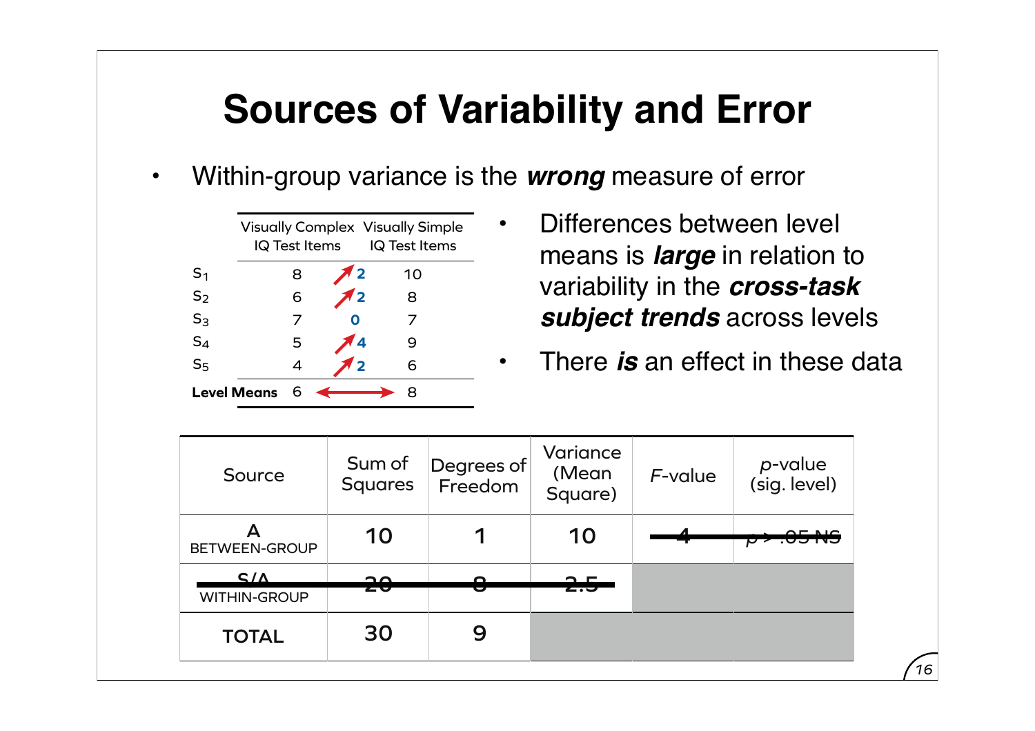# Sources of Variability and Error

- Within-group variance is the ***wrong*** measure of error

| | Visually Complex IQ Test Items | | Visually Simple IQ Test Items |
|---|---|---|---|
| $S_1$ | 8 | ↗ 2 | 10 |
| $S_2$ | 6 | ↗ 2 | 8 |
| $S_3$ | 7 | 0 | 7 |
| $S_4$ | 5 | ↗ 4 | 9 |
| $S_5$ | 4 | ↗ 2 | 6 |
| **Level Means** | 6 | ↔ | 8 |

- Differences between level means is ***large*** in relation to variability in the ***cross-task subject trends*** across levels
- There ***is*** an effect in these data

| Source | Sum of Squares | Degrees of Freedom | Variance (Mean Square) | *F*-value | *p*-value (sig. level) |
|---|---|---|---|---|---|
| A BETWEEN-GROUP | 10 | 1 | 10 | ~~4~~ | ~~*p* > .05 NS~~ |
| ~~S/A~~ WITHIN-GROUP | ~~20~~ | ~~8~~ | ~~2.5~~ | | |
| TOTAL | 30 | 9 | | | |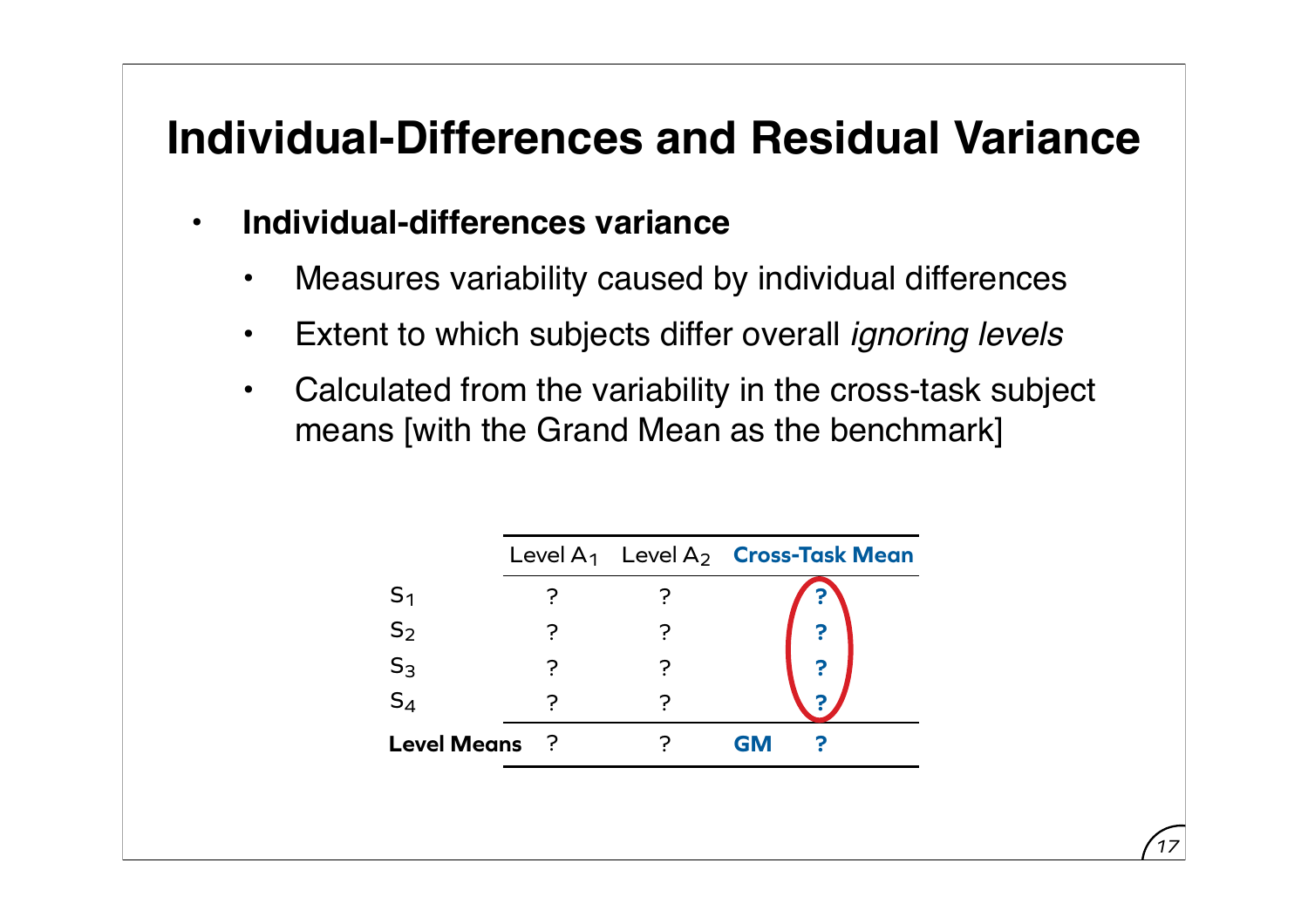# Individual-Differences and Residual Variance

- **Individual-differences variance**
  - Measures variability caused by individual differences
  - Extent to which subjects differ overall *ignoring levels*
  - Calculated from the variability in the cross-task subject means [with the Grand Mean as the benchmark]

| | Level $A_1$ | Level $A_2$ | **Cross-Task Mean** | |
|---|---|---|---|---|
| $S_1$ | ? | ? | | **?** |
| $S_2$ | ? | ? | | **?** |
| $S_3$ | ? | ? | | **?** |
| $S_4$ | ? | ? | | **?** |
| **Level Means** | ? | ? | **GM** | **?** |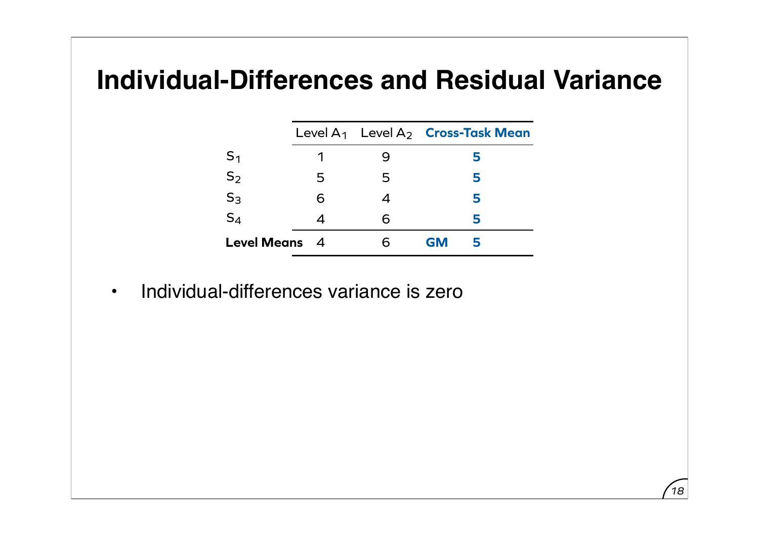# Individual-Differences and Residual Variance

| | Level $A_1$ | Level $A_2$ | **Cross-Task Mean** | |
|---|---|---|---|---|
| $S_1$ | 1 | 9 | | **5** |
| $S_2$ | 5 | 5 | | **5** |
| $S_3$ | 6 | 4 | | **5** |
| $S_4$ | 4 | 6 | | **5** |
| **Level Means** | 4 | 6 | **GM** | **5** |

- Individual-differences variance is zero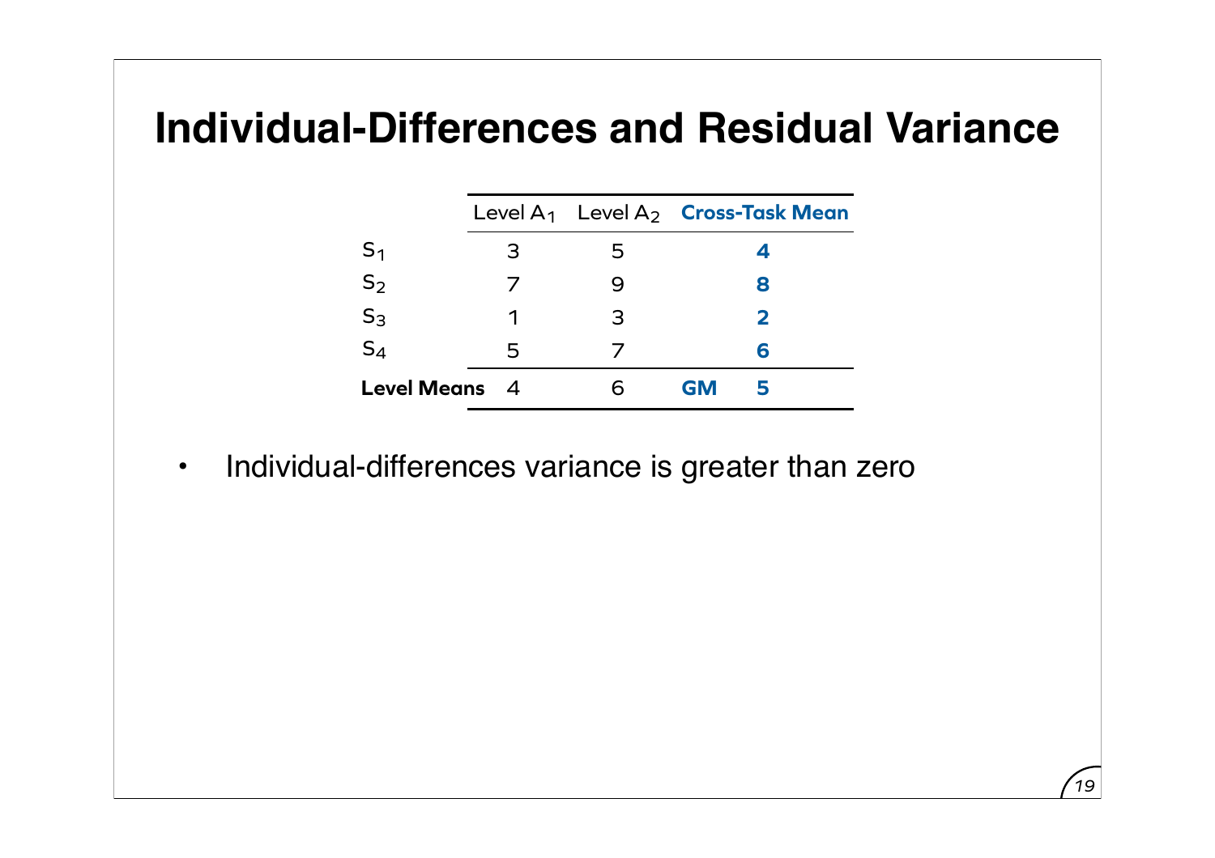# Individual-Differences and Residual Variance

| | Level $A_1$ | Level $A_2$ | **Cross-Task Mean** | |
|---|---|---|---|---|
| $S_1$ | 3 | 5 | | **4** |
| $S_2$ | 7 | 9 | | **8** |
| $S_3$ | 1 | 3 | | **2** |
| $S_4$ | 5 | 7 | | **6** |
| **Level Means** | 4 | 6 | **GM** | **5** |

- Individual-differences variance is greater than zero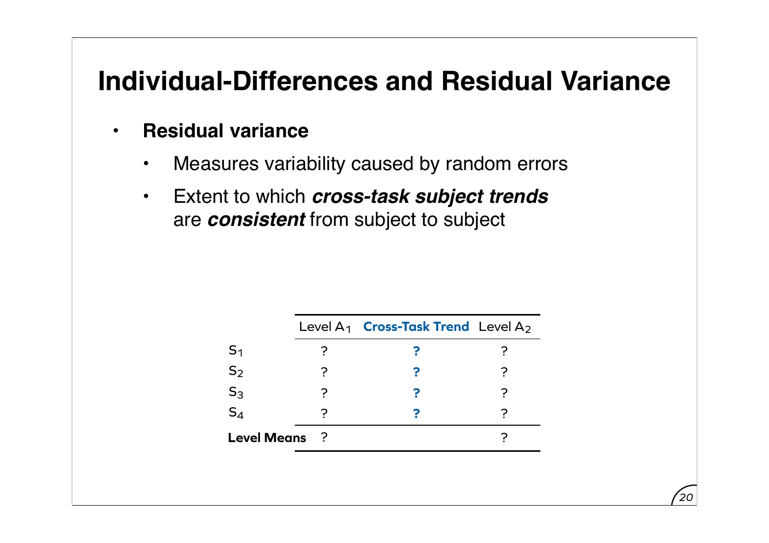# Individual-Differences and Residual Variance

- **Residual variance**
  - Measures variability caused by random errors
  - Extent to which ***cross-task subject trends*** are ***consistent*** from subject to subject

| | Level $A_1$ | **Cross-Task Trend** | Level $A_2$ |
|---|---|---|---|
| $S_1$ | ? | **?** | ? |
| $S_2$ | ? | **?** | ? |
| $S_3$ | ? | **?** | ? |
| $S_4$ | ? | **?** | ? |
| **Level Means** | ? | | ? |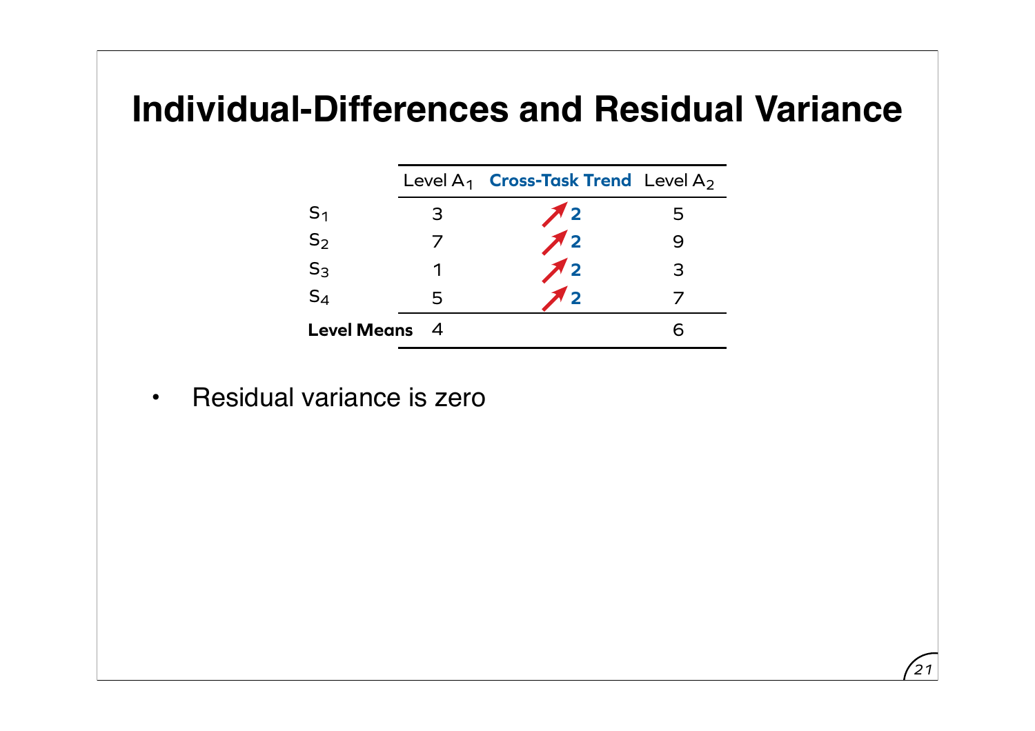# Individual-Differences and Residual Variance

| | Level $A_1$ | Cross-Task Trend | Level $A_2$ |
|---|---|---|---|
| $S_1$ | 3 | ↗ 2 | 5 |
| $S_2$ | 7 | ↗ 2 | 9 |
| $S_3$ | 1 | ↗ 2 | 3 |
| $S_4$ | 5 | ↗ 2 | 7 |
| **Level Means** | 4 | | 6 |

- Residual variance is zero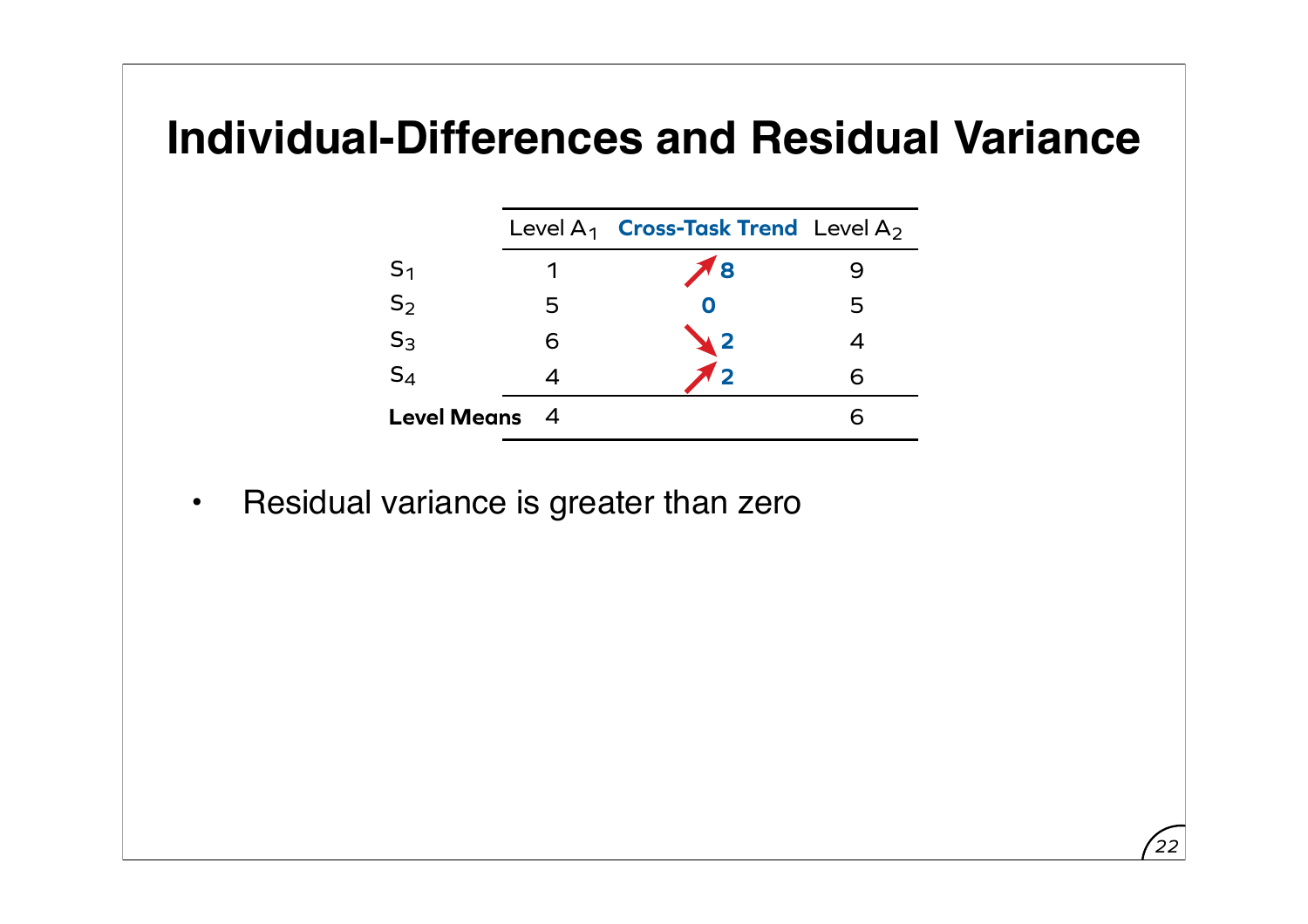# Individual-Differences and Residual Variance

| | Level $A_1$ | Cross-Task Trend | Level $A_2$ |
|---|---|---|---|
| $S_1$ | 1 | ↗ **8** | 9 |
| $S_2$ | 5 | **0** | 5 |
| $S_3$ | 6 | ↘ **2** | 4 |
| $S_4$ | 4 | ↗ **2** | 6 |
| **Level Means** | 4 | | 6 |

- Residual variance is greater than zero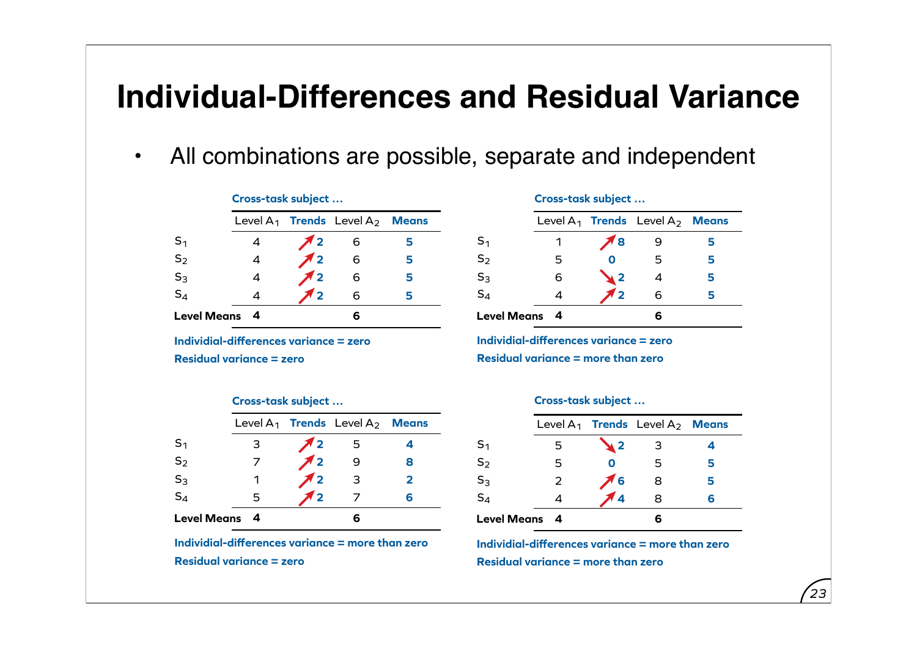# Individual-Differences and Residual Variance

- All combinations are possible, separate and independent

**Cross-task subject …**

| | Level $A_1$ | Trends | Level $A_2$ | Means |
|---|---|---|---|---|
| $S_1$ | 4 | ↗ 2 | 6 | 5 |
| $S_2$ | 4 | ↗ 2 | 6 | 5 |
| $S_3$ | 4 | ↗ 2 | 6 | 5 |
| $S_4$ | 4 | ↗ 2 | 6 | 5 |
| **Level Means** | **4** | | **6** | |

**Individial-differences variance = zero**

**Residual variance = zero**

**Cross-task subject …**

| | Level $A_1$ | Trends | Level $A_2$ | Means |
|---|---|---|---|---|
| $S_1$ | 1 | ↗ 8 | 9 | 5 |
| $S_2$ | 5 | 0 | 5 | 5 |
| $S_3$ | 6 | ↘ 2 | 4 | 5 |
| $S_4$ | 4 | ↗ 2 | 6 | 5 |
| **Level Means** | **4** | | **6** | |

**Individial-differences variance = zero**

**Residual variance = more than zero**

**Cross-task subject …**

| | Level $A_1$ | Trends | Level $A_2$ | Means |
|---|---|---|---|---|
| $S_1$ | 3 | ↗ 2 | 5 | 4 |
| $S_2$ | 7 | ↗ 2 | 9 | 8 |
| $S_3$ | 1 | ↗ 2 | 3 | 2 |
| $S_4$ | 5 | ↗ 2 | 7 | 6 |
| **Level Means** | **4** | | **6** | |

**Individial-differences variance = more than zero**

**Residual variance = zero**

**Cross-task subject …**

| | Level $A_1$ | Trends | Level $A_2$ | Means |
|---|---|---|---|---|
| $S_1$ | 5 | ↘ 2 | 3 | 4 |
| $S_2$ | 5 | 0 | 5 | 5 |
| $S_3$ | 2 | ↗ 6 | 8 | 5 |
| $S_4$ | 4 | ↗ 4 | 8 | 6 |
| **Level Means** | **4** | | **6** | |

**Individial-differences variance = more than zero**

**Residual variance = more than zero**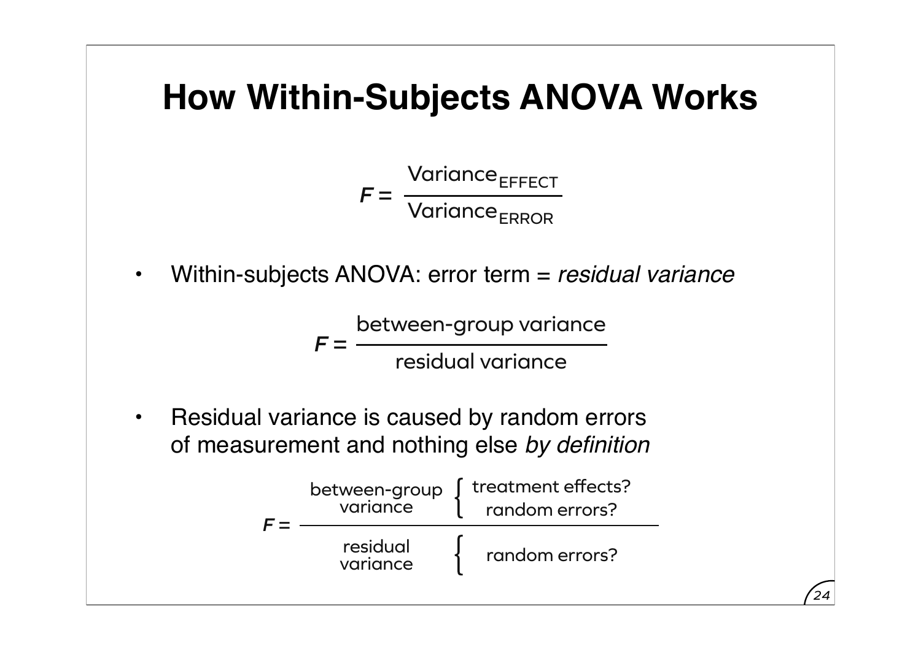# How Within-Subjects ANOVA Works

$$F = \frac{\text{Variance}_{\text{EFFECT}}}{\text{Variance}_{\text{ERROR}}}$$

- Within-subjects ANOVA: error term = *residual variance*

$$F = \frac{\text{between-group variance}}{\text{residual variance}}$$

- Residual variance is caused by random errors of measurement and nothing else *by definition*

$$F = \frac{\text{between-group variance} \begin{cases} \text{treatment effects?} \\ \text{random errors?} \end{cases}}{\text{residual variance} \begin{cases} \text{random errors?} \end{cases}}$$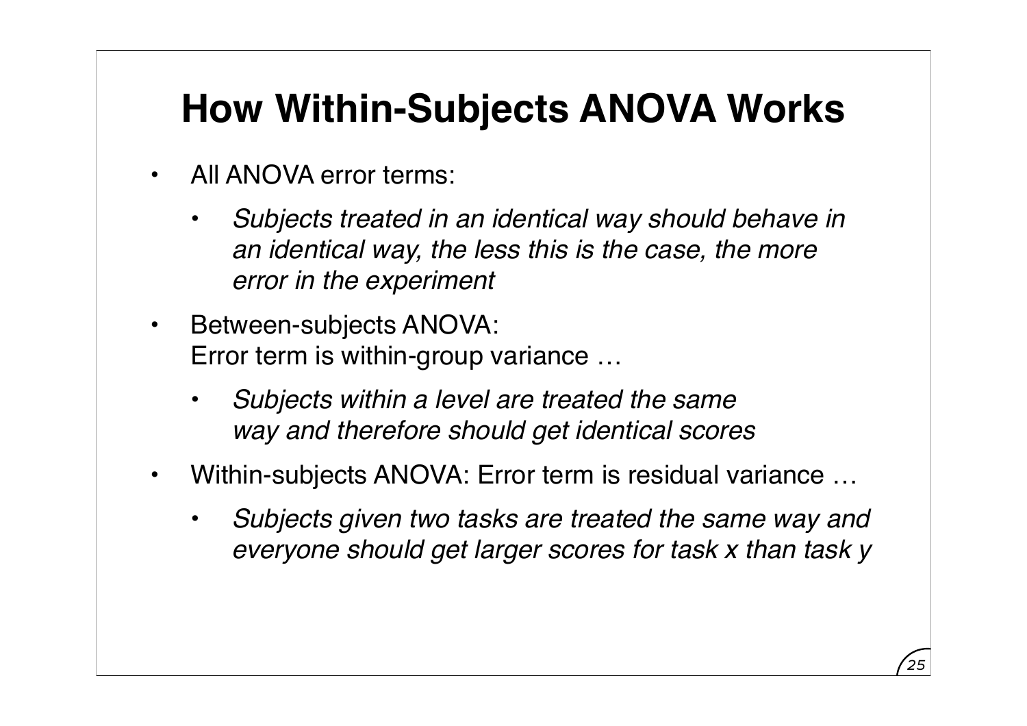# How Within-Subjects ANOVA Works

- All ANOVA error terms:
  - *Subjects treated in an identical way should behave in an identical way, the less this is the case, the more error in the experiment*
- Between-subjects ANOVA:
  Error term is within-group variance …
  - *Subjects within a level are treated the same way and therefore should get identical scores*
- Within-subjects ANOVA: Error term is residual variance …
  - *Subjects given two tasks are treated the same way and everyone should get larger scores for task x than task y*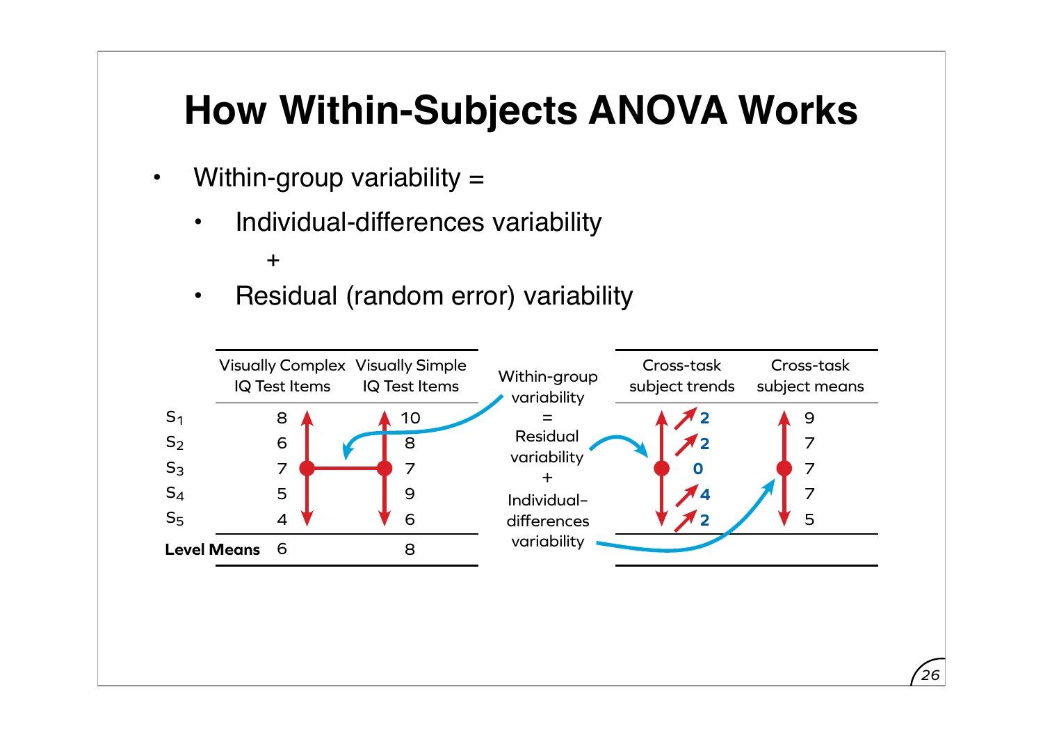# How Within-Subjects ANOVA Works

- Within-group variability =
  - Individual-differences variability

    +
  - Residual (random error) variability

| | Visually Complex IQ Test Items | Visually Simple IQ Test Items |
|---|---|---|
| $S_1$ | 8 | 10 |
| $S_2$ | 6 | 8 |
| $S_3$ | 7 | 7 |
| $S_4$ | 5 | 9 |
| $S_5$ | 4 | 6 |
| **Level Means** | 6 | 8 |

Within-group variability = Residual variability + Individual-differences variability

| | Cross-task subject trends | Cross-task subject means |
|---|---|---|
| $S_1$ | 2 | 9 |
| $S_2$ | 2 | 7 |
| $S_3$ | 0 | 7 |
| $S_4$ | 4 | 7 |
| $S_5$ | 2 | 5 |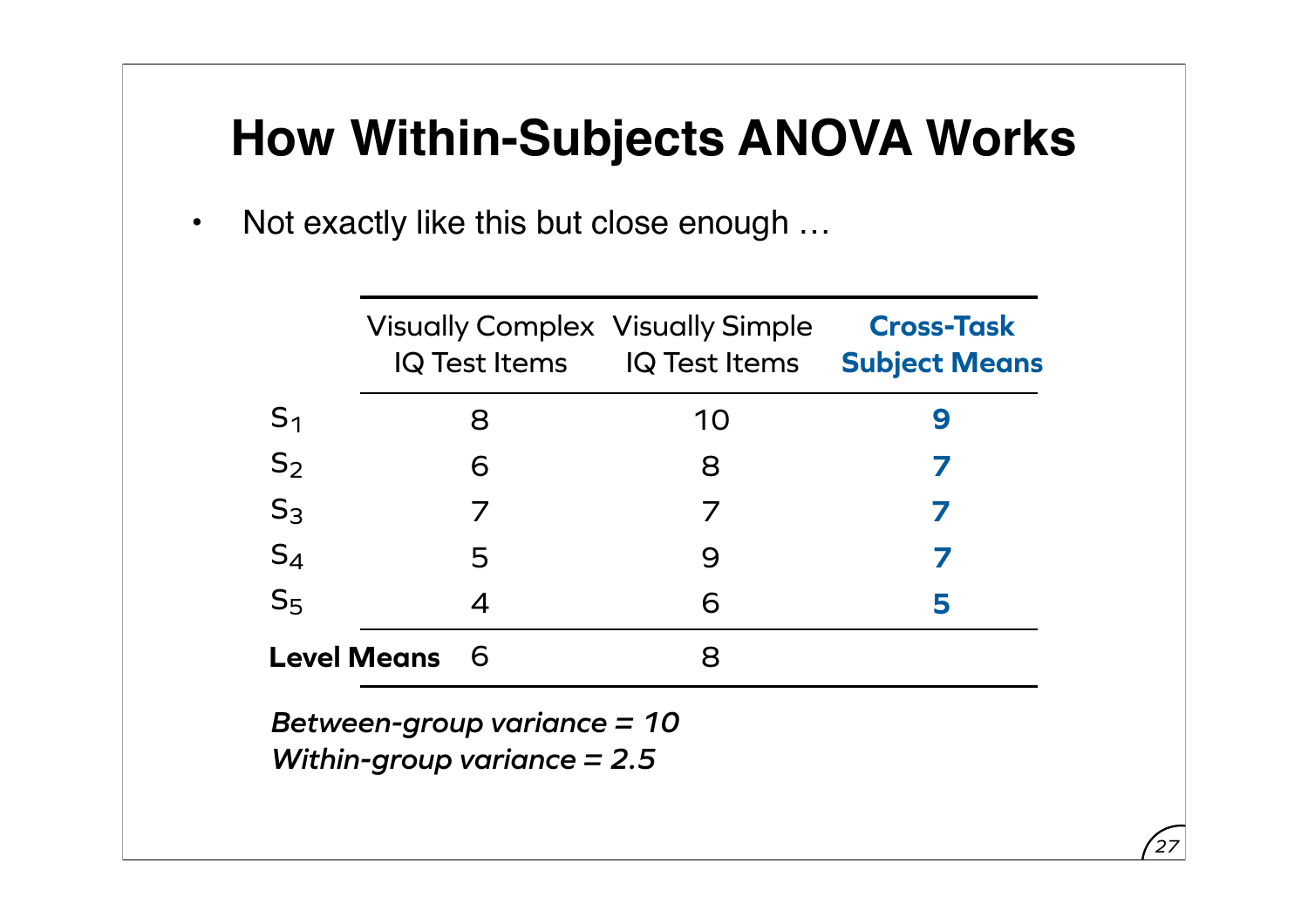# How Within-Subjects ANOVA Works

- Not exactly like this but close enough …

| | Visually Complex IQ Test Items | Visually Simple IQ Test Items | **Cross-Task Subject Means** |
|---|---|---|---|
| $S_1$ | 8 | 10 | **9** |
| $S_2$ | 6 | 8 | **7** |
| $S_3$ | 7 | 7 | **7** |
| $S_4$ | 5 | 9 | **7** |
| $S_5$ | 4 | 6 | **5** |
| **Level Means** | 6 | 8 | |

***Between-group variance = 10***
***Within-group variance = 2.5***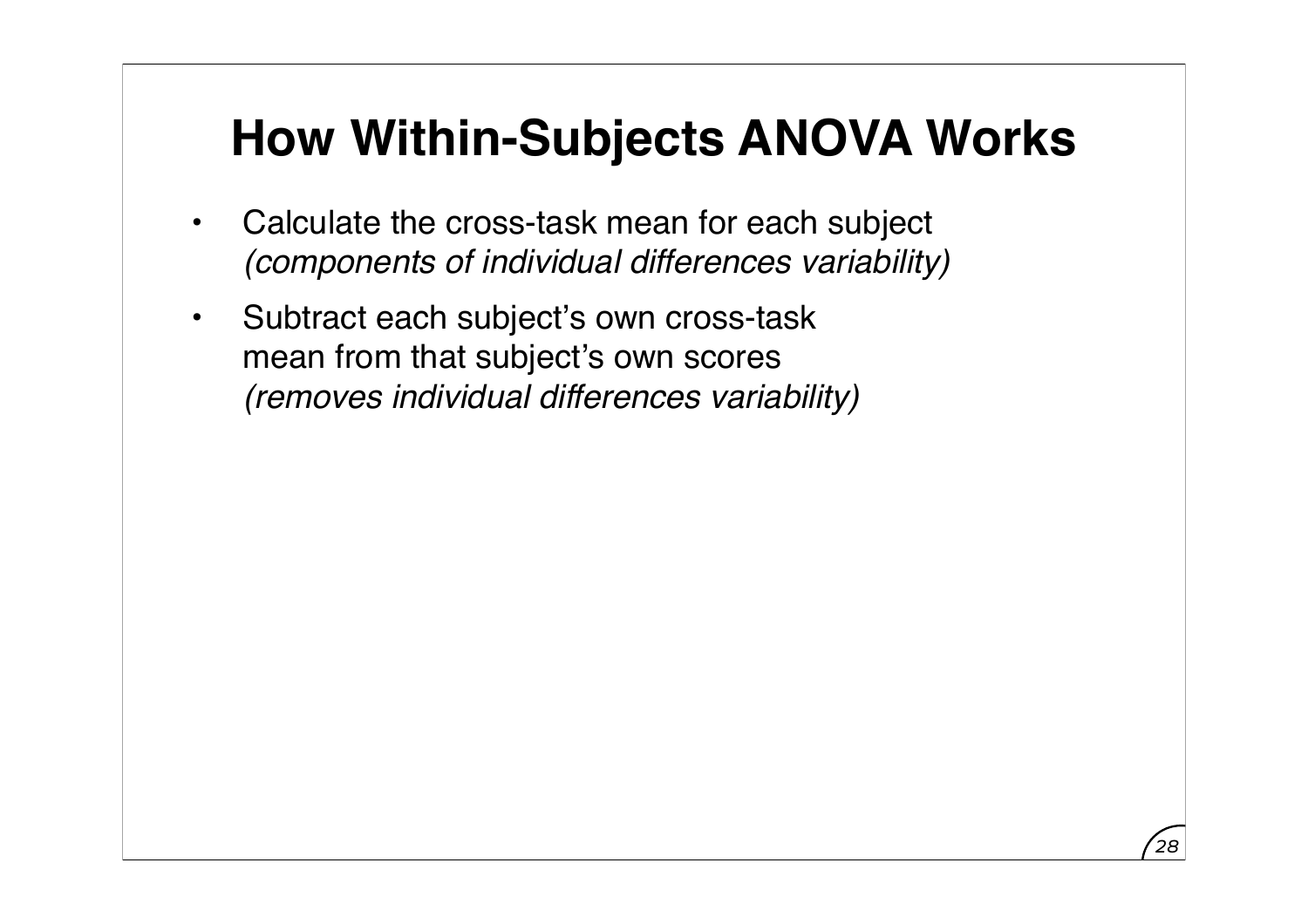# How Within-Subjects ANOVA Works

- Calculate the cross-task mean for each subject
  *(components of individual differences variability)*
- Subtract each subject's own cross-task mean from that subject's own scores
  *(removes individual differences variability)*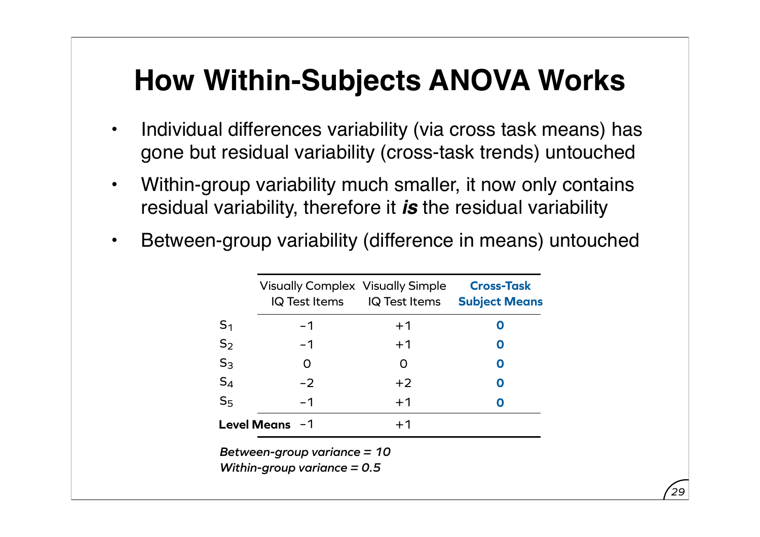# How Within-Subjects ANOVA Works

- Individual differences variability (via cross task means) has gone but residual variability (cross-task trends) untouched
- Within-group variability much smaller, it now only contains residual variability, therefore it ***is*** the residual variability
- Between-group variability (difference in means) untouched

| | Visually Complex IQ Test Items | Visually Simple IQ Test Items | **Cross-Task Subject Means** |
|---|---|---|---|
| $S_1$ | −1 | +1 | **0** |
| $S_2$ | −1 | +1 | **0** |
| $S_3$ | 0 | 0 | **0** |
| $S_4$ | −2 | +2 | **0** |
| $S_5$ | −1 | +1 | **0** |
| **Level Means** | −1 | +1 | |

***Between-group variance = 10***
***Within-group variance = 0.5***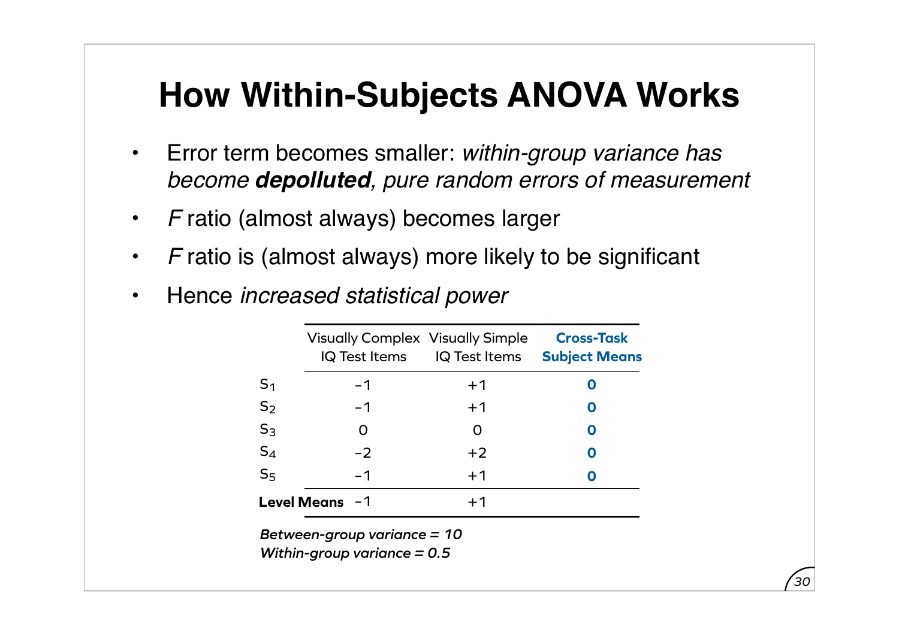# How Within-Subjects ANOVA Works

- Error term becomes smaller: *within-group variance has become **depolluted**, pure random errors of measurement*
- *F* ratio (almost always) becomes larger
- *F* ratio is (almost always) more likely to be significant
- Hence *increased statistical power*

| | Visually Complex IQ Test Items | Visually Simple IQ Test Items | **Cross-Task Subject Means** |
|---|---|---|---|
| $S_1$ | −1 | +1 | **0** |
| $S_2$ | −1 | +1 | **0** |
| $S_3$ | 0 | 0 | **0** |
| $S_4$ | −2 | +2 | **0** |
| $S_5$ | −1 | +1 | **0** |
| **Level Means** | −1 | +1 | |

***Between-group variance = 10***
***Within-group variance = 0.5***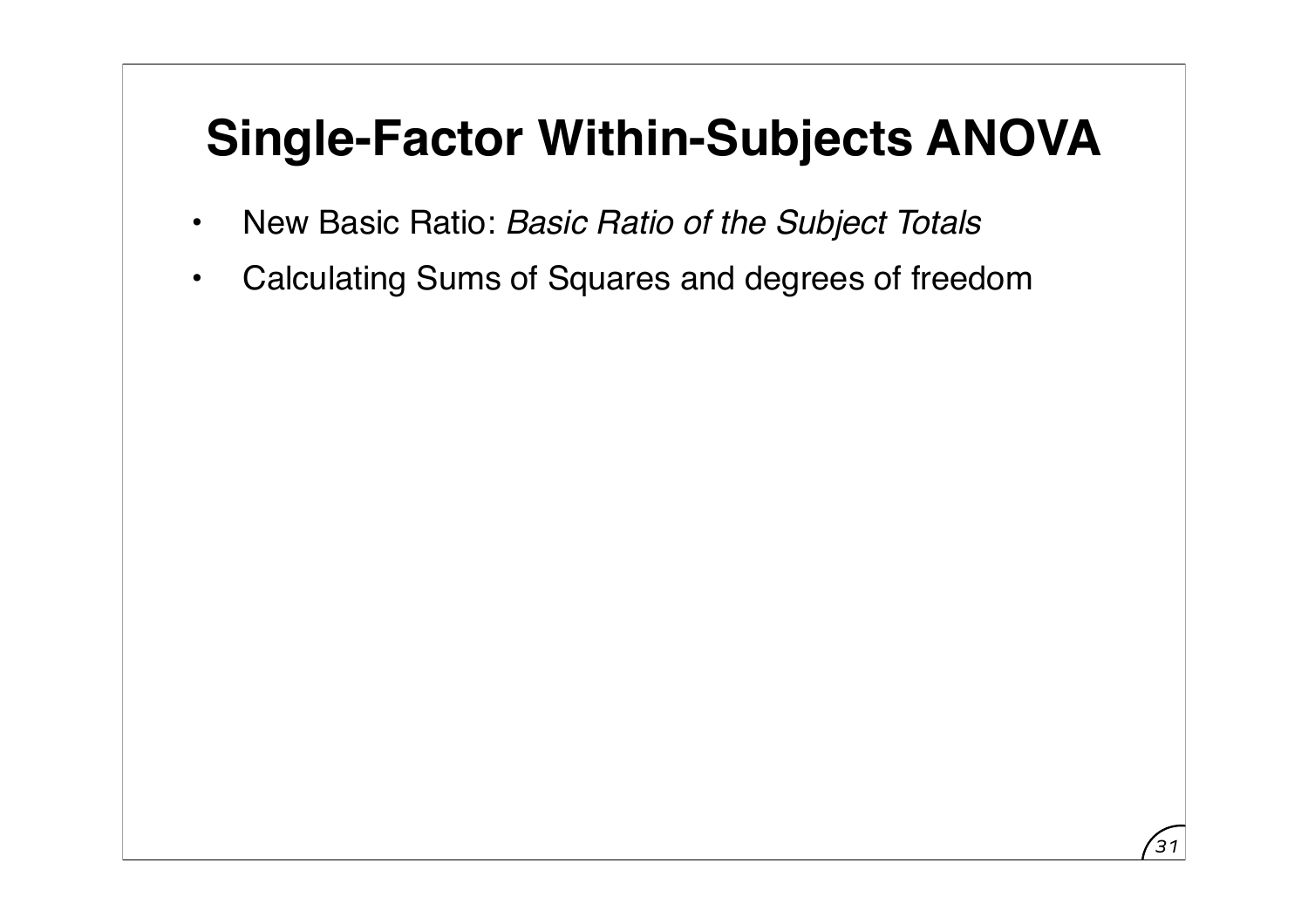# Single-Factor Within-Subjects ANOVA

- New Basic Ratio: *Basic Ratio of the Subject Totals*
- Calculating Sums of Squares and degrees of freedom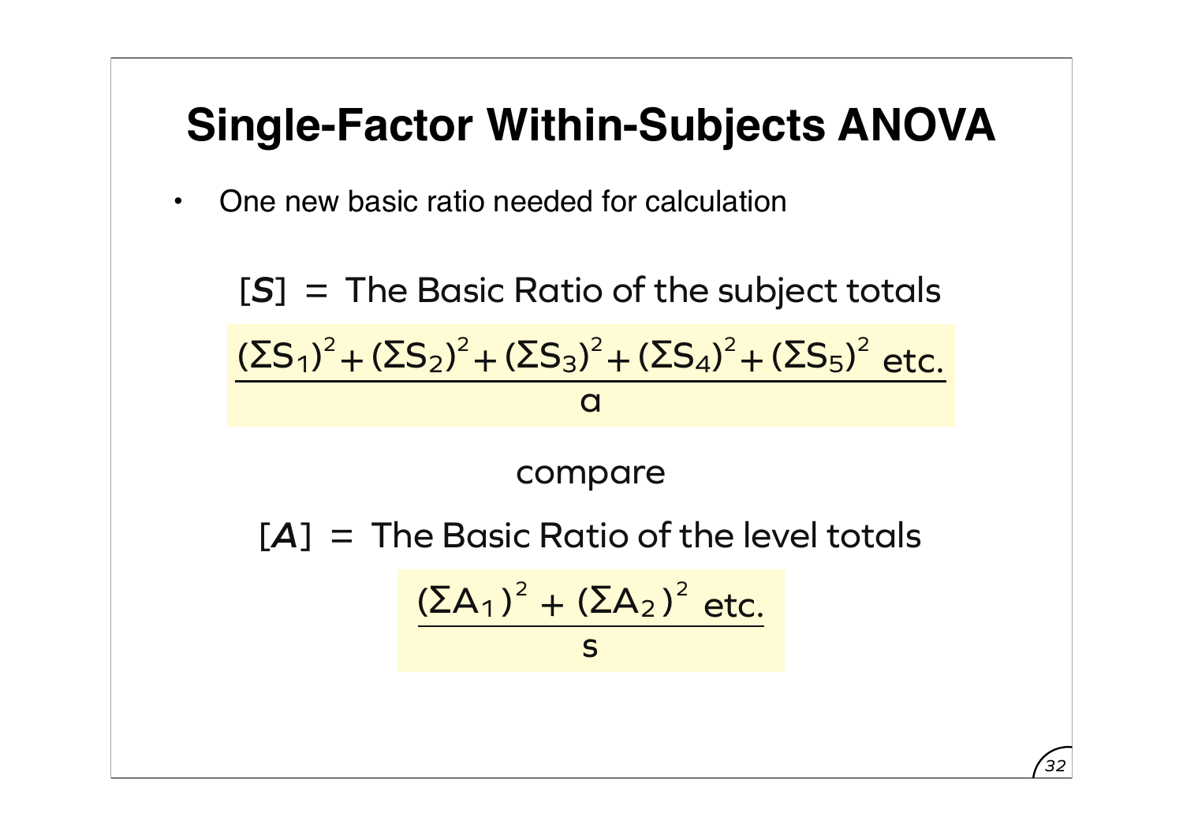# Single-Factor Within-Subjects ANOVA

- One new basic ratio needed for calculation

[*S*] = The Basic Ratio of the subject totals

$$\frac{(\Sigma S_1)^2 + (\Sigma S_2)^2 + (\Sigma S_3)^2 + (\Sigma S_4)^2 + (\Sigma S_5)^2 \text{ etc.}}{a}$$

compare

[*A*] = The Basic Ratio of the level totals

$$\frac{(\Sigma A_1)^2 + (\Sigma A_2)^2 \text{ etc.}}{s}$$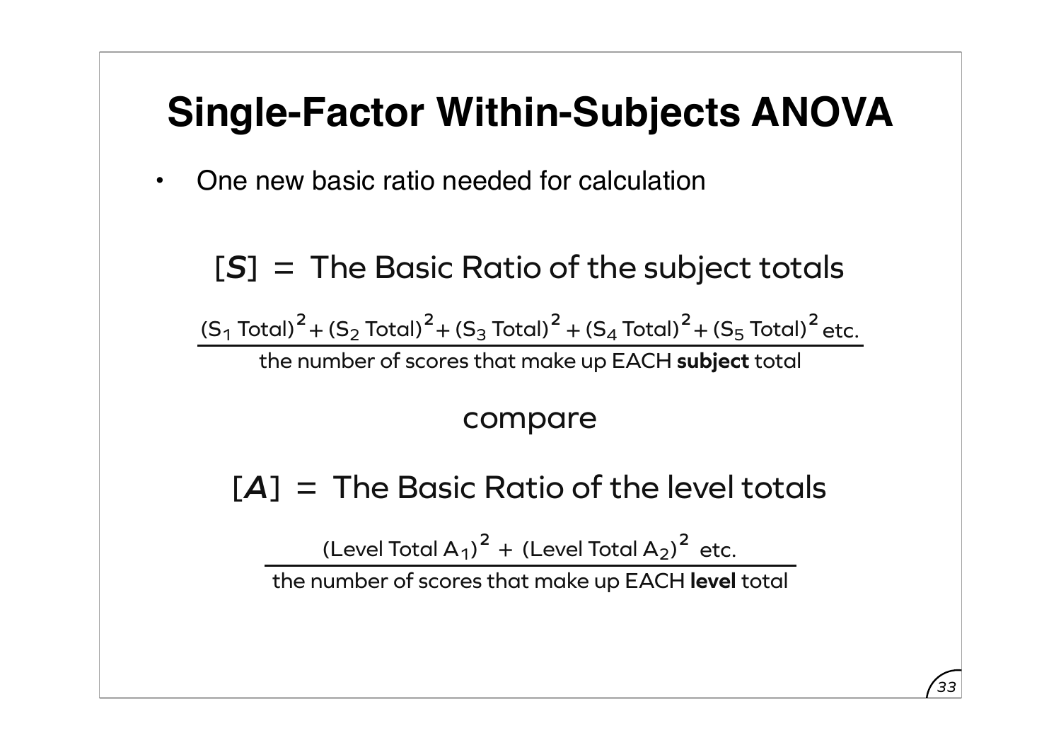# Single-Factor Within-Subjects ANOVA

- One new basic ratio needed for calculation

[*S*] = The Basic Ratio of the subject totals

$$\frac{(S_1 \text{ Total})^2 + (S_2 \text{ Total})^2 + (S_3 \text{ Total})^2 + (S_4 \text{ Total})^2 + (S_5 \text{ Total})^2 \text{ etc.}}{\text{the number of scores that make up EACH } \textbf{subject} \text{ total}}$$

compare

[*A*] = The Basic Ratio of the level totals

$$\frac{(\text{Level Total } A_1)^2 + (\text{Level Total } A_2)^2 \text{ etc.}}{\text{the number of scores that make up EACH } \textbf{level} \text{ total}}$$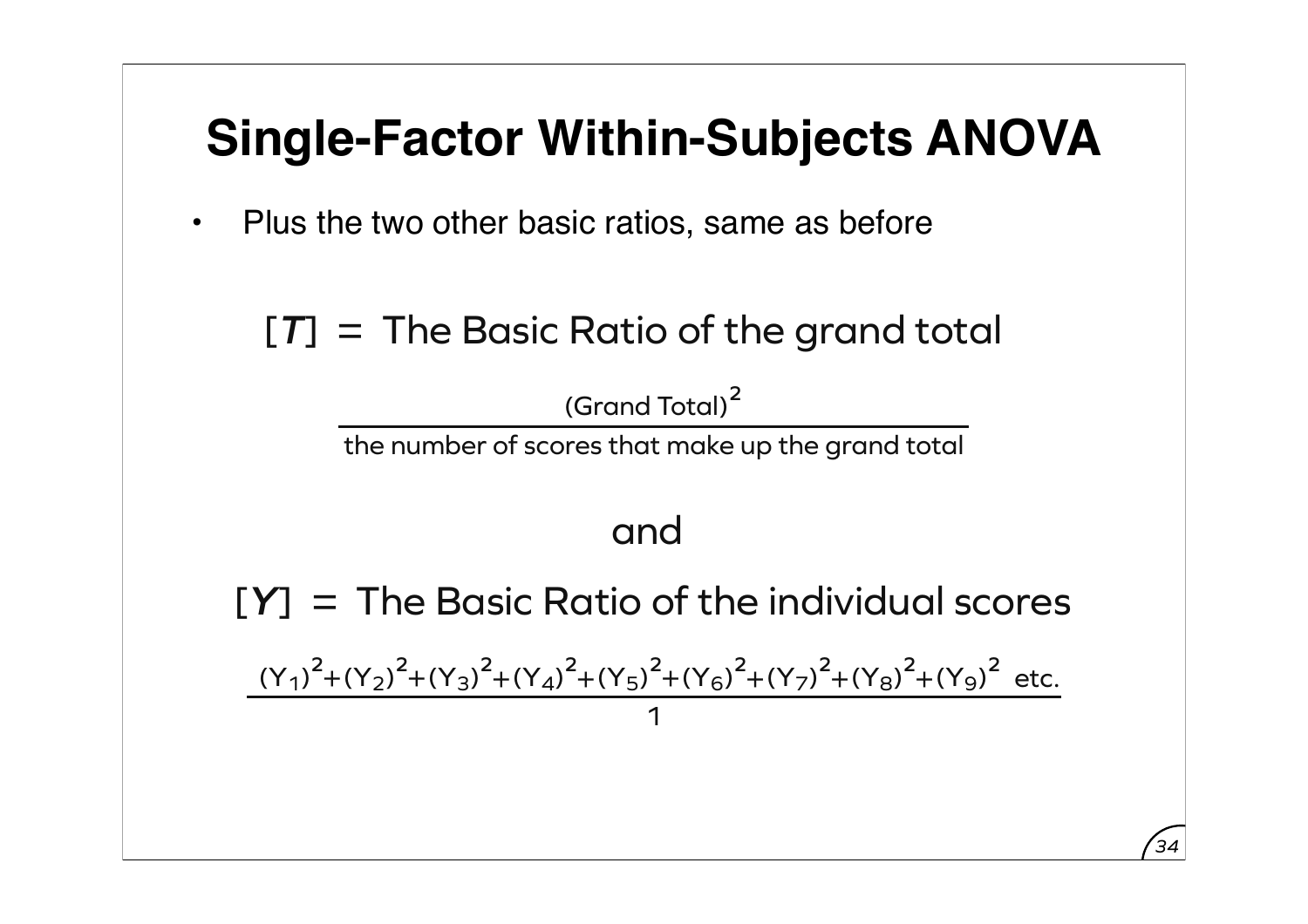# Single-Factor Within-Subjects ANOVA

- Plus the two other basic ratios, same as before

[*T*] = The Basic Ratio of the grand total

$$\frac{(\text{Grand Total})^2}{\text{the number of scores that make up the grand total}}$$

and

[*Y*] = The Basic Ratio of the individual scores

$$\frac{(Y_1)^2+(Y_2)^2+(Y_3)^2+(Y_4)^2+(Y_5)^2+(Y_6)^2+(Y_7)^2+(Y_8)^2+(Y_9)^2 \text{ etc.}}{1}$$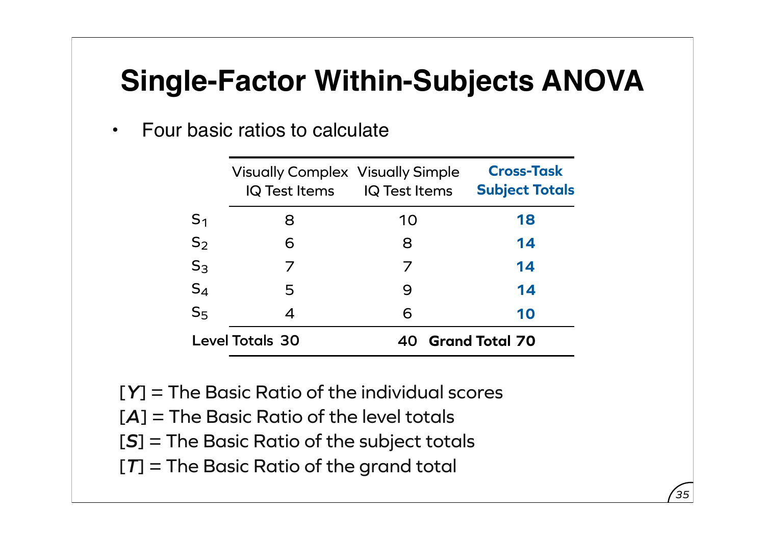# Single-Factor Within-Subjects ANOVA

- Four basic ratios to calculate

| | Visually Complex IQ Test Items | Visually Simple IQ Test Items | **Cross-Task Subject Totals** |
|---|---|---|---|
| $S_1$ | 8 | 10 | **18** |
| $S_2$ | 6 | 8 | **14** |
| $S_3$ | 7 | 7 | **14** |
| $S_4$ | 5 | 9 | **14** |
| $S_5$ | 4 | 6 | **10** |
| **Level Totals** | **30** | **40** | **Grand Total 70** |

[$Y$] = The Basic Ratio of the individual scores

[$A$] = The Basic Ratio of the level totals

[$S$] = The Basic Ratio of the subject totals

[$T$] = The Basic Ratio of the grand total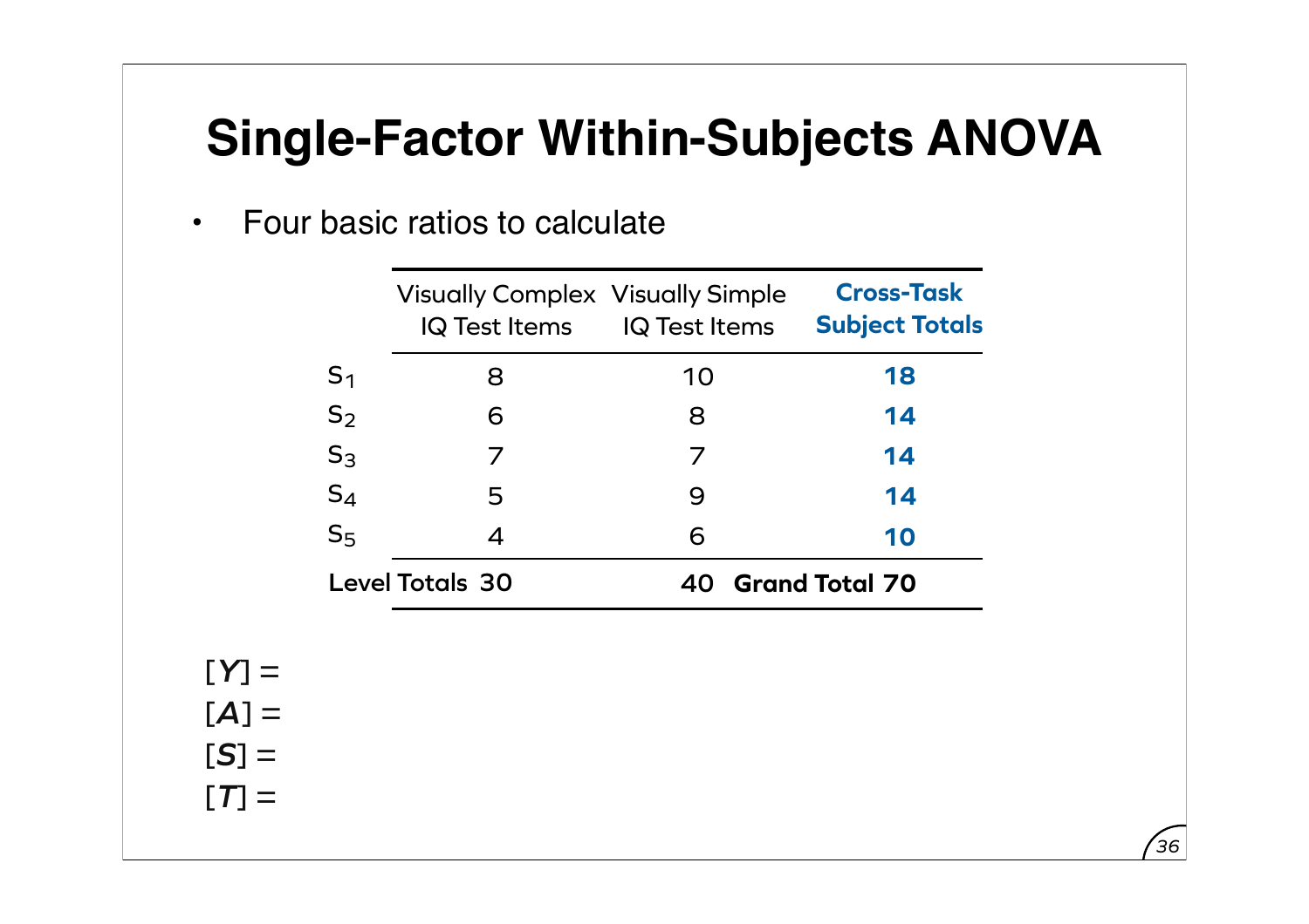# Single-Factor Within-Subjects ANOVA

- Four basic ratios to calculate

| | Visually Complex IQ Test Items | Visually Simple IQ Test Items | **Cross-Task Subject Totals** |
|---|---|---|---|
| $S_1$ | 8 | 10 | **18** |
| $S_2$ | 6 | 8 | **14** |
| $S_3$ | 7 | 7 | **14** |
| $S_4$ | 5 | 9 | **14** |
| $S_5$ | 4 | 6 | **10** |
| **Level Totals** | **30** | **40** | **Grand Total 70** |

$[Y] =$

$[A] =$

$[S] =$

$[T] =$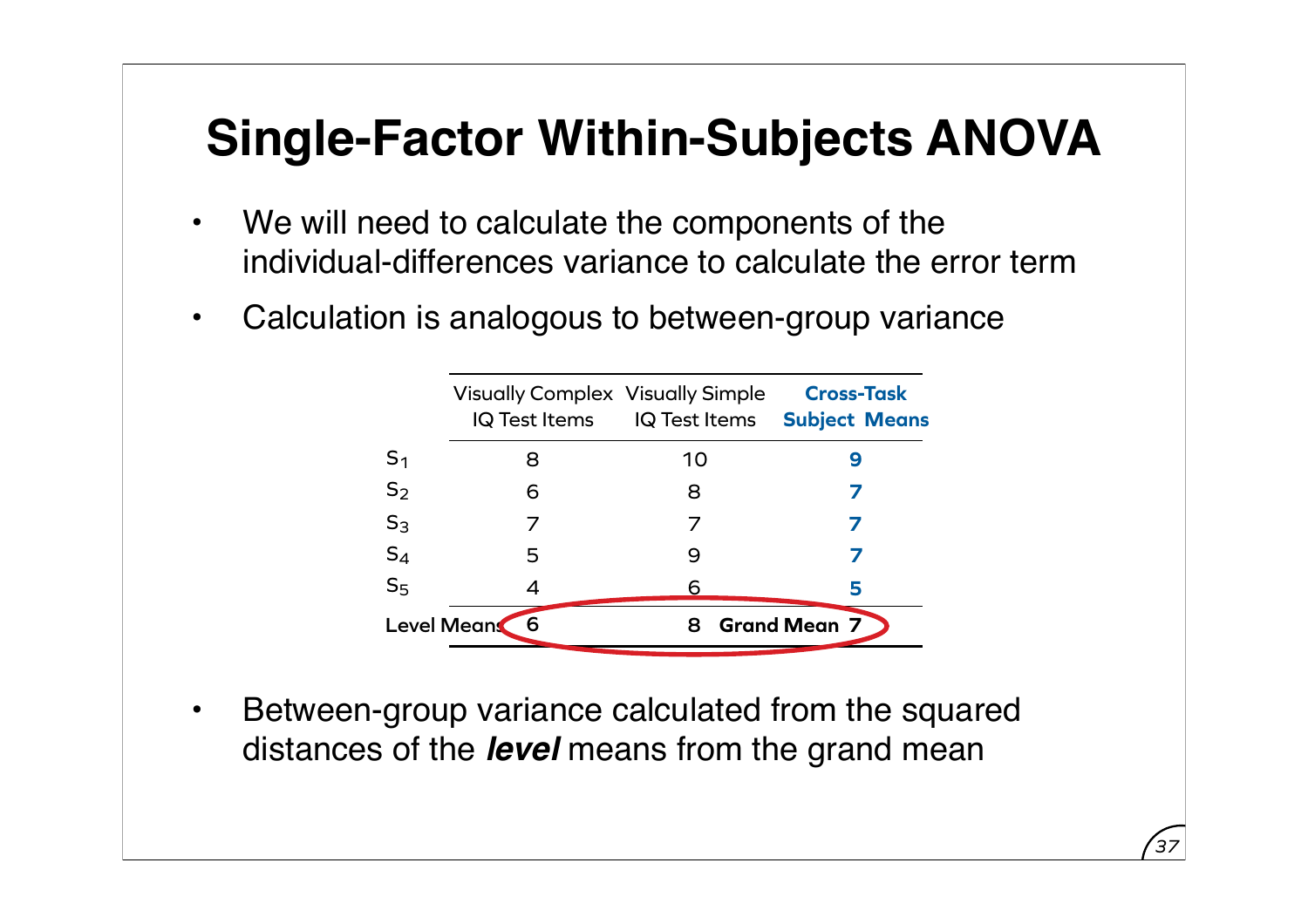# Single-Factor Within-Subjects ANOVA

- We will need to calculate the components of the individual-differences variance to calculate the error term
- Calculation is analogous to between-group variance

| | Visually Complex IQ Test Items | Visually Simple IQ Test Items | **Cross-Task Subject Means** |
|---|---|---|---|
| $S_1$ | 8 | 10 | **9** |
| $S_2$ | 6 | 8 | **7** |
| $S_3$ | 7 | 7 | **7** |
| $S_4$ | 5 | 9 | **7** |
| $S_5$ | 4 | 6 | **5** |
| Level Means | 6 | 8 | **Grand Mean 7** |

- Between-group variance calculated from the squared distances of the ***level*** means from the grand mean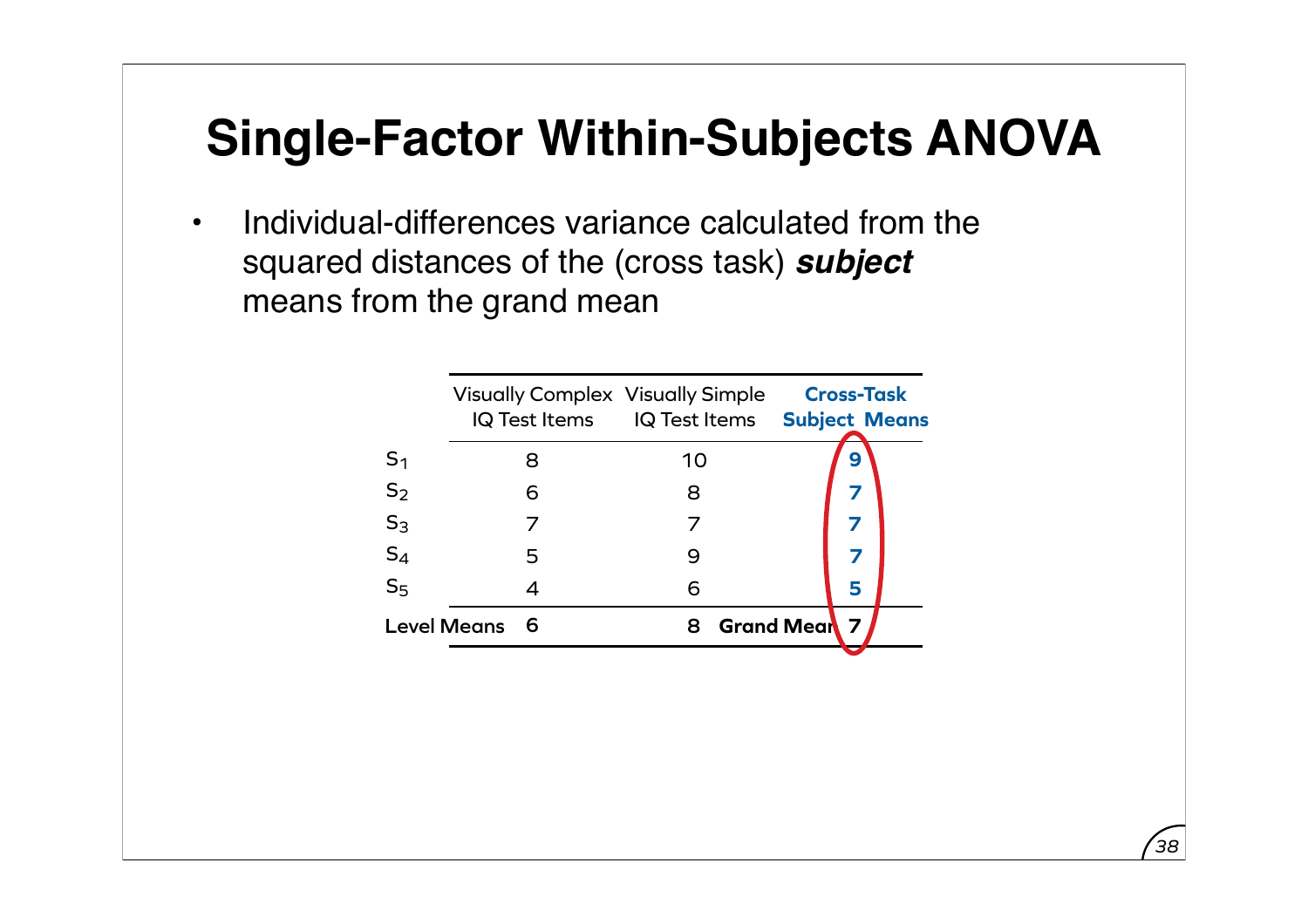# Single-Factor Within-Subjects ANOVA

- Individual-differences variance calculated from the squared distances of the (cross task) ***subject*** means from the grand mean

| | Visually Complex IQ Test Items | Visually Simple IQ Test Items | **Cross-Task Subject Means** |
|---|---|---|---|
| $S_1$ | 8 | 10 | **9** |
| $S_2$ | 6 | 8 | **7** |
| $S_3$ | 7 | 7 | **7** |
| $S_4$ | 5 | 9 | **7** |
| $S_5$ | 4 | 6 | **5** |
| **Level Means** | **6** | **8** **Grand Mean** | **7** |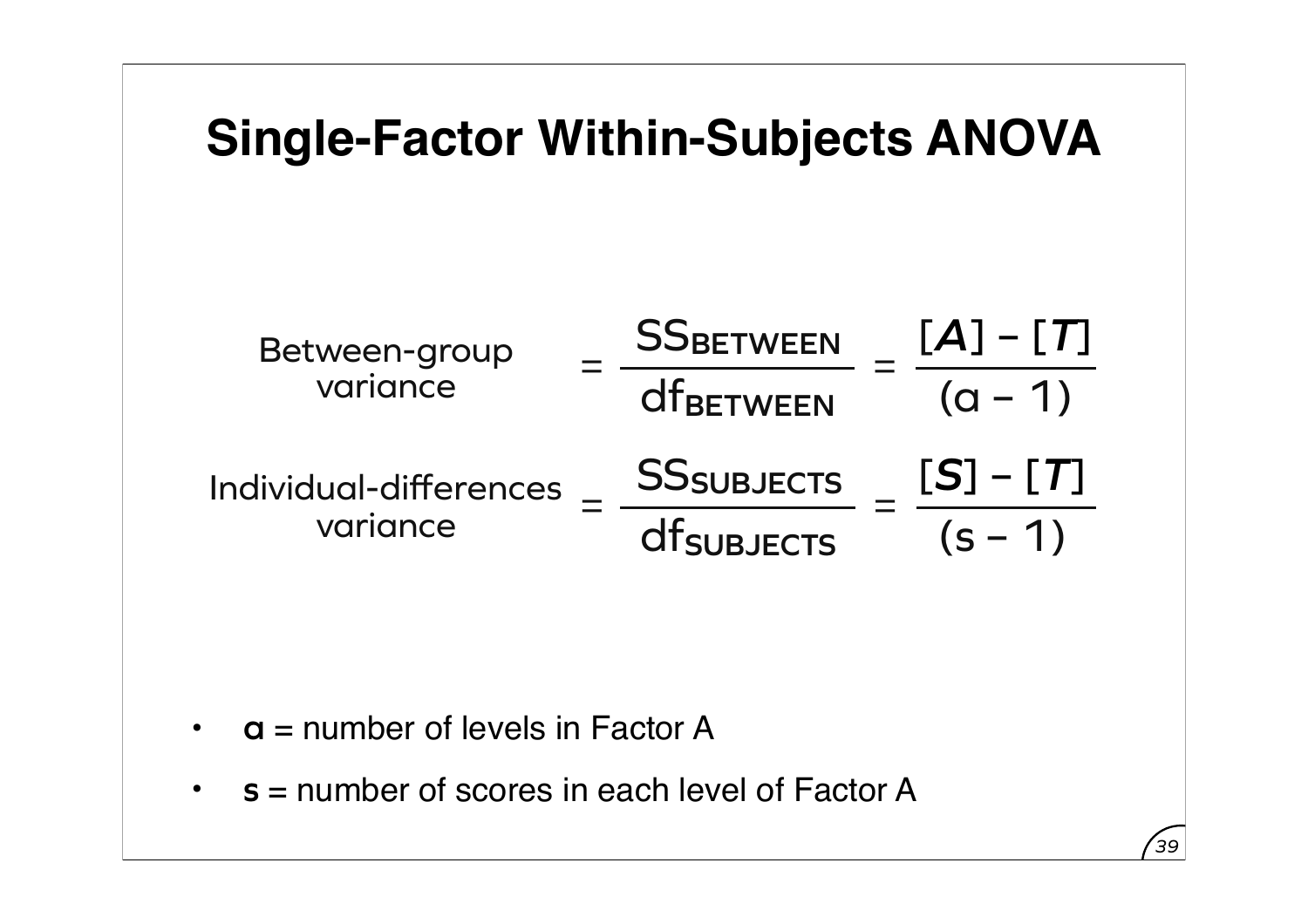# Single-Factor Within-Subjects ANOVA

$$\text{Between-group variance} = \frac{SS_{BETWEEN}}{df_{BETWEEN}} = \frac{[A] - [T]}{(a - 1)}$$

$$\text{Individual-differences variance} = \frac{SS_{SUBJECTS}}{df_{SUBJECTS}} = \frac{[S] - [T]}{(s - 1)}$$

- **a** = number of levels in Factor A
- **s** = number of scores in each level of Factor A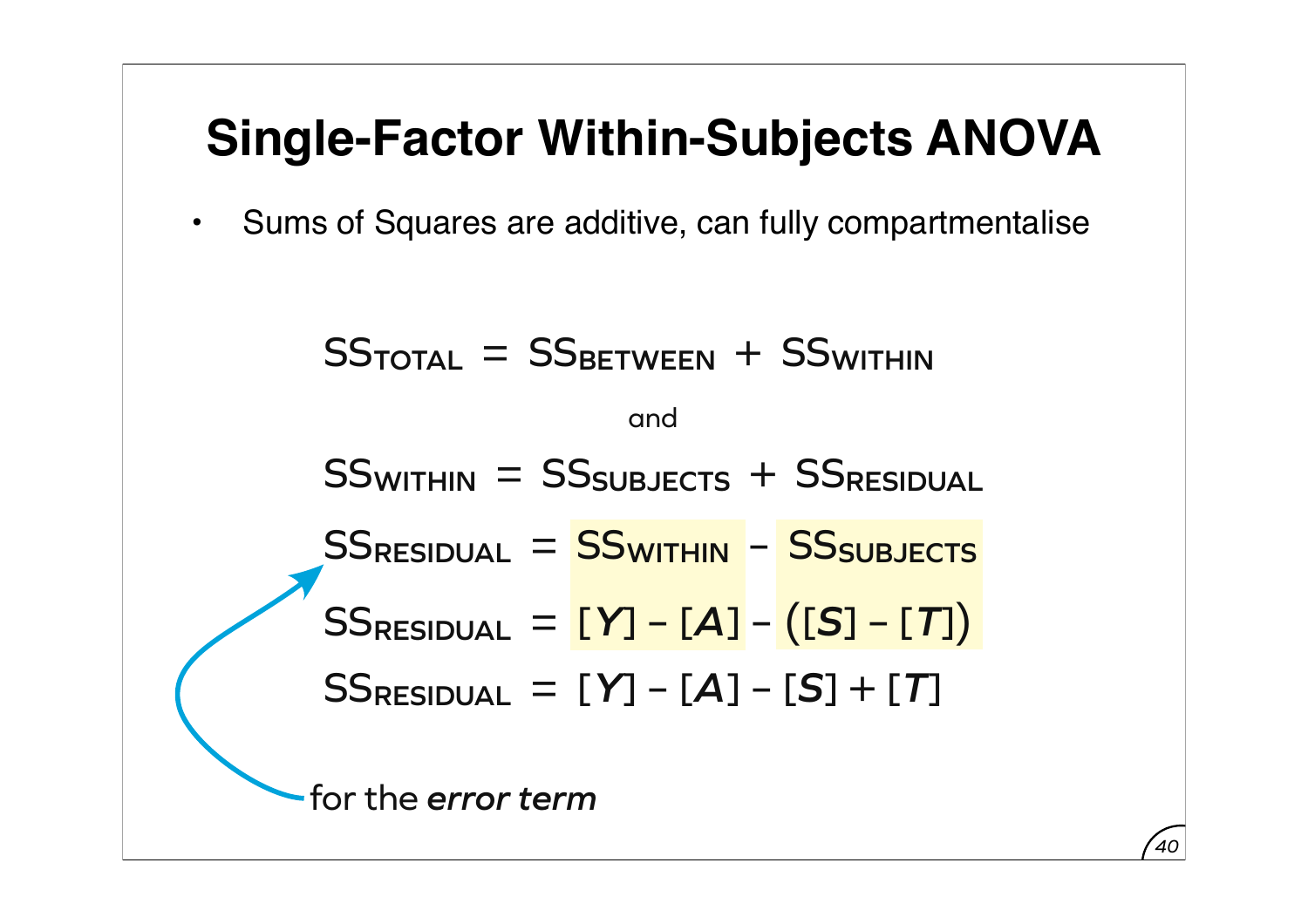# Single-Factor Within-Subjects ANOVA

- Sums of Squares are additive, can fully compartmentalise

$$SS_{TOTAL} = SS_{BETWEEN} + SS_{WITHIN}$$

and

$$SS_{WITHIN} = SS_{SUBJECTS} + SS_{RESIDUAL}$$

$$SS_{RESIDUAL} = SS_{WITHIN} - SS_{SUBJECTS}$$

$$SS_{RESIDUAL} = [Y] - [A] - ([S] - [T])$$

$$SS_{RESIDUAL} = [Y] - [A] - [S] + [T]$$

for the *error term*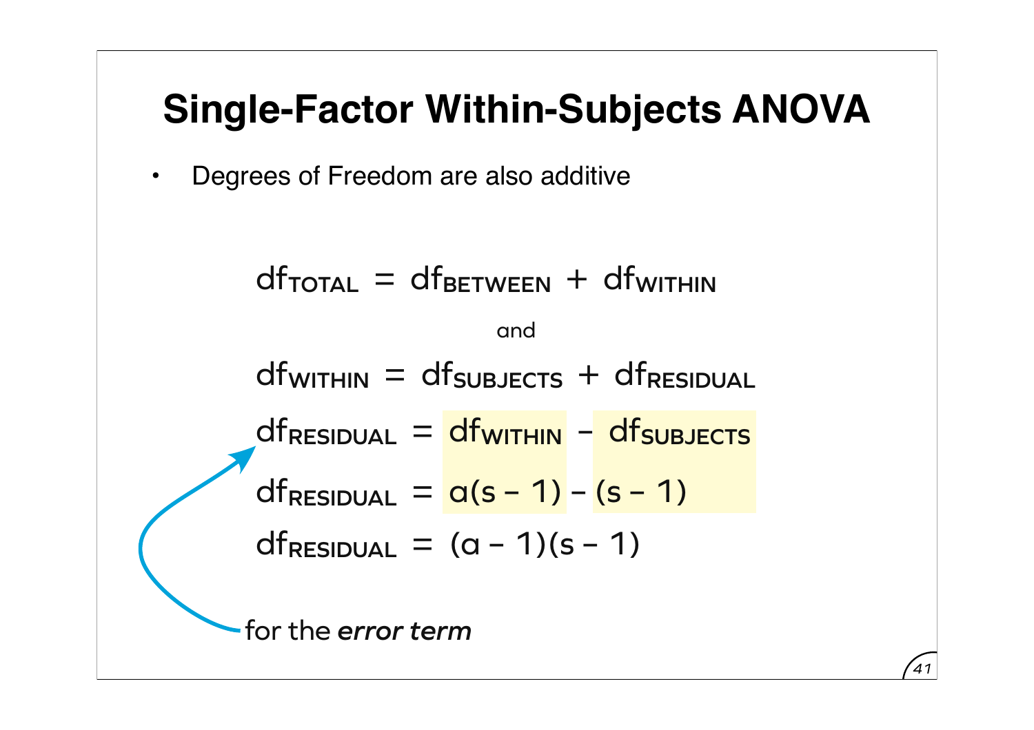# Single-Factor Within-Subjects ANOVA

- Degrees of Freedom are also additive

$$df_{TOTAL} = df_{BETWEEN} + df_{WITHIN}$$

and

$$df_{WITHIN} = df_{SUBJECTS} + df_{RESIDUAL}$$

$$df_{RESIDUAL} = df_{WITHIN} - df_{SUBJECTS}$$

$$df_{RESIDUAL} = a(s - 1) - (s - 1)$$

$$df_{RESIDUAL} = (a - 1)(s - 1)$$

for the ***error term***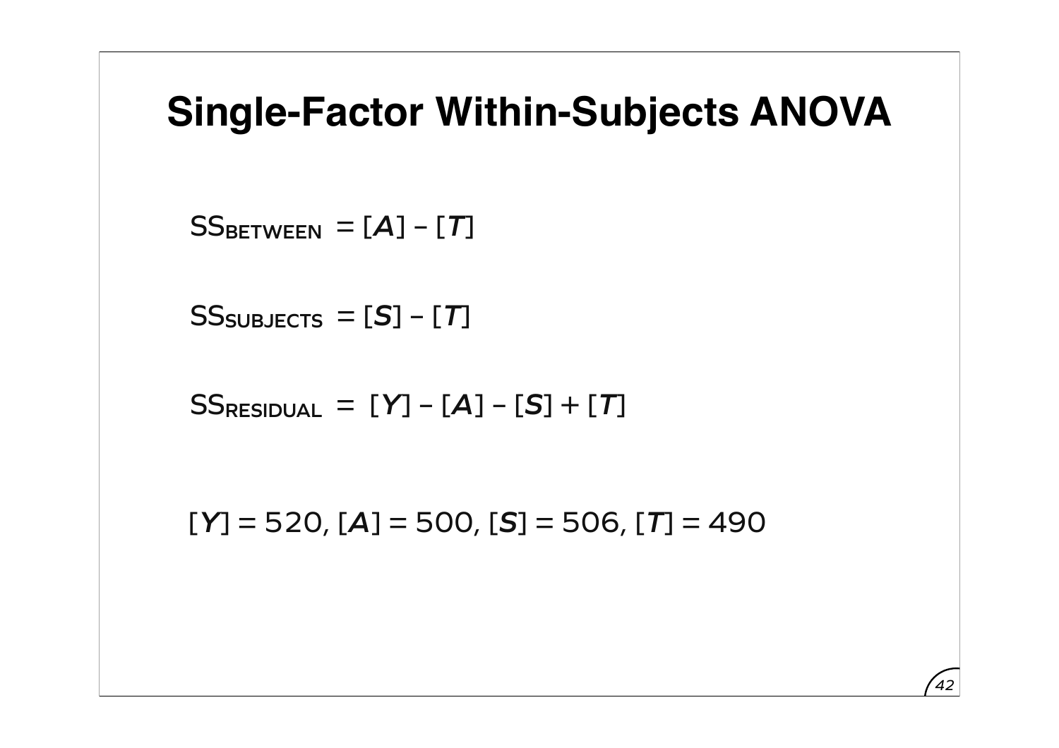# Single-Factor Within-Subjects ANOVA

$$SS_{BETWEEN} = [A] - [T]$$

$$SS_{SUBJECTS} = [S] - [T]$$

$$SS_{RESIDUAL} = [Y] - [A] - [S] + [T]$$

$[Y] = 520$, $[A] = 500$, $[S] = 506$, $[T] = 490$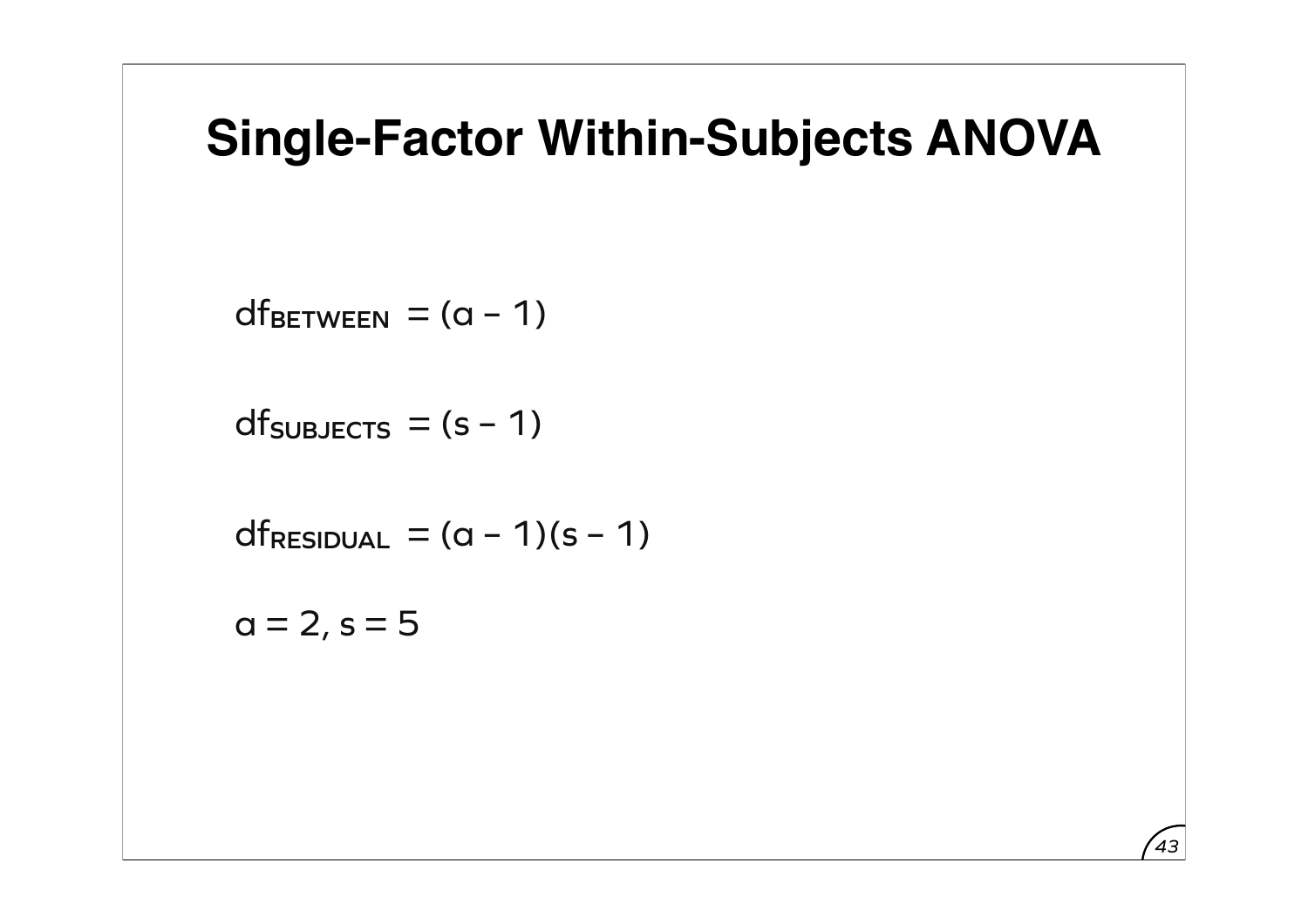# Single-Factor Within-Subjects ANOVA

$df_{BETWEEN} = (a - 1)$

$df_{SUBJECTS} = (s - 1)$

$df_{RESIDUAL} = (a - 1)(s - 1)$

$a = 2, s = 5$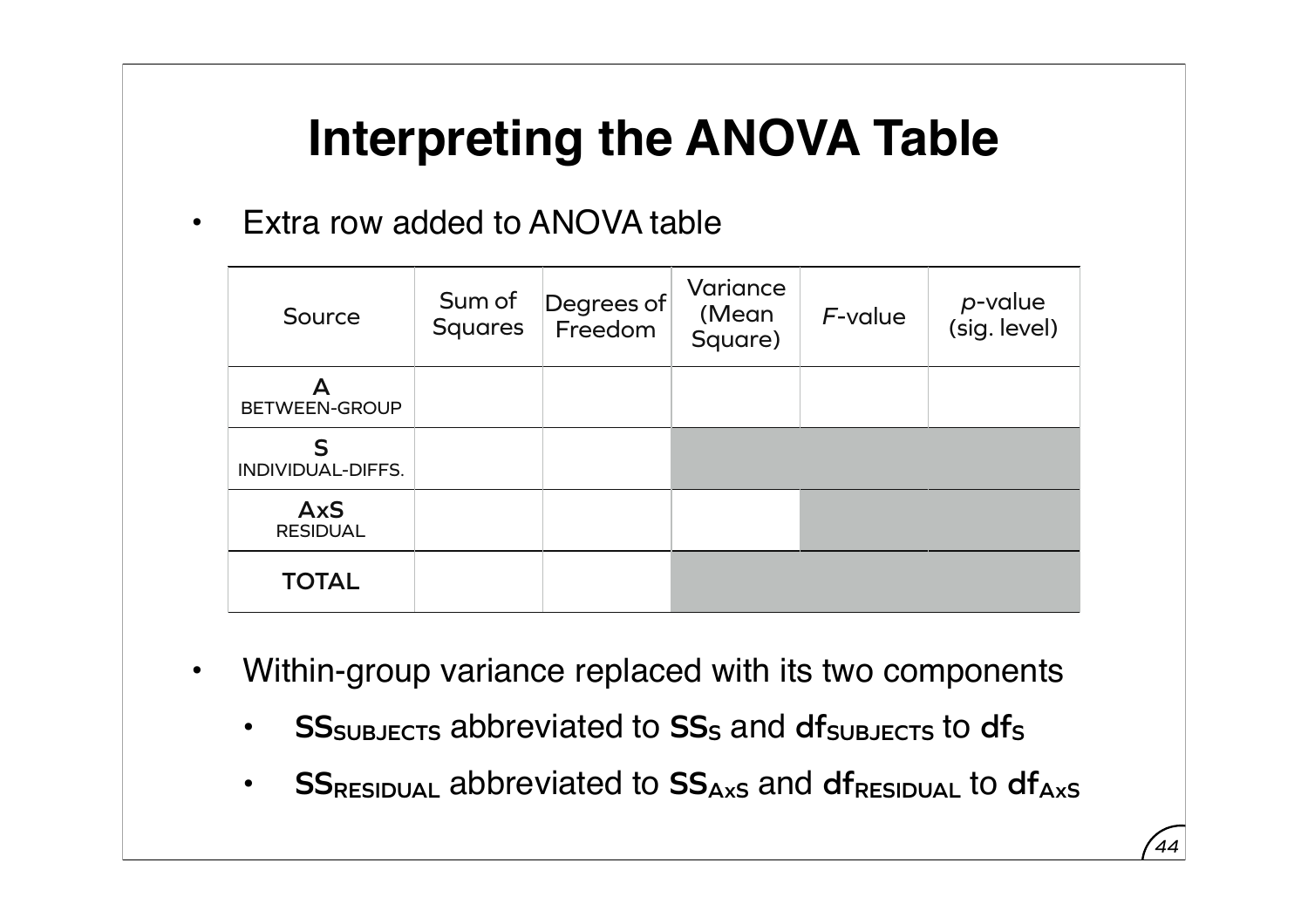# Interpreting the ANOVA Table

- Extra row added to ANOVA table

| Source | Sum of Squares | Degrees of Freedom | Variance (Mean Square) | *F*-value | *p*-value (sig. level) |
|---|---|---|---|---|---|
| **A** BETWEEN-GROUP | | | | | |
| **S** INDIVIDUAL-DIFFS. | | | | | |
| **AxS** RESIDUAL | | | | | |
| **TOTAL** | | | | | |

- Within-group variance replaced with its two components
  - $\mathbf{SS_{SUBJECTS}}$ abbreviated to $\mathbf{SS_{S}}$ and $\mathbf{df_{SUBJECTS}}$ to $\mathbf{df_{S}}$
  - $\mathbf{SS_{RESIDUAL}}$ abbreviated to $\mathbf{SS_{AxS}}$ and $\mathbf{df_{RESIDUAL}}$ to $\mathbf{df_{AxS}}$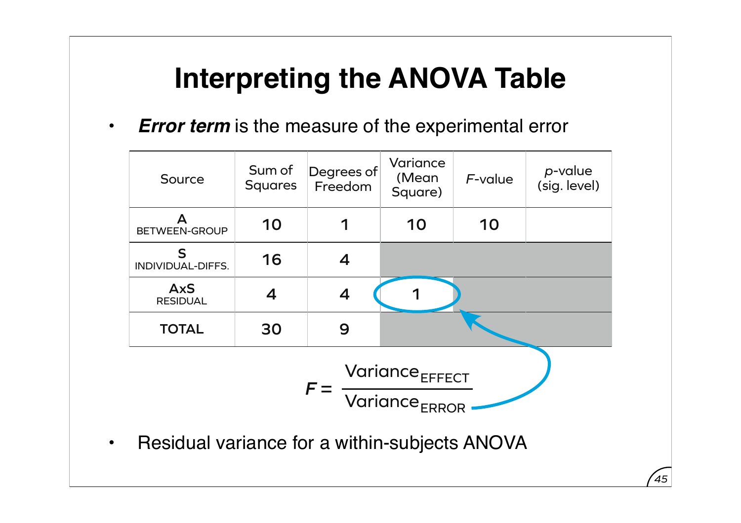# Interpreting the ANOVA Table

- ***Error term*** is the measure of the experimental error

| Source | Sum of Squares | Degrees of Freedom | Variance (Mean Square) | $F$-value | $p$-value (sig. level) |
|---|---|---|---|---|---|
| A BETWEEN-GROUP | 10 | 1 | 10 | 10 | |
| S INDIVIDUAL-DIFFS. | 16 | 4 | | | |
| AxS RESIDUAL | 4 | 4 | 1 | | |
| TOTAL | 30 | 9 | | | |

$$F = \frac{\text{Variance}_{\text{EFFECT}}}{\text{Variance}_{\text{ERROR}}}$$

- Residual variance for a within-subjects ANOVA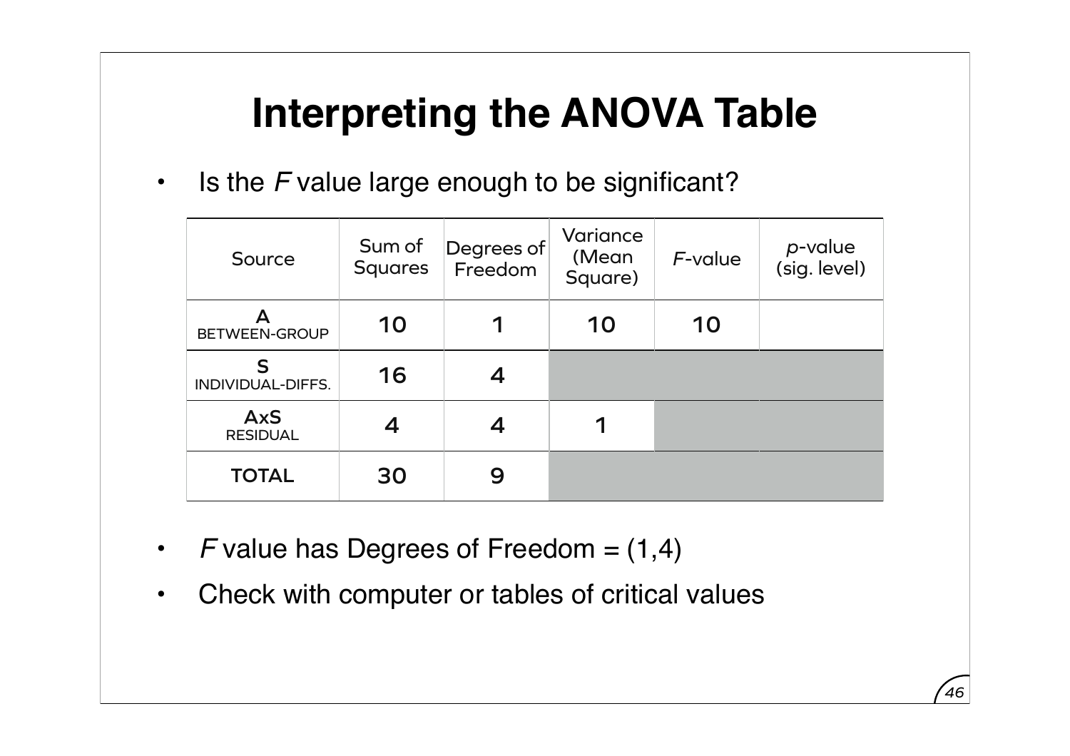# Interpreting the ANOVA Table

- Is the *F* value large enough to be significant?

| Source | Sum of Squares | Degrees of Freedom | Variance (Mean Square) | *F*-value | *p*-value (sig. level) |
|---|---|---|---|---|---|
| A BETWEEN-GROUP | 10 | 1 | 10 | 10 | |
| S INDIVIDUAL-DIFFS. | 16 | 4 | | | |
| AxS RESIDUAL | 4 | 4 | 1 | | |
| TOTAL | 30 | 9 | | | |

- *F* value has Degrees of Freedom = (1,4)
- Check with computer or tables of critical values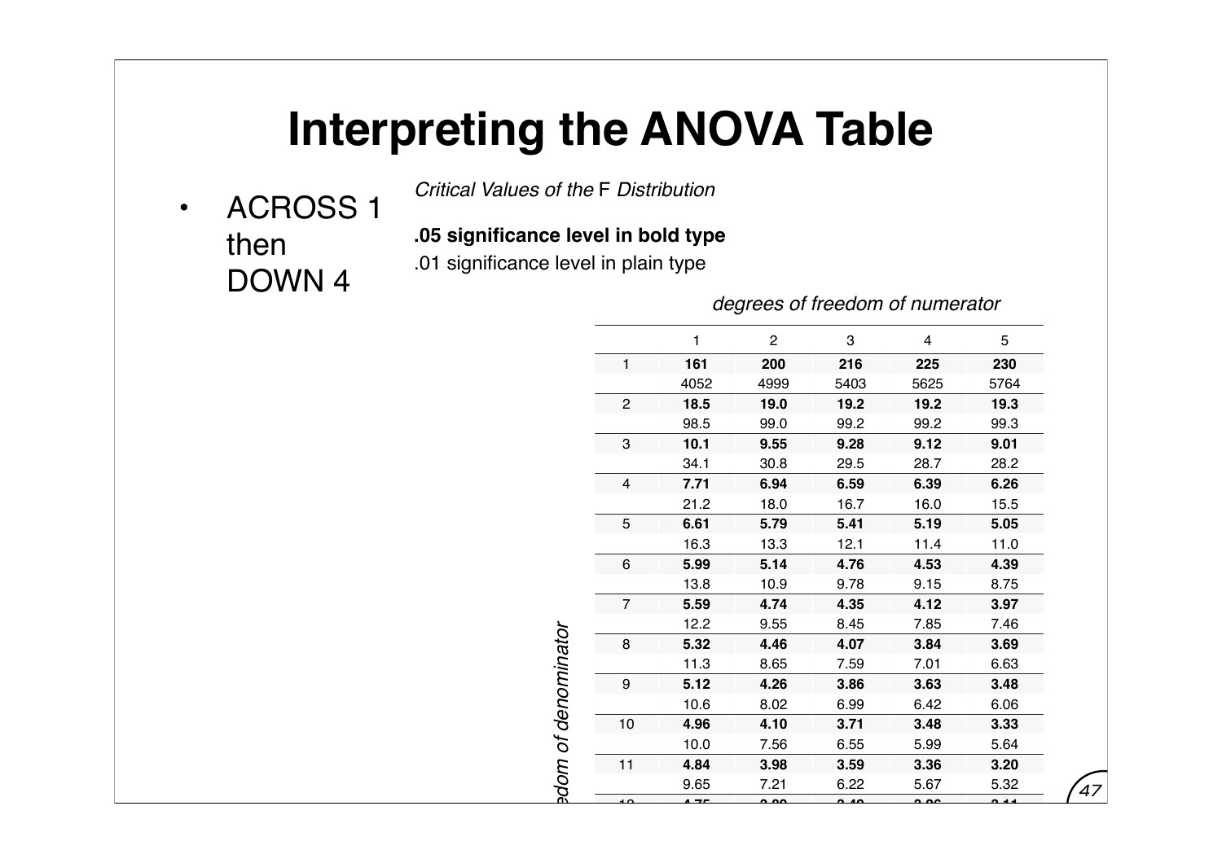# Interpreting the ANOVA Table

- ACROSS 1 then DOWN 4

*Critical Values of the* F *Distribution*

**.05 significance level in bold type**

.01 significance level in plain type

*degrees of freedom of numerator* (columns); *degrees of freedom of denominator* (rows)

| | 1 | 2 | 3 | 4 | 5 |
|---|---|---|---|---|---|
| 1 | **161** | **200** | **216** | **225** | **230** |
| | 4052 | 4999 | 5403 | 5625 | 5764 |
| 2 | **18.5** | **19.0** | **19.2** | **19.2** | **19.3** |
| | 98.5 | 99.0 | 99.2 | 99.2 | 99.3 |
| 3 | **10.1** | **9.55** | **9.28** | **9.12** | **9.01** |
| | 34.1 | 30.8 | 29.5 | 28.7 | 28.2 |
| 4 | **7.71** | **6.94** | **6.59** | **6.39** | **6.26** |
| | 21.2 | 18.0 | 16.7 | 16.0 | 15.5 |
| 5 | **6.61** | **5.79** | **5.41** | **5.19** | **5.05** |
| | 16.3 | 13.3 | 12.1 | 11.4 | 11.0 |
| 6 | **5.99** | **5.14** | **4.76** | **4.53** | **4.39** |
| | 13.8 | 10.9 | 9.78 | 9.15 | 8.75 |
| 7 | **5.59** | **4.74** | **4.35** | **4.12** | **3.97** |
| | 12.2 | 9.55 | 8.45 | 7.85 | 7.46 |
| 8 | **5.32** | **4.46** | **4.07** | **3.84** | **3.69** |
| | 11.3 | 8.65 | 7.59 | 7.01 | 6.63 |
| 9 | **5.12** | **4.26** | **3.86** | **3.63** | **3.48** |
| | 10.6 | 8.02 | 6.99 | 6.42 | 6.06 |
| 10 | **4.96** | **4.10** | **3.71** | **3.48** | **3.33** |
| | 10.0 | 7.56 | 6.55 | 5.99 | 5.64 |
| 11 | **4.84** | **3.98** | **3.59** | **3.36** | **3.20** |
| | 9.65 | 7.21 | 6.22 | 5.67 | 5.32 |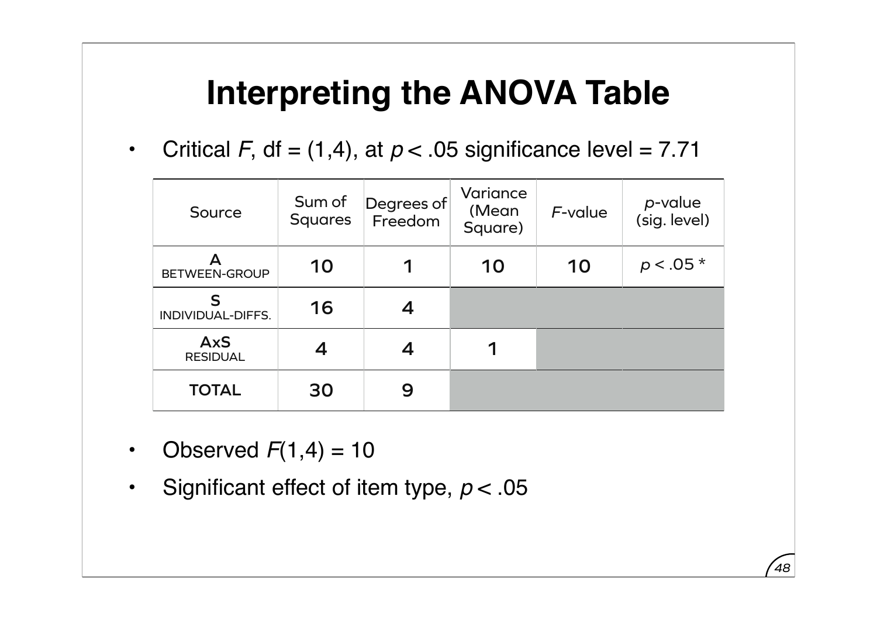# Interpreting the ANOVA Table

- Critical $F$, df = (1,4), at $p < .05$ significance level = 7.71

| Source | Sum of Squares | Degrees of Freedom | Variance (Mean Square) | $F$-value | $p$-value (sig. level) |
|---|---|---|---|---|---|
| A<br>BETWEEN-GROUP | 10 | 1 | 10 | 10 | $p < .05$ * |
| S<br>INDIVIDUAL-DIFFS. | 16 | 4 | | | |
| AxS<br>RESIDUAL | 4 | 4 | 1 | | |
| TOTAL | 30 | 9 | | | |

- Observed $F(1,4) = 10$
- Significant effect of item type, $p < .05$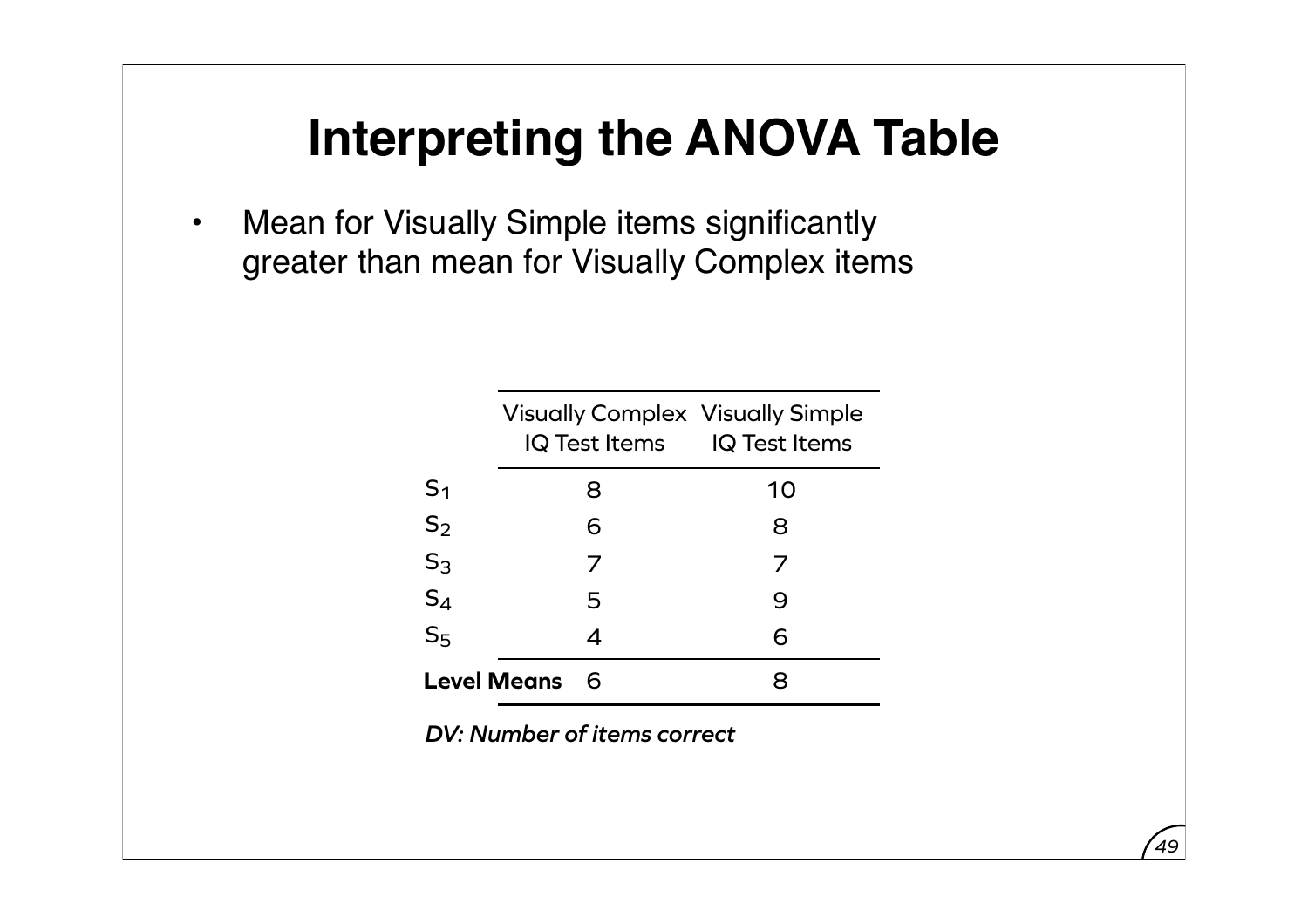# Interpreting the ANOVA Table

- Mean for Visually Simple items significantly greater than mean for Visually Complex items

| | Visually Complex IQ Test Items | Visually Simple IQ Test Items |
|---|---|---|
| $S_1$ | 8 | 10 |
| $S_2$ | 6 | 8 |
| $S_3$ | 7 | 7 |
| $S_4$ | 5 | 9 |
| $S_5$ | 4 | 6 |
| **Level Means** | 6 | 8 |

***DV: Number of items correct***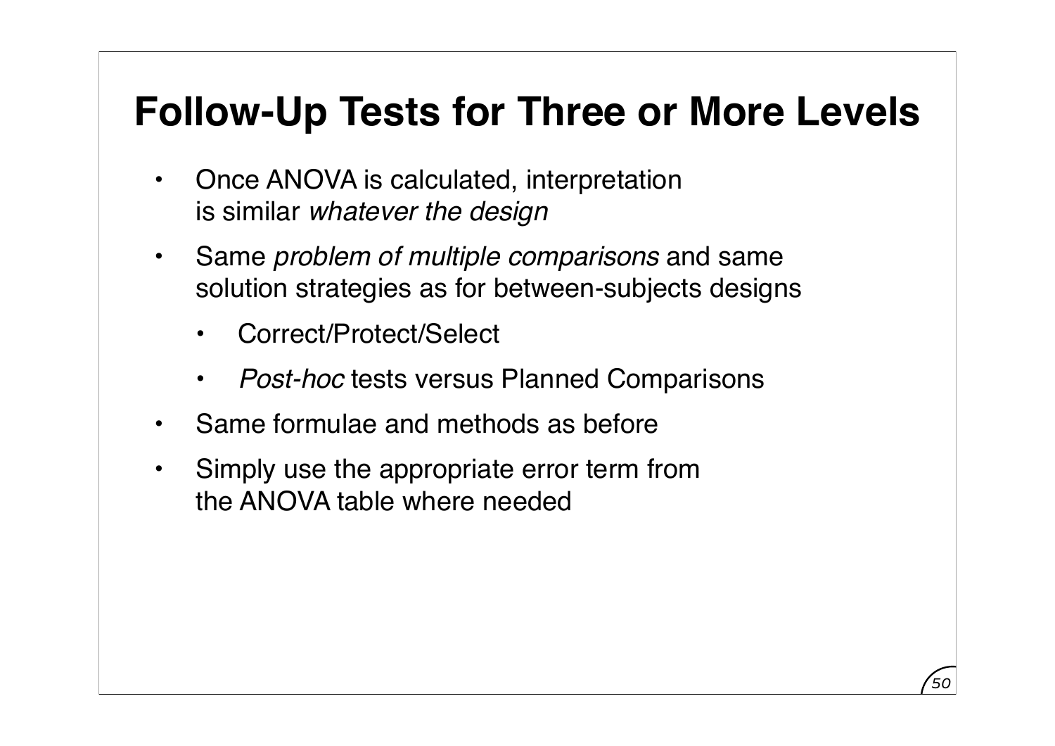# Follow-Up Tests for Three or More Levels

- Once ANOVA is calculated, interpretation is similar *whatever the design*
- Same *problem of multiple comparisons* and same solution strategies as for between-subjects designs
  - Correct/Protect/Select
  - *Post-hoc* tests versus Planned Comparisons
- Same formulae and methods as before
- Simply use the appropriate error term from the ANOVA table where needed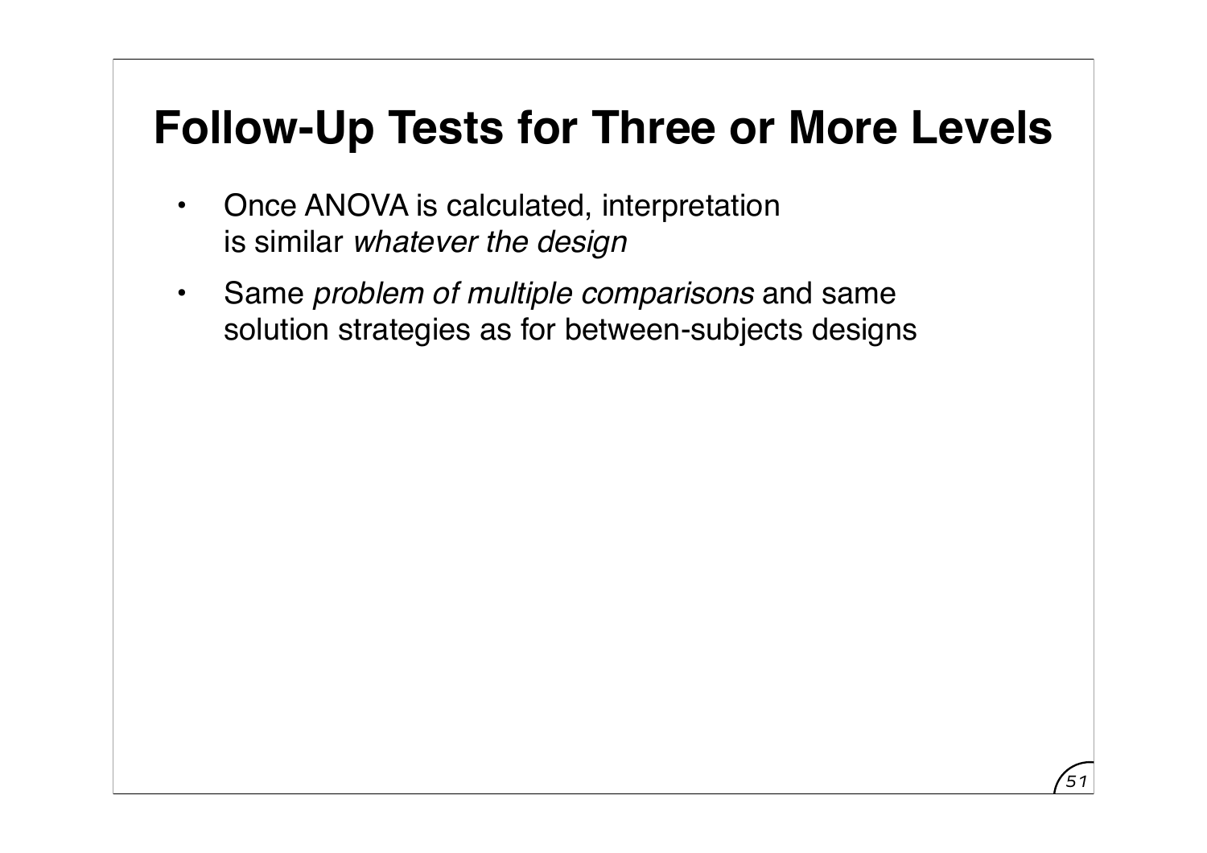# Follow-Up Tests for Three or More Levels

- Once ANOVA is calculated, interpretation is similar *whatever the design*
- Same *problem of multiple comparisons* and same solution strategies as for between-subjects designs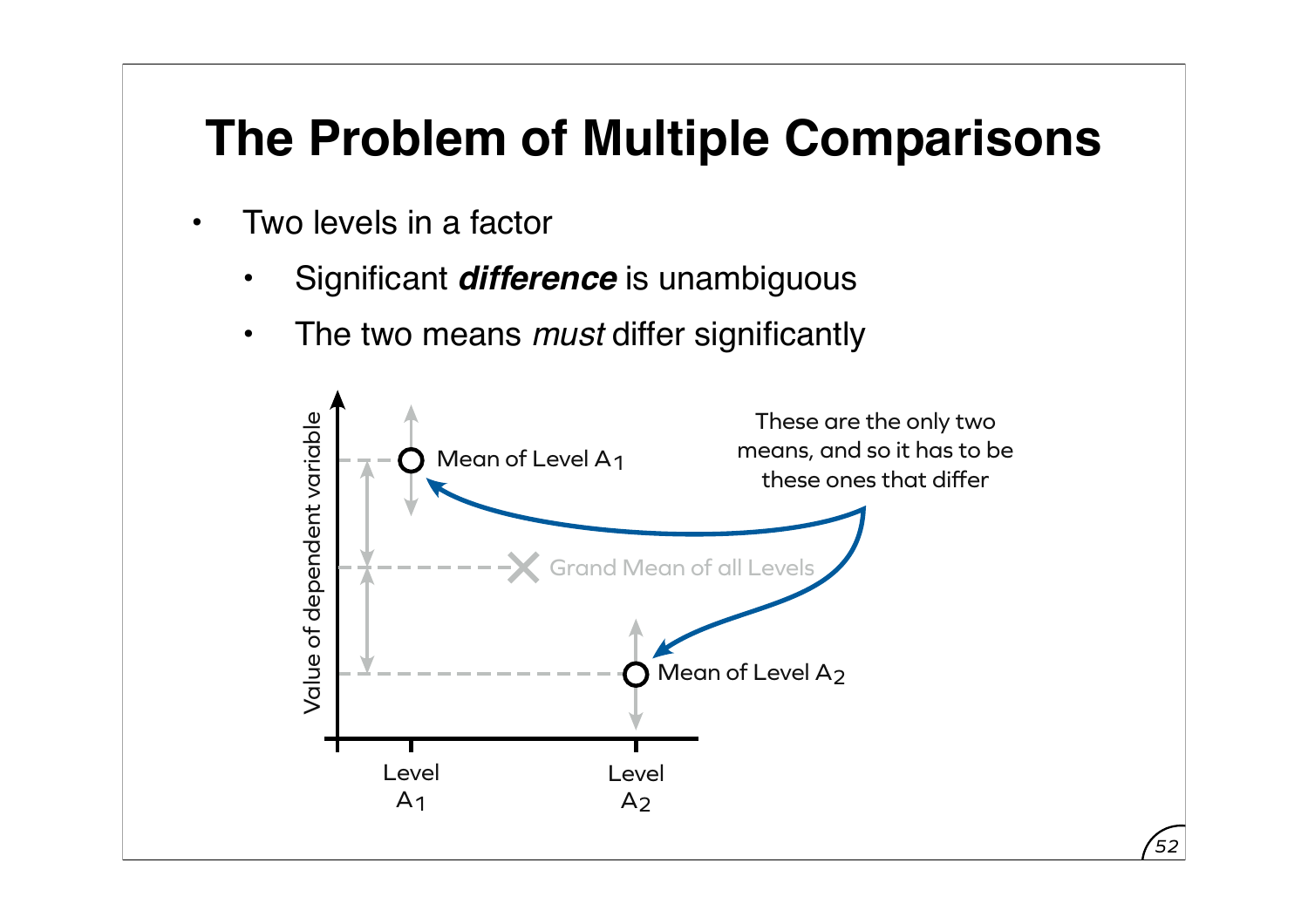# The Problem of Multiple Comparisons

- Two levels in a factor
  - Significant ***difference*** is unambiguous
  - The two means *must* differ significantly

Value of dependent variable

Mean of Level $A_1$

Grand Mean of all Levels

Mean of Level $A_2$

These are the only two means, and so it has to be these ones that differ

Level $A_1$

Level $A_2$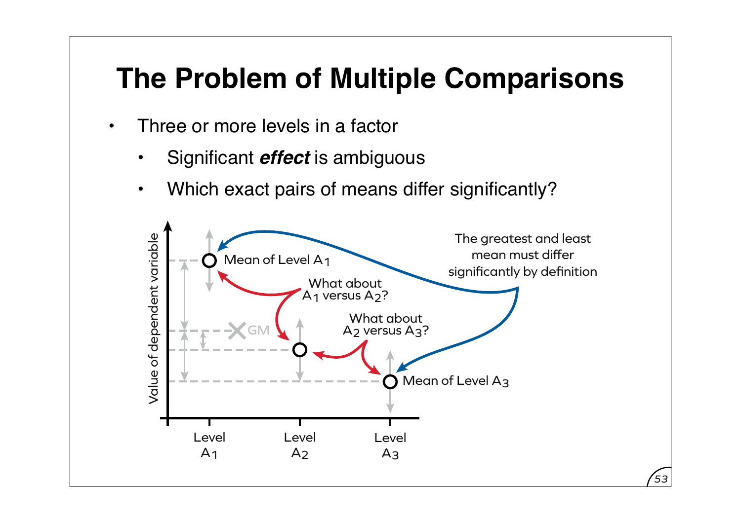# The Problem of Multiple Comparisons

- Three or more levels in a factor
  - Significant ***effect*** is ambiguous
  - Which exact pairs of means differ significantly?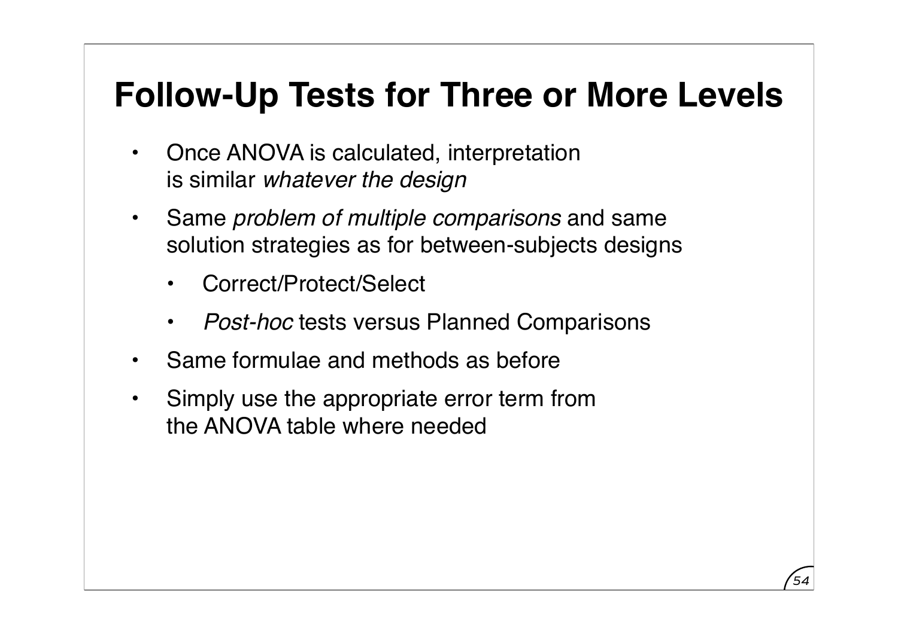# Follow-Up Tests for Three or More Levels

- Once ANOVA is calculated, interpretation is similar *whatever the design*
- Same *problem of multiple comparisons* and same solution strategies as for between-subjects designs
  - Correct/Protect/Select
  - *Post-hoc* tests versus Planned Comparisons
- Same formulae and methods as before
- Simply use the appropriate error term from the ANOVA table where needed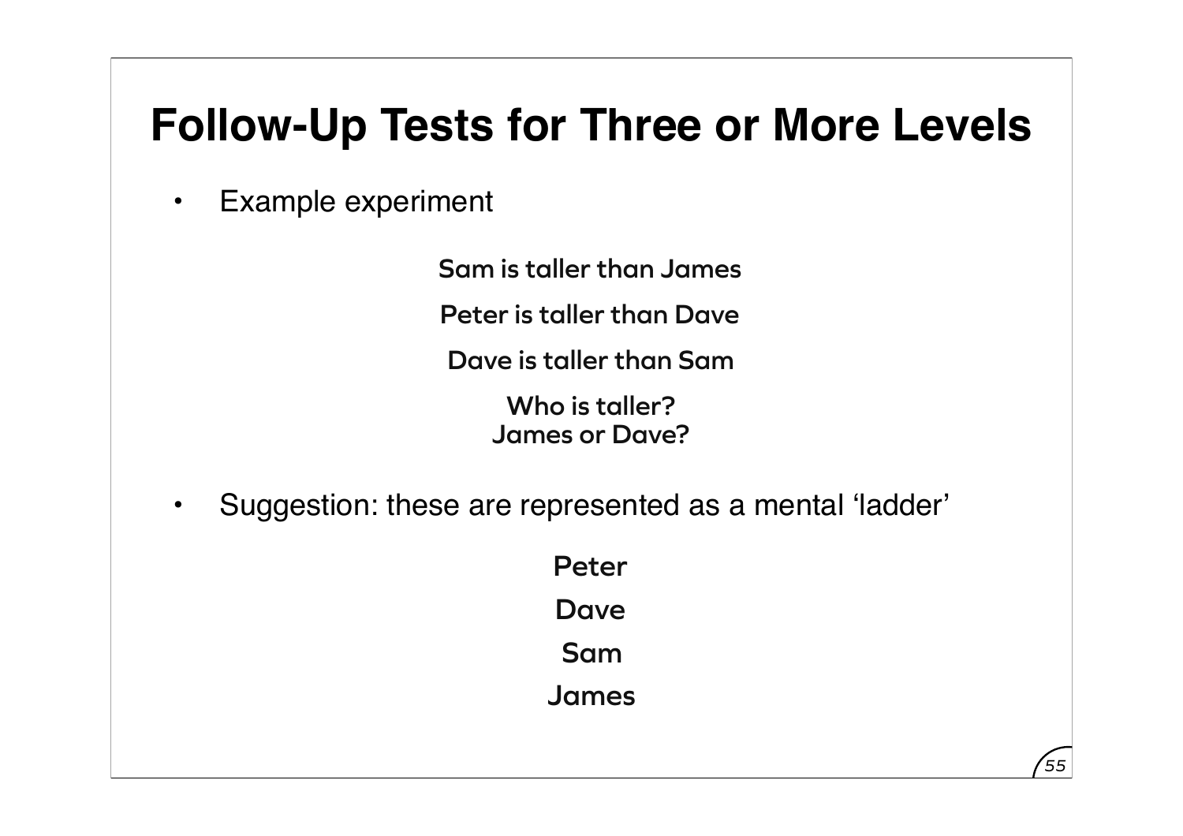# Follow-Up Tests for Three or More Levels

- Example experiment

Sam is taller than James

Peter is taller than Dave

Dave is taller than Sam

Who is taller?
James or Dave?

- Suggestion: these are represented as a mental 'ladder'

Peter

Dave

Sam

James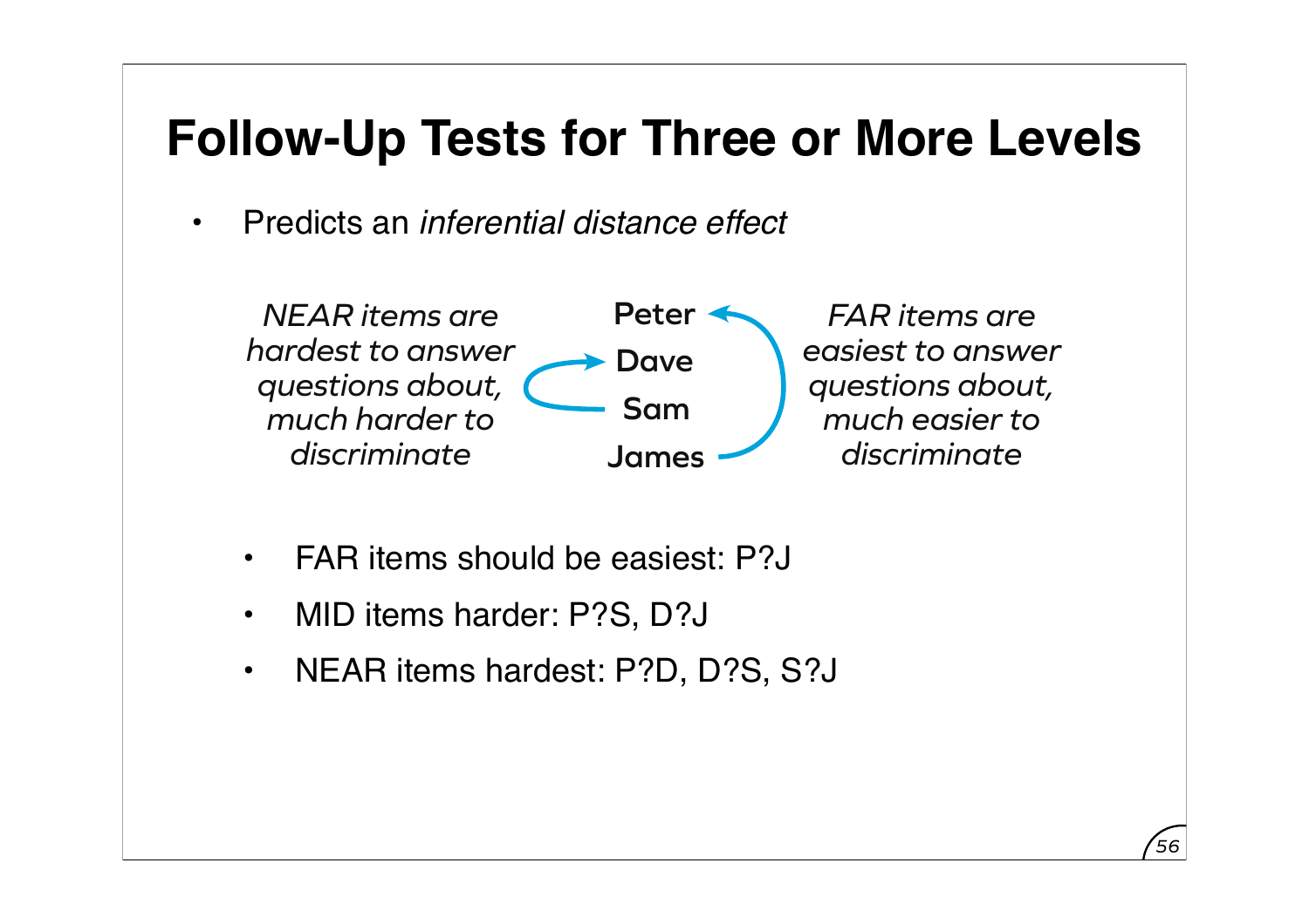# Follow-Up Tests for Three or More Levels

- Predicts an *inferential distance effect*

*NEAR items are hardest to answer questions about, much harder to discriminate*

**Peter**
**Dave**
**Sam**
**James**

*FAR items are easiest to answer questions about, much easier to discriminate*

- FAR items should be easiest: P?J
- MID items harder: P?S, D?J
- NEAR items hardest: P?D, D?S, S?J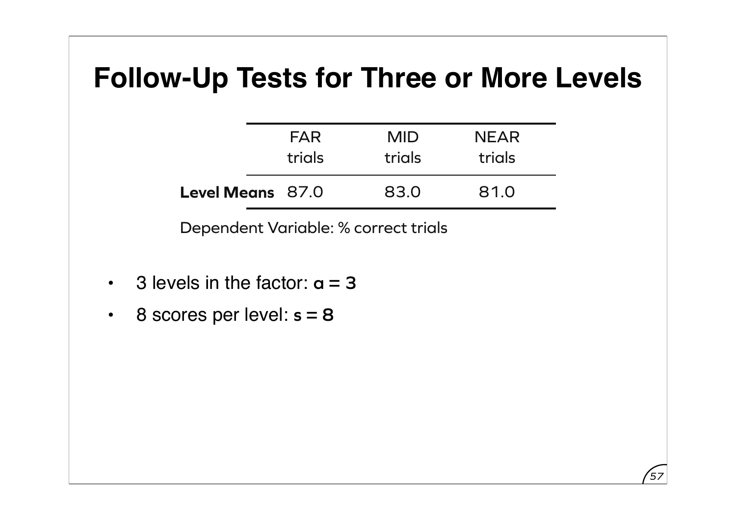# Follow-Up Tests for Three or More Levels

| | FAR trials | MID trials | NEAR trials |
|---|---|---|---|
| **Level Means** | 87.0 | 83.0 | 81.0 |

Dependent Variable: % correct trials

- 3 levels in the factor: $\mathbf{a = 3}$
- 8 scores per level: $\mathbf{s = 8}$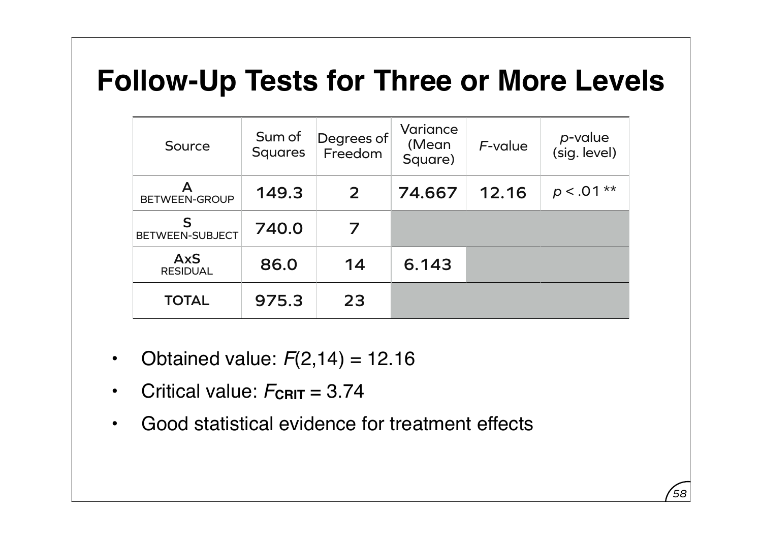# Follow-Up Tests for Three or More Levels

| Source | Sum of Squares | Degrees of Freedom | Variance (Mean Square) | *F*-value | *p*-value (sig. level) |
|---|---|---|---|---|---|
| **A** BETWEEN-GROUP | 149.3 | 2 | 74.667 | 12.16 | $p < .01$ ** |
| **S** BETWEEN-SUBJECT | 740.0 | 7 | | | |
| **AxS** RESIDUAL | 86.0 | 14 | 6.143 | | |
| **TOTAL** | 975.3 | 23 | | | |

- Obtained value: $F(2,14) = 12.16$
- Critical value: $F_{\text{CRIT}} = 3.74$
- Good statistical evidence for treatment effects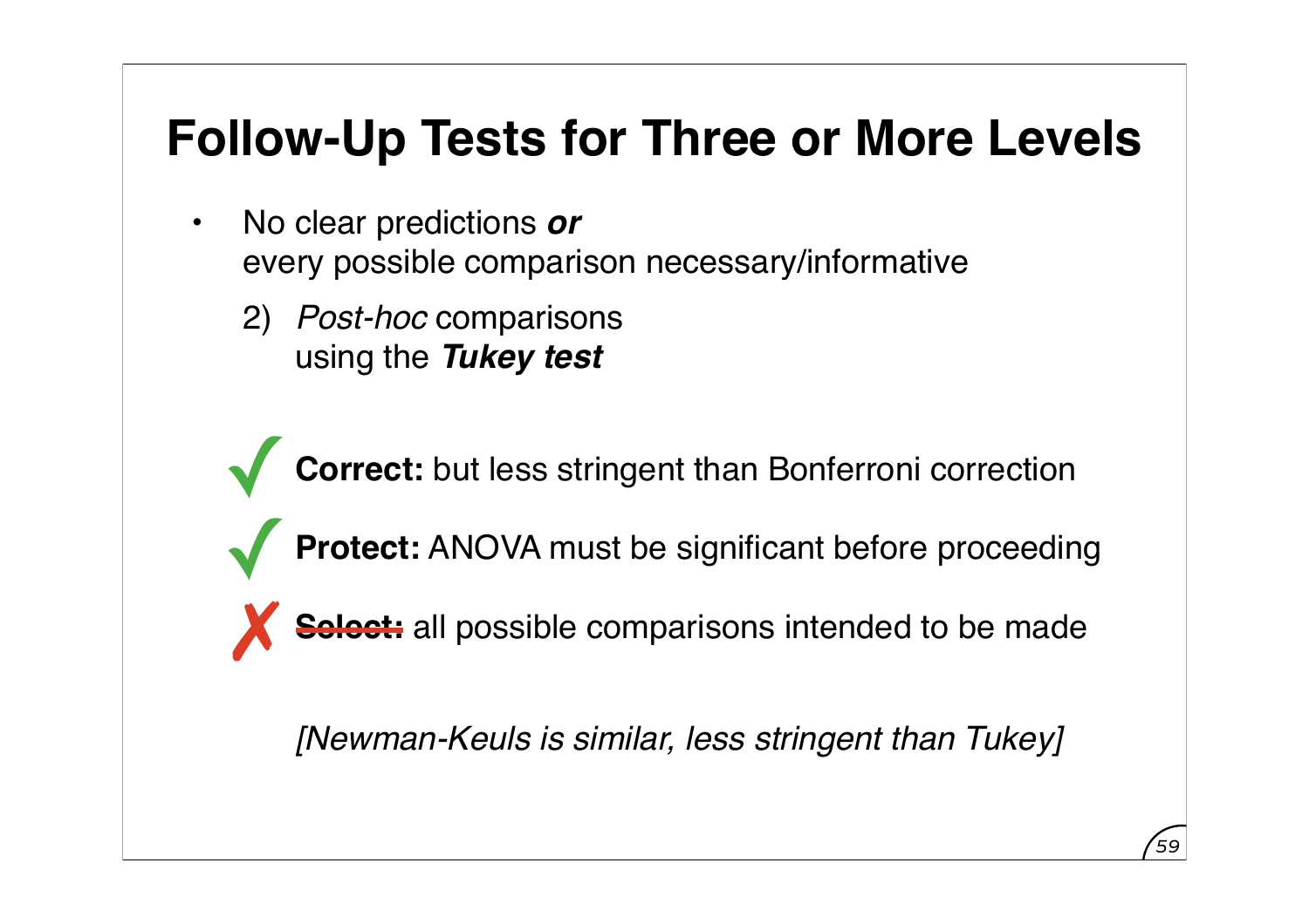# Follow-Up Tests for Three or More Levels

- No clear predictions ***or***
  every possible comparison necessary/informative

  2) *Post-hoc* comparisons
     using the ***Tukey test***

✓ **Correct:** but less stringent than Bonferroni correction

✓ **Protect:** ANOVA must be significant before proceeding

✗ ~~**Select:**~~ all possible comparisons intended to be made

*[Newman-Keuls is similar, less stringent than Tukey]*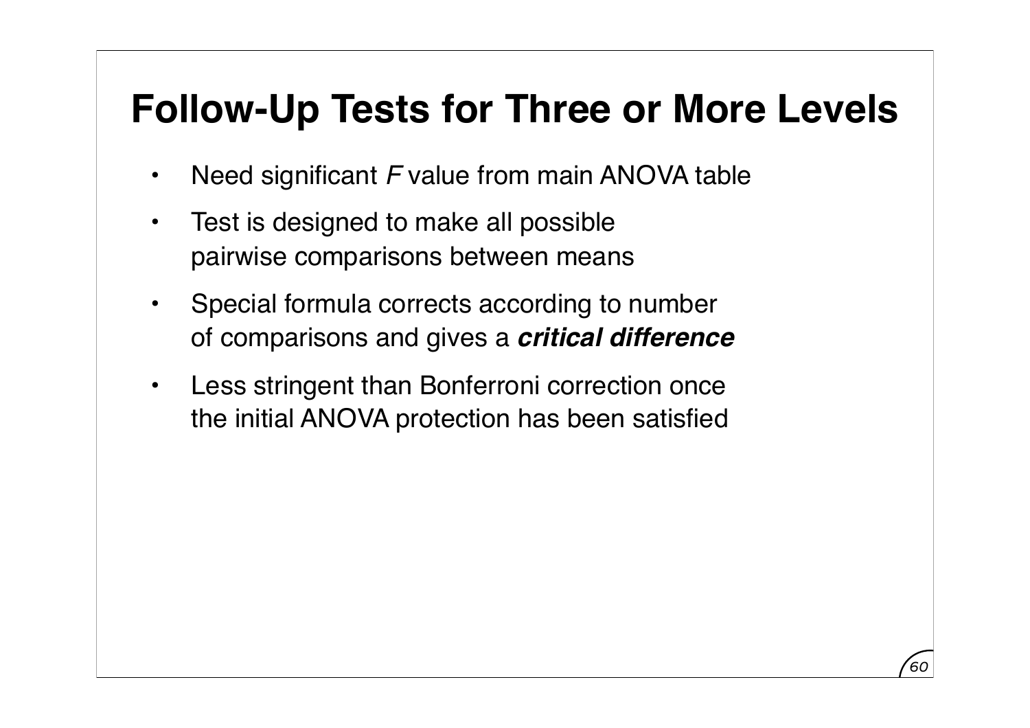# Follow-Up Tests for Three or More Levels

- Need significant *F* value from main ANOVA table
- Test is designed to make all possible pairwise comparisons between means
- Special formula corrects according to number of comparisons and gives a ***critical difference***
- Less stringent than Bonferroni correction once the initial ANOVA protection has been satisfied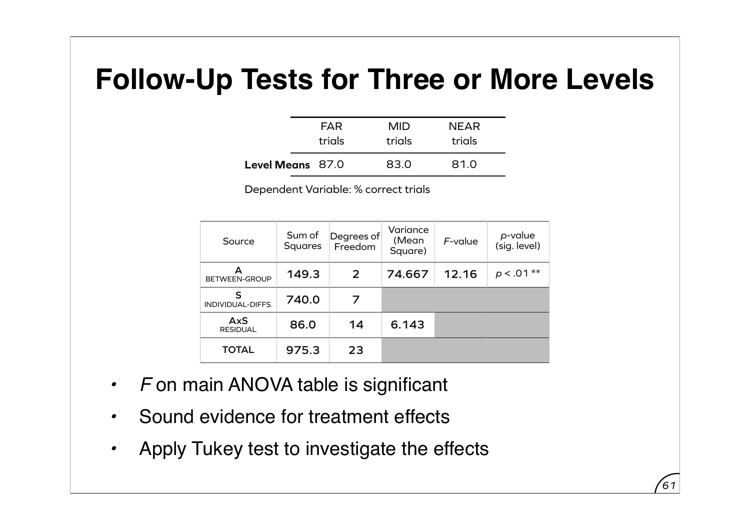# Follow-Up Tests for Three or More Levels

| | FAR trials | MID trials | NEAR trials |
|---|---|---|---|
| **Level Means** | 87.0 | 83.0 | 81.0 |

Dependent Variable: % correct trials

| Source | Sum of Squares | Degrees of Freedom | Variance (Mean Square) | *F*-value | *p*-value (sig. level) |
|---|---|---|---|---|---|
| A BETWEEN-GROUP | 149.3 | 2 | 74.667 | 12.16 | $p < .01$ ** |
| S INDIVIDUAL-DIFFS. | 740.0 | 7 | | | |
| AxS RESIDUAL | 86.0 | 14 | 6.143 | | |
| TOTAL | 975.3 | 23 | | | |

- *F* on main ANOVA table is significant
- Sound evidence for treatment effects
- Apply Tukey test to investigate the effects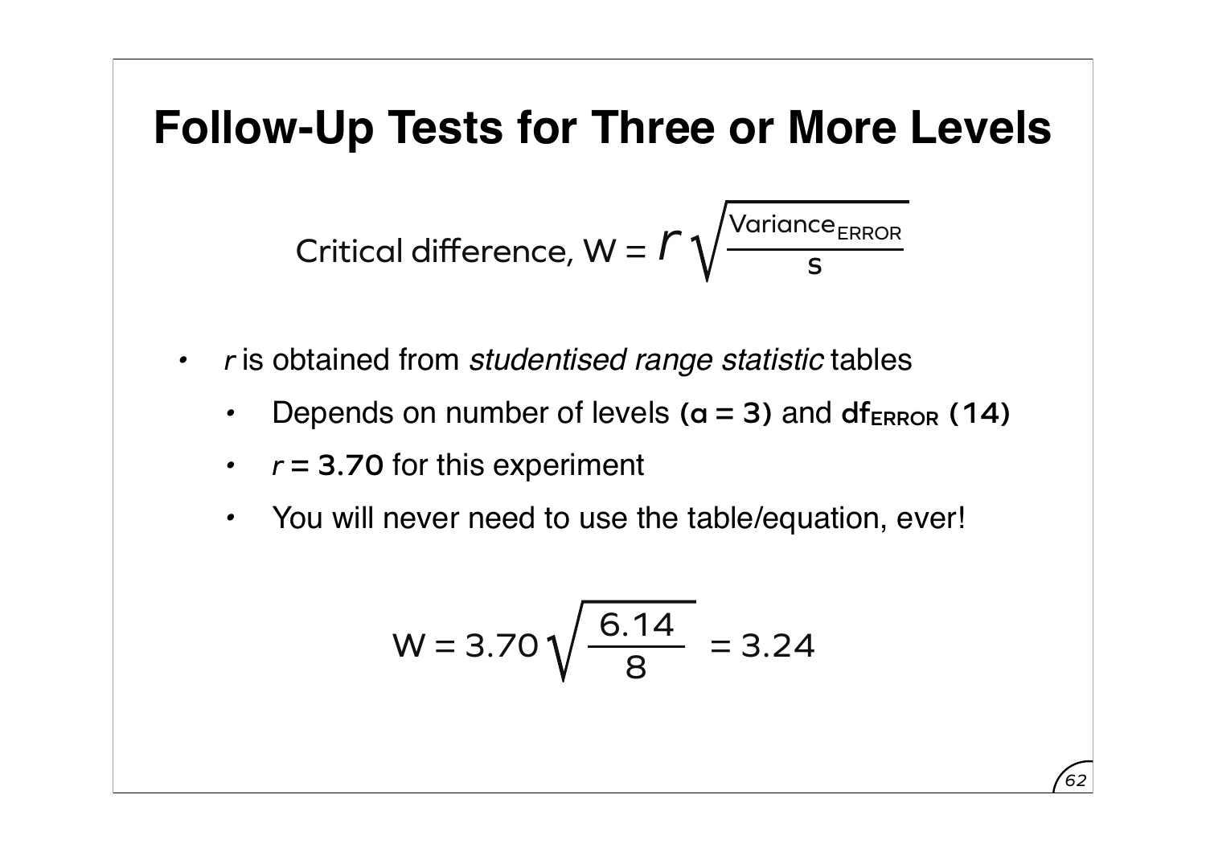# Follow-Up Tests for Three or More Levels

$$\text{Critical difference, } W = r\sqrt{\frac{\text{Variance}_{ERROR}}{s}}$$

- *r* is obtained from *studentised range statistic* tables
  - Depends on number of levels **($a = 3$)** and **$df_{ERROR}$ (14)**
  - *r* = **3.70** for this experiment
  - You will never need to use the table/equation, ever!

$$W = 3.70\sqrt{\frac{6.14}{8}} = 3.24$$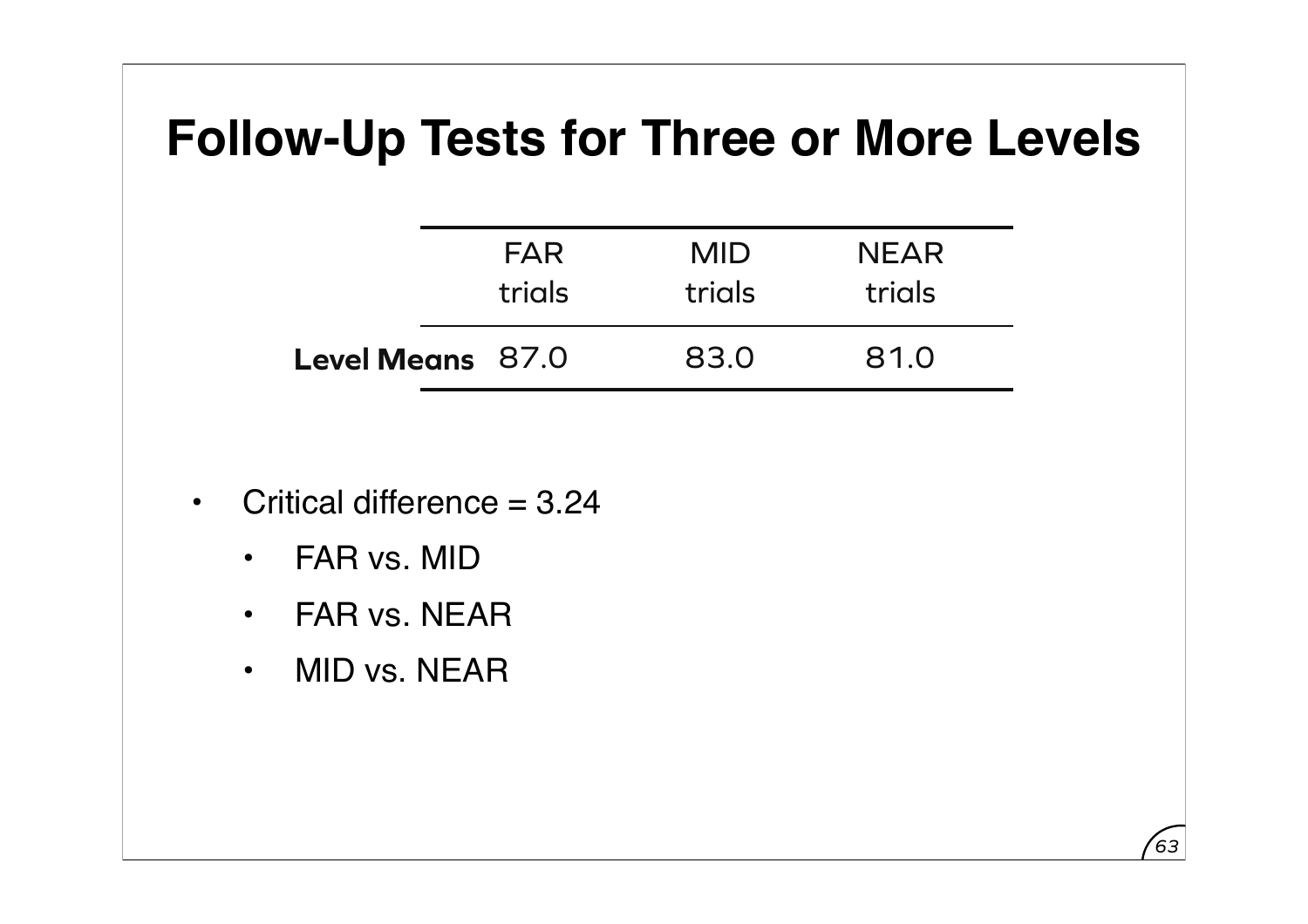# Follow-Up Tests for Three or More Levels

| | FAR trials | MID trials | NEAR trials |
|---|---|---|---|
| **Level Means** | 87.0 | 83.0 | 81.0 |

- Critical difference = 3.24
  - FAR vs. MID
  - FAR vs. NEAR
  - MID vs. NEAR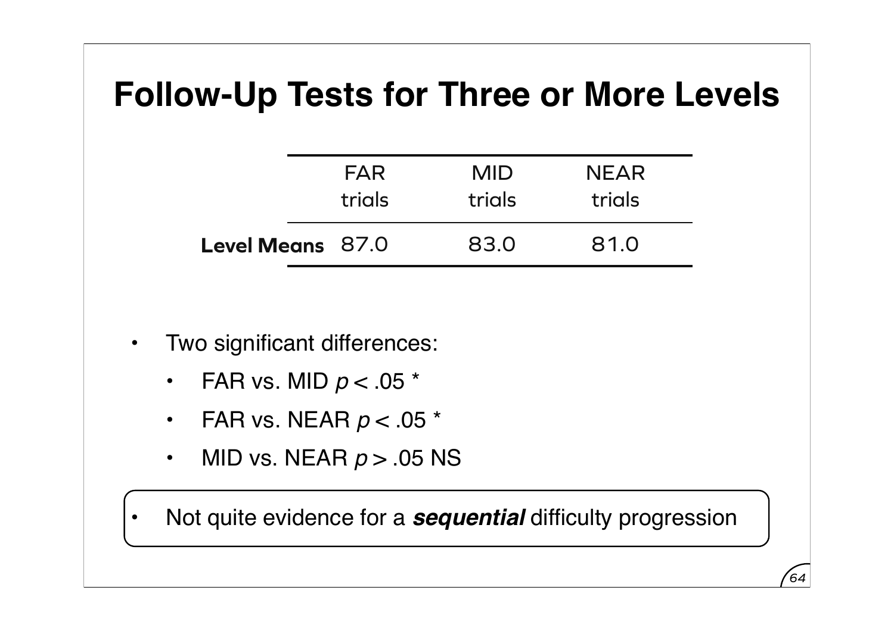# Follow-Up Tests for Three or More Levels

| | FAR trials | MID trials | NEAR trials |
|---|---|---|---|
| **Level Means** | 87.0 | 83.0 | 81.0 |

- Two significant differences:
  - FAR vs. MID $p < .05$ *
  - FAR vs. NEAR $p < .05$ *
  - MID vs. NEAR $p > .05$ NS

- Not quite evidence for a ***sequential*** difficulty progression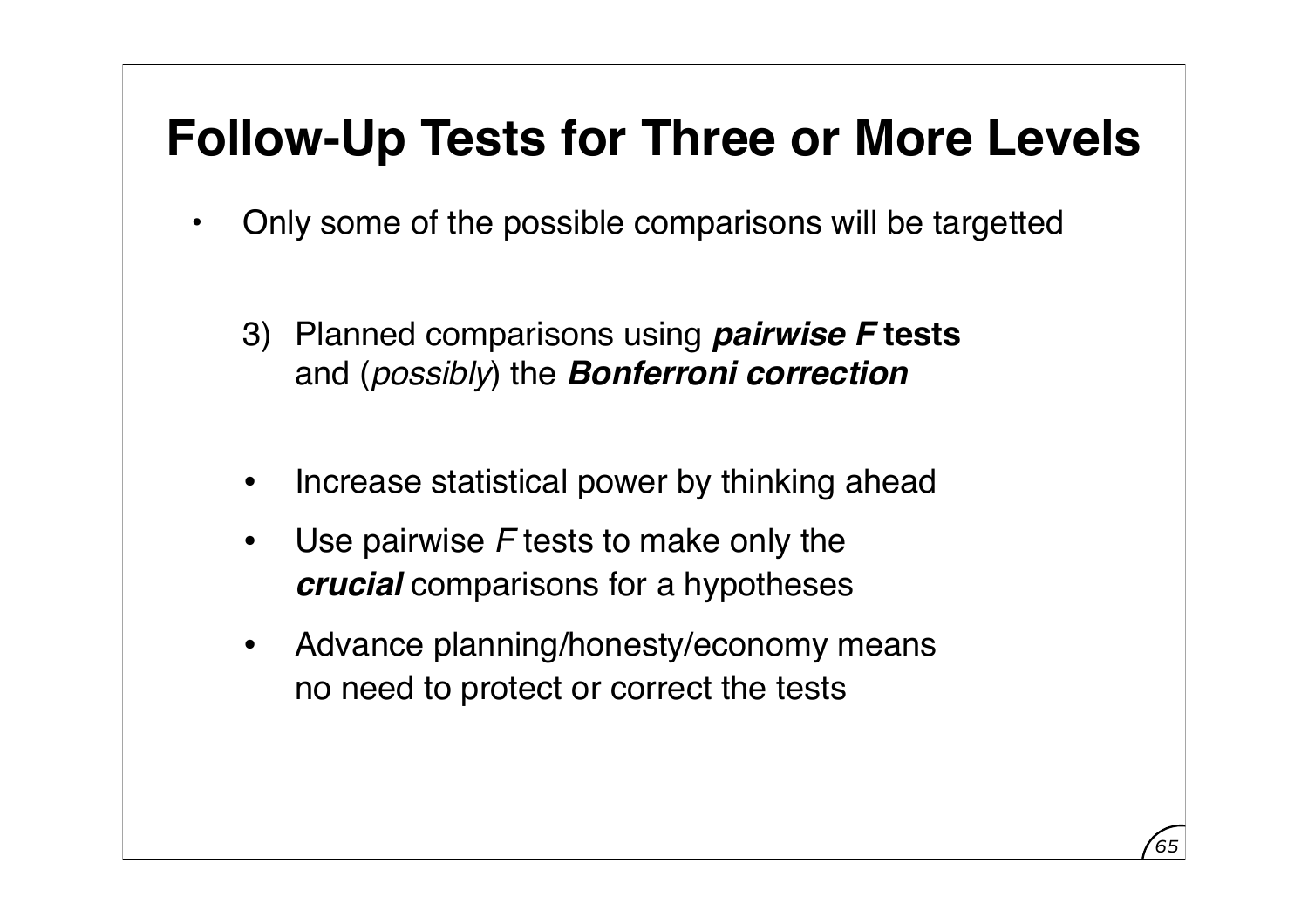# Follow-Up Tests for Three or More Levels

- Only some of the possible comparisons will be targetted

  3) Planned comparisons using ***pairwise F* tests** and (*possibly*) the ***Bonferroni correction***

  - Increase statistical power by thinking ahead
  - Use pairwise *F* tests to make only the ***crucial*** comparisons for a hypotheses
  - Advance planning/honesty/economy means no need to protect or correct the tests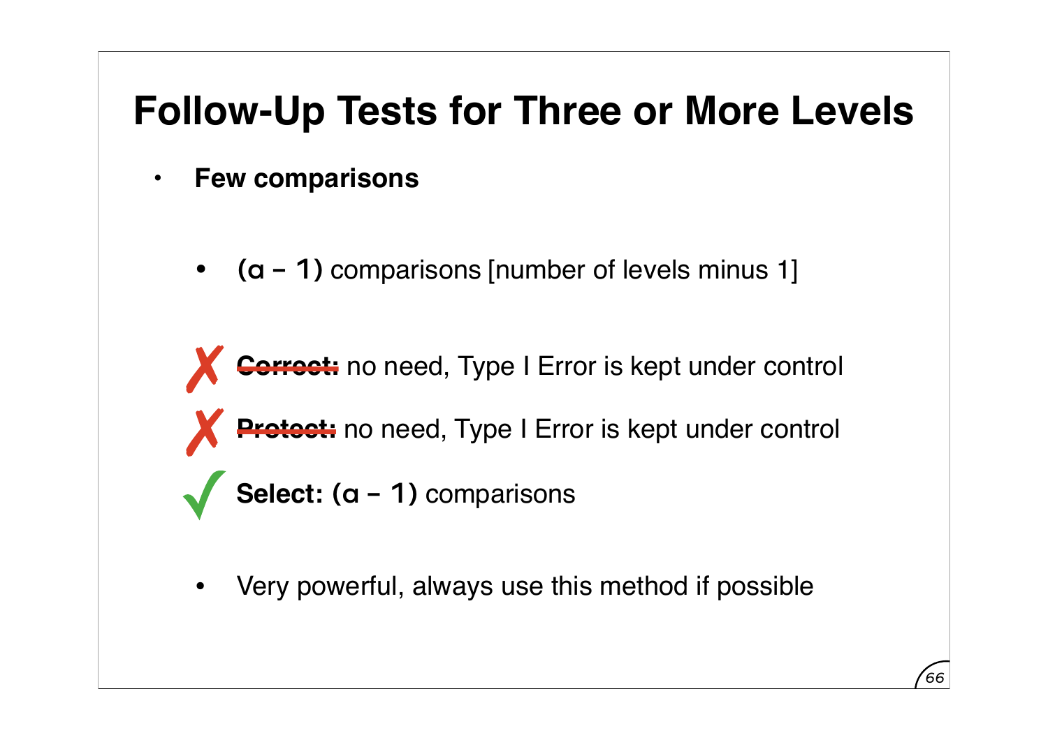# Follow-Up Tests for Three or More Levels

- **Few comparisons**

  - **(a – 1)** comparisons [number of levels minus 1]

✗ ~~**Correct:**~~ no need, Type I Error is kept under control

✗ ~~**Protect:**~~ no need, Type I Error is kept under control

✓ **Select: (a – 1)** comparisons

  - Very powerful, always use this method if possible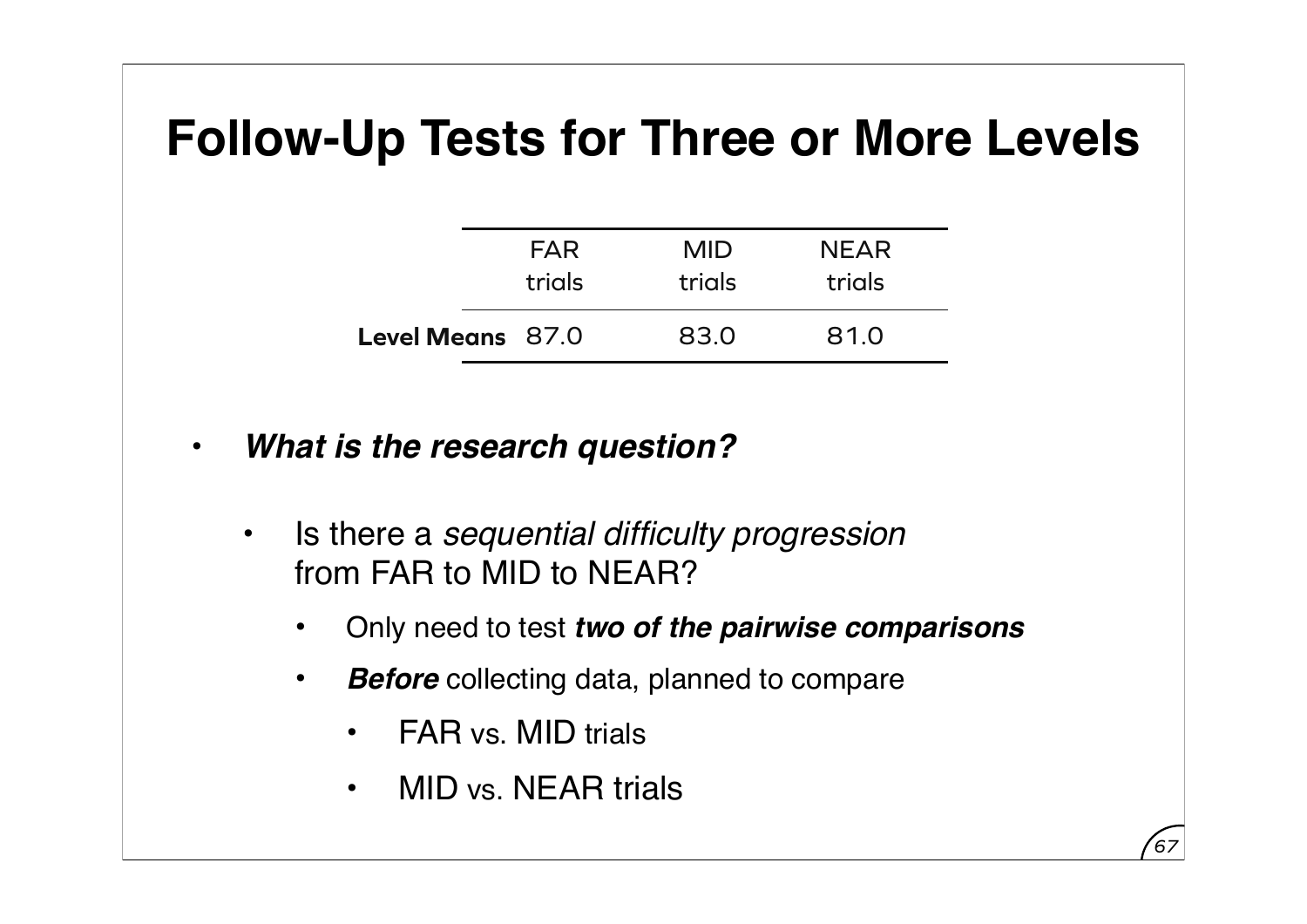# Follow-Up Tests for Three or More Levels

| | FAR trials | MID trials | NEAR trials |
|---|---|---|---|
| **Level Means** | 87.0 | 83.0 | 81.0 |

- ***What is the research question?***
  - Is there a *sequential difficulty progression* from FAR to MID to NEAR?
    - Only need to test ***two of the pairwise comparisons***
    - ***Before*** collecting data, planned to compare
      - FAR vs. MID trials
      - MID vs. NEAR trials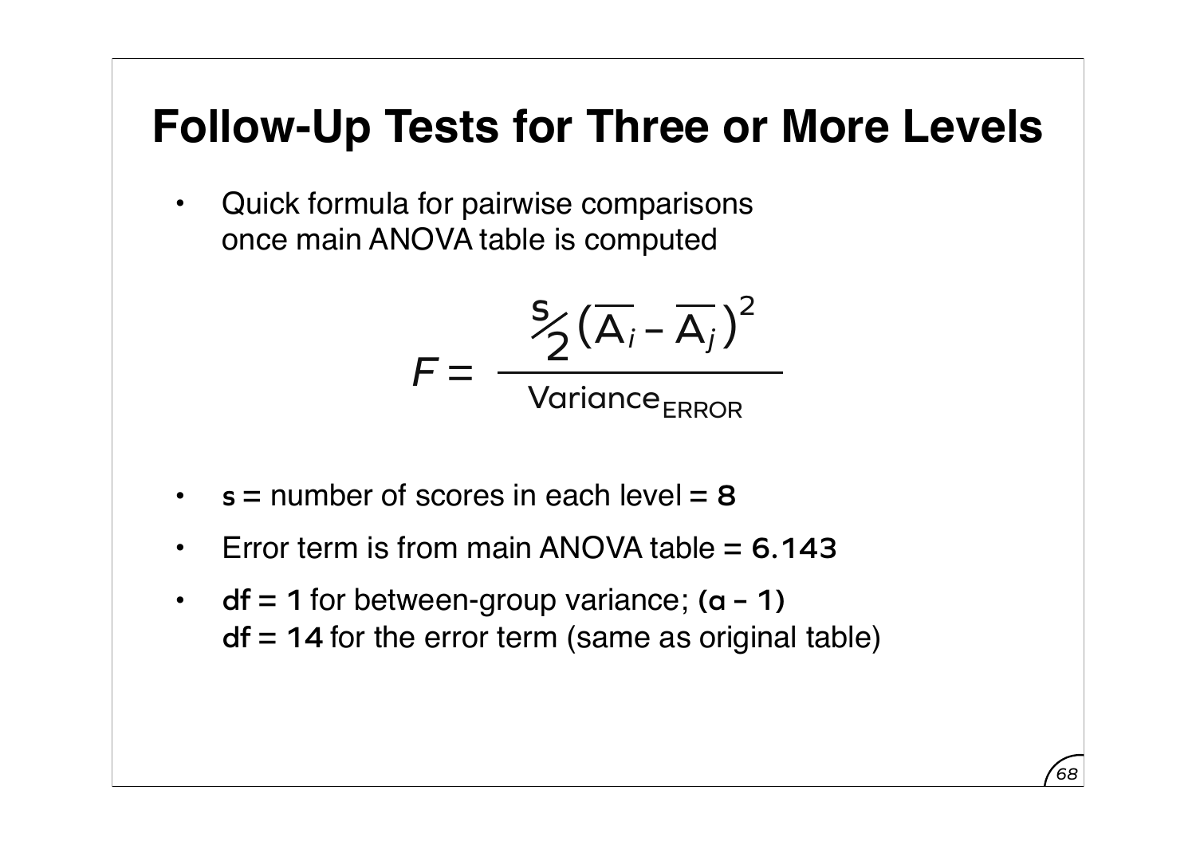# Follow-Up Tests for Three or More Levels

- Quick formula for pairwise comparisons once main ANOVA table is computed

$$F = \frac{\frac{s}{2}\left(\overline{A}_i - \overline{A}_j\right)^2}{\text{Variance}_{\text{ERROR}}}$$

- **s** = number of scores in each level = **8**
- Error term is from main ANOVA table = **6.143**
- **df = 1** for between-group variance; **(a – 1)**
  **df = 14** for the error term (same as original table)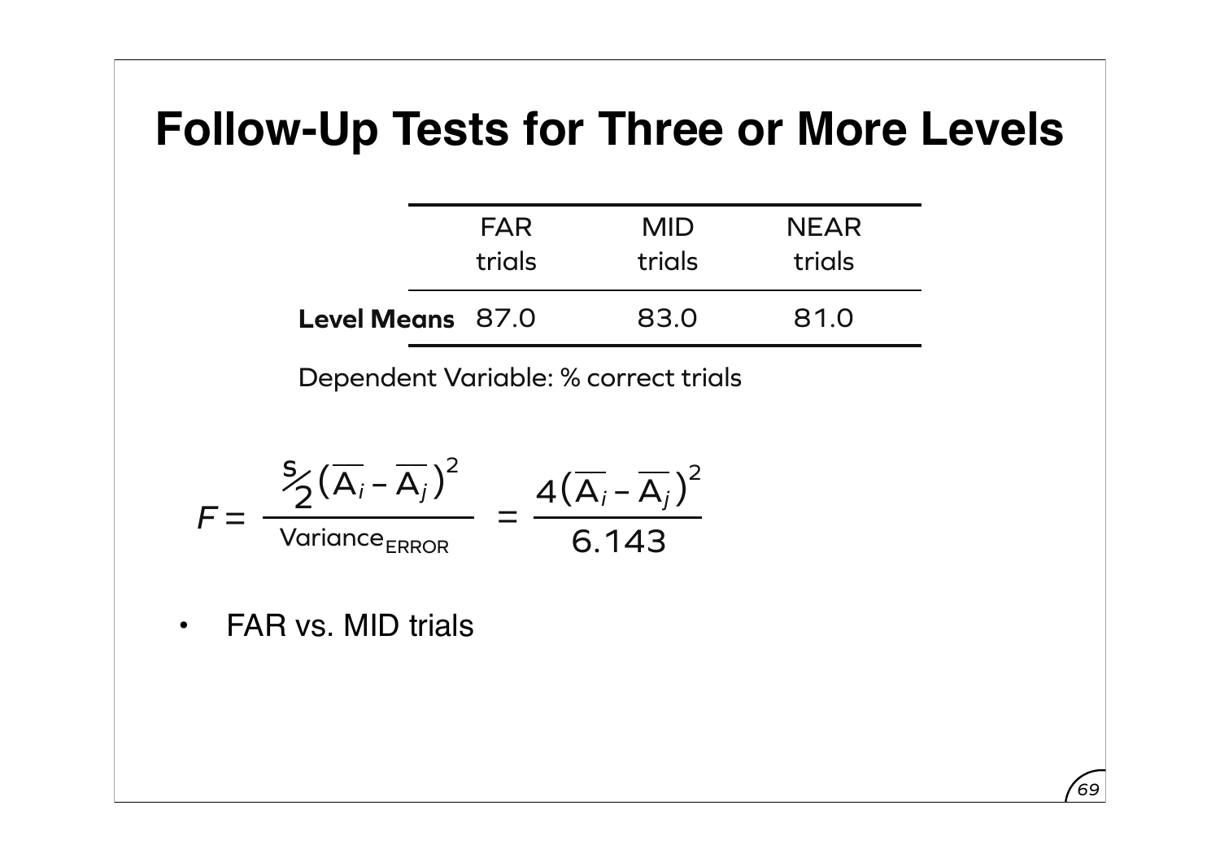# Follow-Up Tests for Three or More Levels

| | FAR trials | MID trials | NEAR trials |
|---|---|---|---|
| **Level Means** | 87.0 | 83.0 | 81.0 |

Dependent Variable: % correct trials

$$F = \frac{\frac{s}{2}\left(\overline{A}_i - \overline{A}_j\right)^2}{\text{Variance}_{\text{ERROR}}} = \frac{4\left(\overline{A}_i - \overline{A}_j\right)^2}{6.143}$$

- FAR vs. MID trials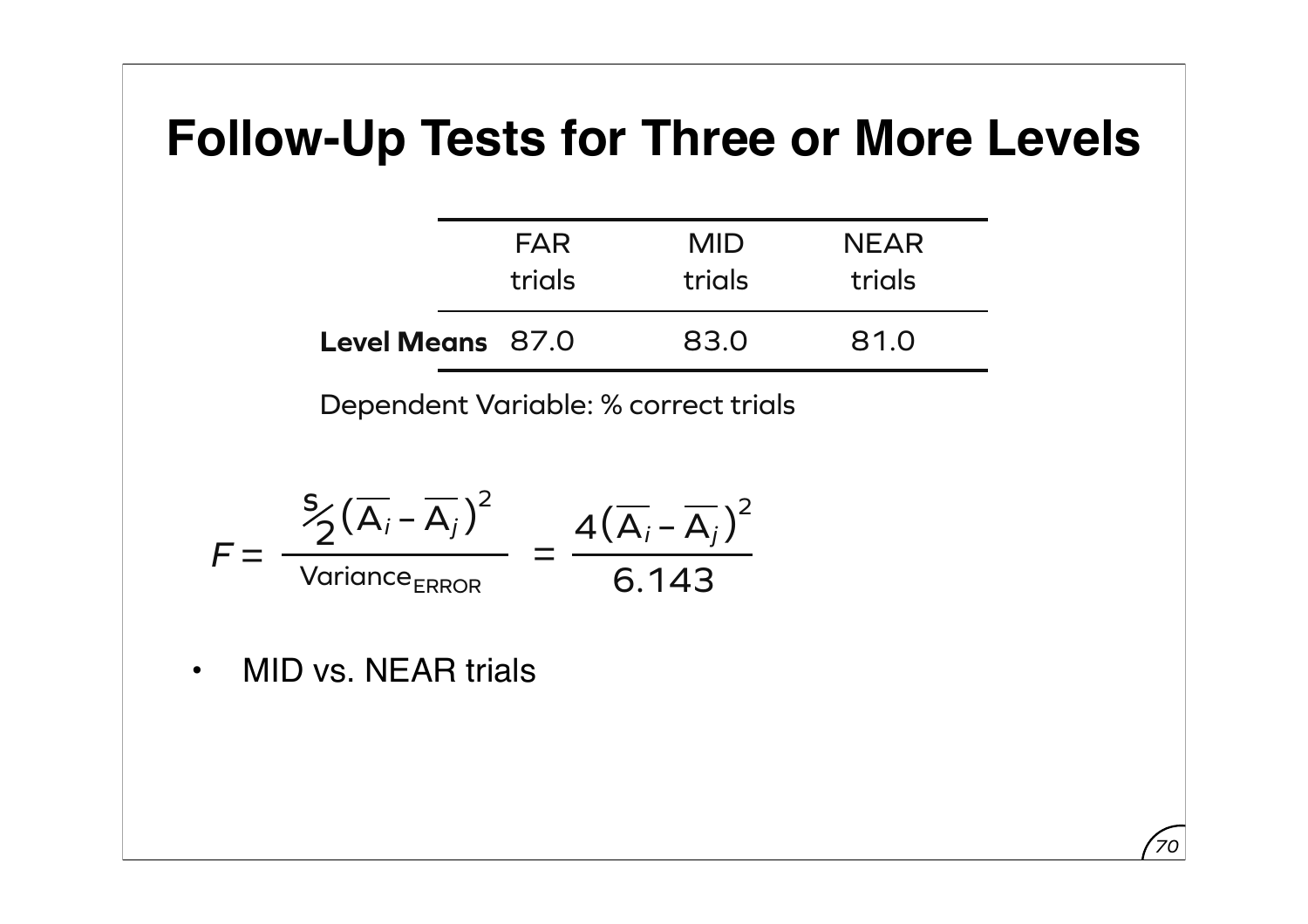# Follow-Up Tests for Three or More Levels

| | FAR trials | MID trials | NEAR trials |
|---|---|---|---|
| **Level Means** | 87.0 | 83.0 | 81.0 |

Dependent Variable: % correct trials

$$F = \frac{\frac{s}{2}\left(\overline{A}_i - \overline{A}_j\right)^2}{\text{Variance}_{\text{ERROR}}} = \frac{4\left(\overline{A}_i - \overline{A}_j\right)^2}{6.143}$$

- MID vs. NEAR trials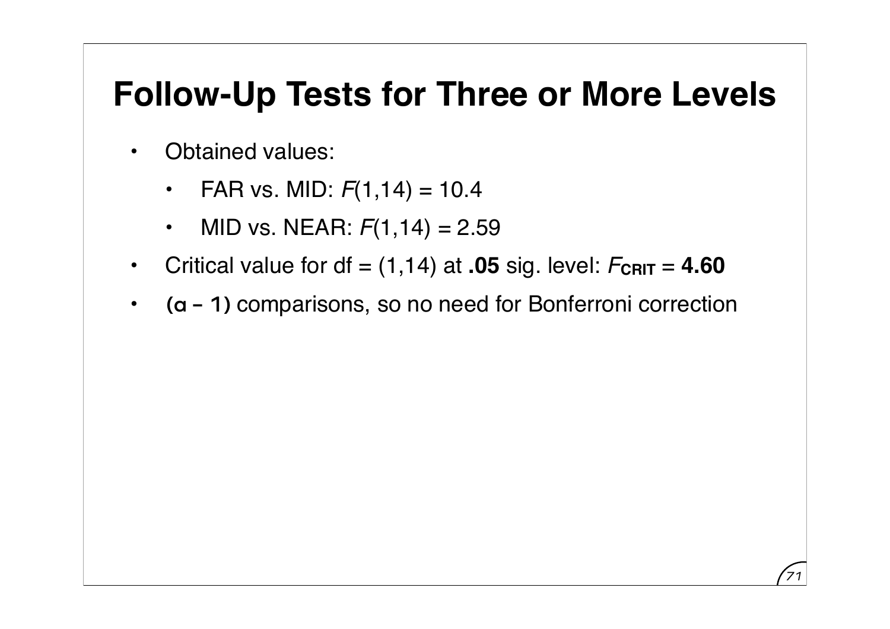# Follow-Up Tests for Three or More Levels

- Obtained values:
  - FAR vs. MID: $F(1,14) = 10.4$
  - MID vs. NEAR: $F(1,14) = 2.59$
- Critical value for df = (1,14) at **.05** sig. level: $F_{CRIT}$ = **4.60**
- **(a − 1)** comparisons, so no need for Bonferroni correction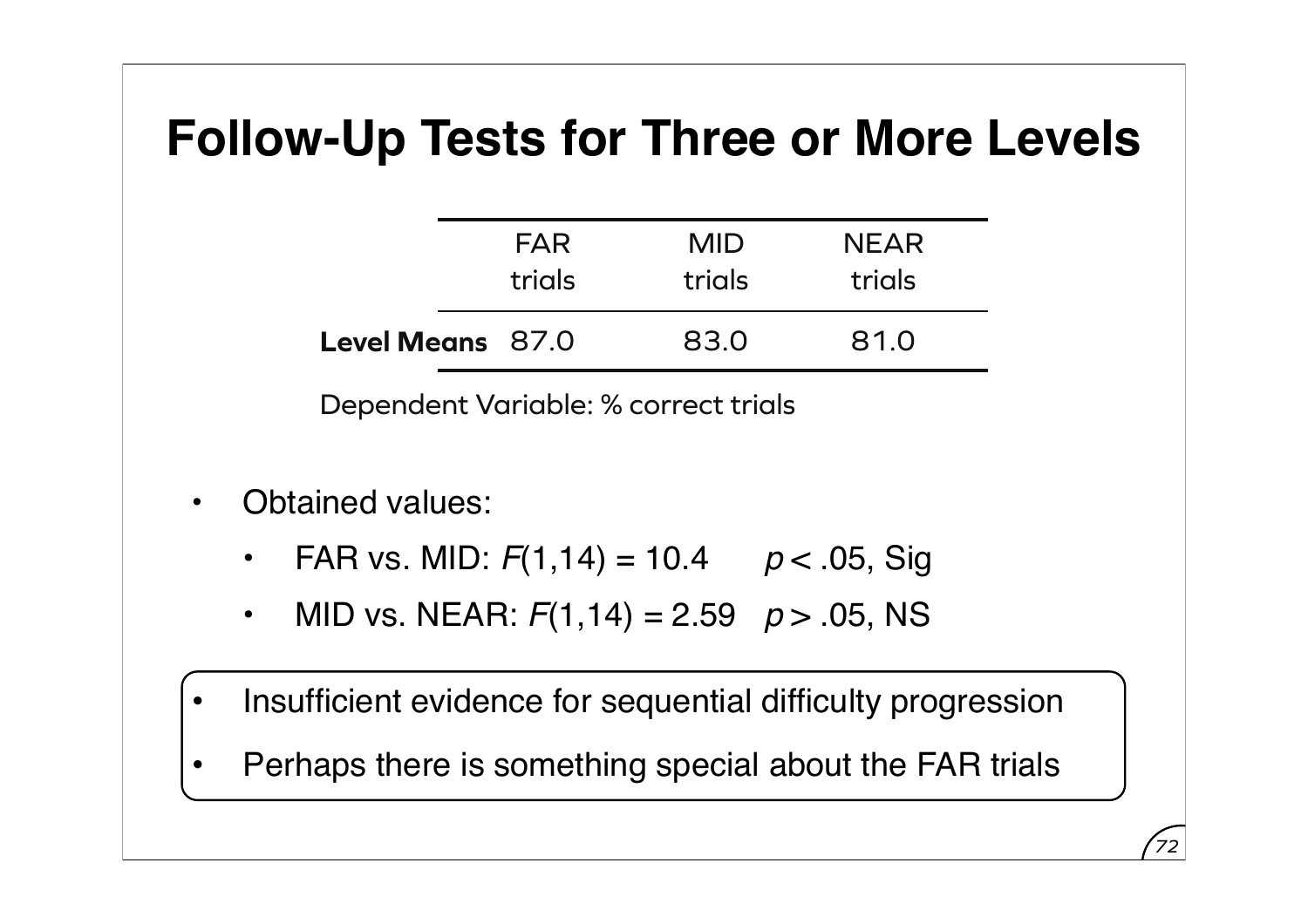# Follow-Up Tests for Three or More Levels

| | FAR trials | MID trials | NEAR trials |
|---|---|---|---|
| **Level Means** | 87.0 | 83.0 | 81.0 |

Dependent Variable: % correct trials

- Obtained values:
  - FAR vs. MID: $F(1,14) = 10.4$ $p < .05$, Sig
  - MID vs. NEAR: $F(1,14) = 2.59$ $p > .05$, NS

- Insufficient evidence for sequential difficulty progression
- Perhaps there is something special about the FAR trials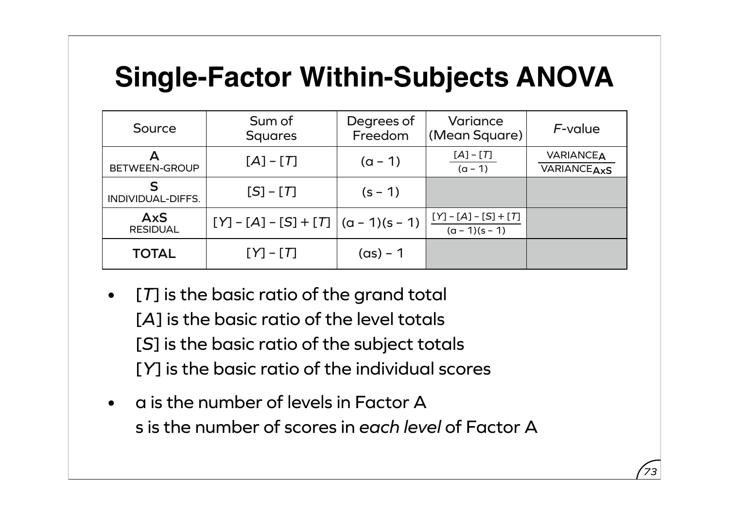# Single-Factor Within-Subjects ANOVA

| Source | Sum of Squares | Degrees of Freedom | Variance (Mean Square) | *F*-value |
|---|---|---|---|---|
| **A** BETWEEN-GROUP | $[A] - [T]$ | $(a - 1)$ | $\frac{[A] - [T]}{(a - 1)}$ | $\frac{\text{VARIANCE}_{\mathbf{A}}}{\text{VARIANCE}_{\mathbf{AxS}}}$ |
| **S** INDIVIDUAL-DIFFS. | $[S] - [T]$ | $(s - 1)$ | | |
| **AxS** RESIDUAL | $[Y] - [A] - [S] + [T]$ | $(a - 1)(s - 1)$ | $\frac{[Y] - [A] - [S] + [T]}{(a - 1)(s - 1)}$ | |
| **TOTAL** | $[Y] - [T]$ | $(as) - 1$ | | |

- $[T]$ is the basic ratio of the grand total
  $[A]$ is the basic ratio of the level totals
  $[S]$ is the basic ratio of the subject totals
  $[Y]$ is the basic ratio of the individual scores
- a is the number of levels in Factor A
  s is the number of scores in *each level* of Factor A